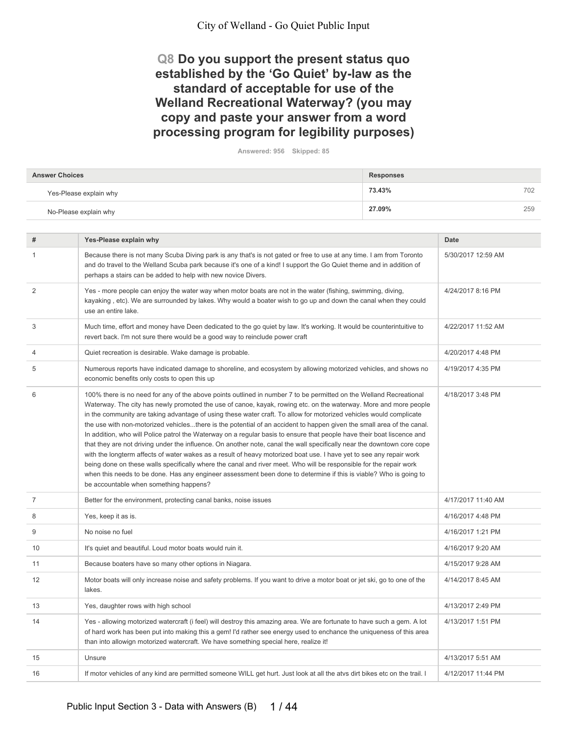City of Welland - Go Quiet Public Input

## Q8 Do you support the present status quo established by the 'Go Quiet' by-law as the standard of acceptable for use of the Welland Recreational Waterway? (you may copy and paste your answer from a word processing program for legibility purposes)

Answered: 956 Skipped: 85

| Answer Choices | Responses | |
|---|---|---|
| Yes-Please explain why | 73.43% | 702 |
| No-Please explain why | 27.09% | 259 |

| # | Yes-Please explain why | Date |
|---|---|---|
| 1 | Because there is not many Scuba Diving park is any that's is not gated or free to use at any time. I am from Toronto and do travel to the Welland Scuba park because it's one of a kind! I support the Go Quiet theme and in addition of perhaps a stairs can be added to help with new novice Divers. | 5/30/2017 12:59 AM |
| 2 | Yes - more people can enjoy the water way when motor boats are not in the water (fishing, swimming, diving, kayaking , etc). We are surrounded by lakes. Why would a boater wish to go up and down the canal when they could use an entire lake. | 4/24/2017 8:16 PM |
| 3 | Much time, effort and money have Deen dedicated to the go quiet by law. It's working. It would be counterintuitive to revert back. I'm not sure there would be a good way to reinclude power craft | 4/22/2017 11:52 AM |
| 4 | Quiet recreation is desirable. Wake damage is probable. | 4/20/2017 4:48 PM |
| 5 | Numerous reports have indicated damage to shoreline, and ecosystem by allowing motorized vehicles, and shows no economic benefits only costs to open this up | 4/19/2017 4:35 PM |
| 6 | 100% there is no need for any of the above points outlined in number 7 to be permitted on the Welland Recreational Waterway. The city has newly promoted the use of canoe, kayak, rowing etc. on the waterway. More and more people in the community are taking advantage of using these water craft. To allow for motorized vehicles would complicate the use with non-motorized vehicles...there is the potential of an accident to happen given the small area of the canal. In addition, who will Police patrol the Waterway on a regular basis to ensure that people have their boat liscence and that they are not driving under the influence. On another note, canal the wall specifically near the downtown core cope with the longterm affects of water wakes as a result of heavy motorized boat use. I have yet to see any repair work being done on these walls specifically where the canal and river meet. Who will be responsible for the repair work when this needs to be done. Has any engineer assessment been done to determine if this is viable? Who is going to be accountable when something happens? | 4/18/2017 3:48 PM |
| 7 | Better for the environment, protecting canal banks, noise issues | 4/17/2017 11:40 AM |
| 8 | Yes, keep it as is. | 4/16/2017 4:48 PM |
| 9 | No noise no fuel | 4/16/2017 1:21 PM |
| 10 | It's quiet and beautiful. Loud motor boats would ruin it. | 4/16/2017 9:20 AM |
| 11 | Because boaters have so many other options in Niagara. | 4/15/2017 9:28 AM |
| 12 | Motor boats will only increase noise and safety problems. If you want to drive a motor boat or jet ski, go to one of the lakes. | 4/14/2017 8:45 AM |
| 13 | Yes, daughter rows with high school | 4/13/2017 2:49 PM |
| 14 | Yes - allowing motorized watercraft (i feel) will destroy this amazing area. We are fortunate to have such a gem. A lot of hard work has been put into making this a gem! I'd rather see energy used to enchance the uniqueness of this area than into allowign motorized watercraft. We have something special here, realize it! | 4/13/2017 1:51 PM |
| 15 | Unsure | 4/13/2017 5:51 AM |
| 16 | If motor vehicles of any kind are permitted someone WILL get hurt. Just look at all the atvs dirt bikes etc on the trail. I | 4/12/2017 11:44 PM |

Public Input Section 3 - Data with Answers (B)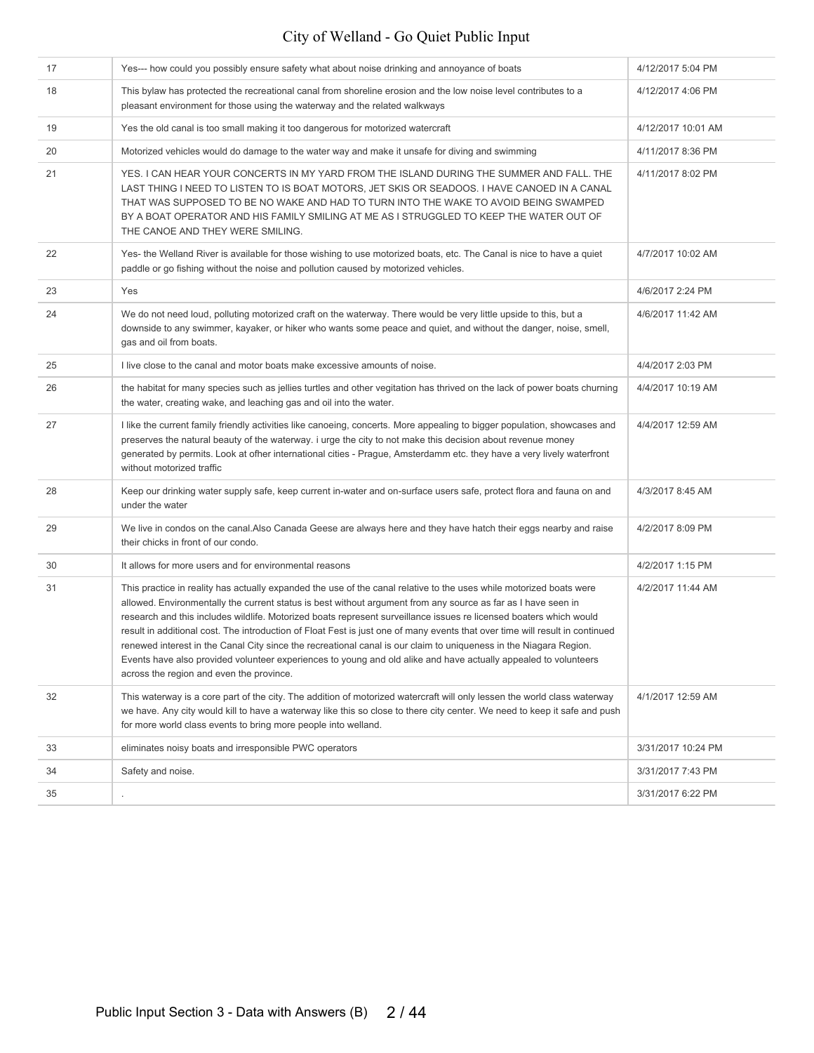| | | |
|---|---|---|
| 17 | Yes--- how could you possibly ensure safety what about noise drinking and annoyance of boats | 4/12/2017 5:04 PM |
| 18 | This bylaw has protected the recreational canal from shoreline erosion and the low noise level contributes to a pleasant environment for those using the waterway and the related walkways | 4/12/2017 4:06 PM |
| 19 | Yes the old canal is too small making it too dangerous for motorized watercraft | 4/12/2017 10:01 AM |
| 20 | Motorized vehicles would do damage to the water way and make it unsafe for diving and swimming | 4/11/2017 8:36 PM |
| 21 | YES. I CAN HEAR YOUR CONCERTS IN MY YARD FROM THE ISLAND DURING THE SUMMER AND FALL. THE LAST THING I NEED TO LISTEN TO IS BOAT MOTORS, JET SKIS OR SEADOOS. I HAVE CANOED IN A CANAL THAT WAS SUPPOSED TO BE NO WAKE AND HAD TO TURN INTO THE WAKE TO AVOID BEING SWAMPED BY A BOAT OPERATOR AND HIS FAMILY SMILING AT ME AS I STRUGGLED TO KEEP THE WATER OUT OF THE CANOE AND THEY WERE SMILING. | 4/11/2017 8:02 PM |
| 22 | Yes- the Welland River is available for those wishing to use motorized boats, etc. The Canal is nice to have a quiet paddle or go fishing without the noise and pollution caused by motorized vehicles. | 4/7/2017 10:02 AM |
| 23 | Yes | 4/6/2017 2:24 PM |
| 24 | We do not need loud, polluting motorized craft on the waterway. There would be very little upside to this, but a downside to any swimmer, kayaker, or hiker who wants some peace and quiet, and without the danger, noise, smell, gas and oil from boats. | 4/6/2017 11:42 AM |
| 25 | I live close to the canal and motor boats make excessive amounts of noise. | 4/4/2017 2:03 PM |
| 26 | the habitat for many species such as jellies turtles and other vegitation has thrived on the lack of power boats churning the water, creating wake, and leaching gas and oil into the water. | 4/4/2017 10:19 AM |
| 27 | I like the current family friendly activities like canoeing, concerts. More appealing to bigger population, showcases and preserves the natural beauty of the waterway. i urge the city to not make this decision about revenue money generated by permits. Look at ofher international cities - Prague, Amsterdamm etc. they have a very lively waterfront without motorized traffic | 4/4/2017 12:59 AM |
| 28 | Keep our drinking water supply safe, keep current in-water and on-surface users safe, protect flora and fauna on and under the water | 4/3/2017 8:45 AM |
| 29 | We live in condos on the canal.Also Canada Geese are always here and they have hatch their eggs nearby and raise their chicks in front of our condo. | 4/2/2017 8:09 PM |
| 30 | It allows for more users and for environmental reasons | 4/2/2017 1:15 PM |
| 31 | This practice in reality has actually expanded the use of the canal relative to the uses while motorized boats were allowed. Environmentally the current status is best without argument from any source as far as I have seen in research and this includes wildlife. Motorized boats represent surveillance issues re licensed boaters which would result in additional cost. The introduction of Float Fest is just one of many events that over time will result in continued renewed interest in the Canal City since the recreational canal is our claim to uniqueness in the Niagara Region. Events have also provided volunteer experiences to young and old alike and have actually appealed to volunteers across the region and even the province. | 4/2/2017 11:44 AM |
| 32 | This waterway is a core part of the city. The addition of motorized watercraft will only lessen the world class waterway we have. Any city would kill to have a waterway like this so close to there city center. We need to keep it safe and push for more world class events to bring more people into welland. | 4/1/2017 12:59 AM |
| 33 | eliminates noisy boats and irresponsible PWC operators | 3/31/2017 10:24 PM |
| 34 | Safety and noise. | 3/31/2017 7:43 PM |
| 35 | . | 3/31/2017 6:22 PM |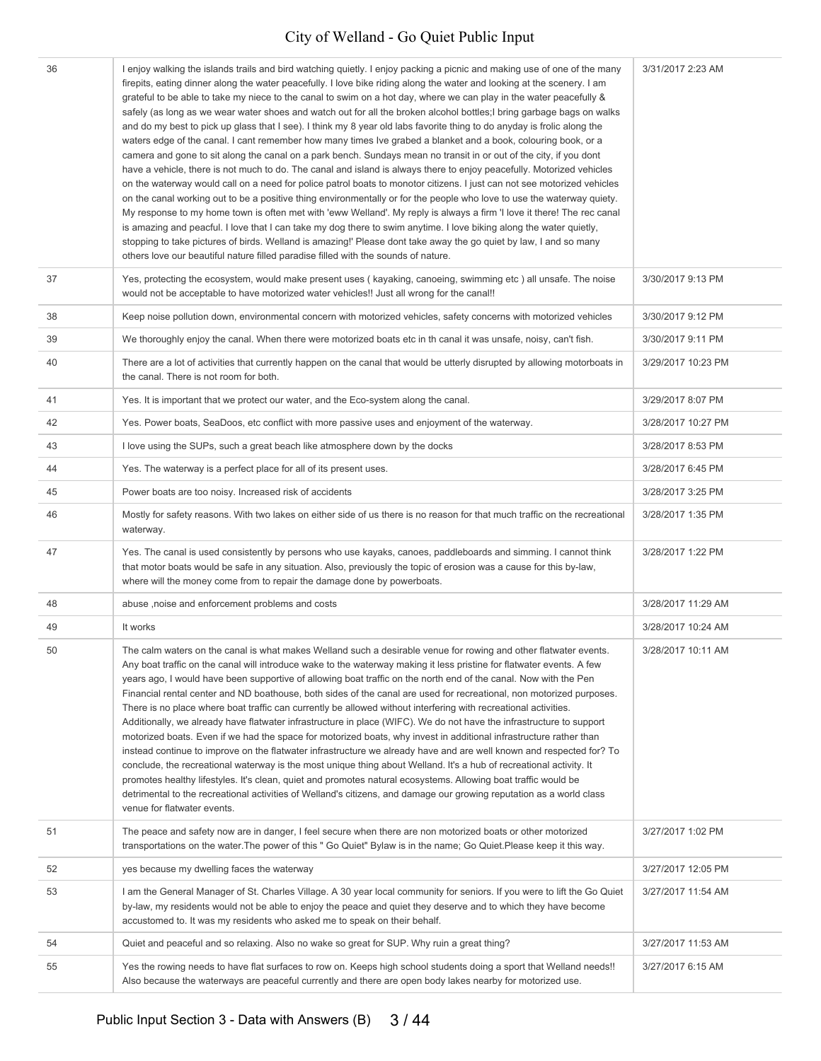| | | |
|---|---|---|
| 36 | I enjoy walking the islands trails and bird watching quietly. I enjoy packing a picnic and making use of one of the many firepits, eating dinner along the water peacefully. I love bike riding along the water and looking at the scenery. I am grateful to be able to take my niece to the canal to swim on a hot day, where we can play in the water peacefully & safely (as long as we wear water shoes and watch out for all the broken alcohol bottles;I bring garbage bags on walks and do my best to pick up glass that I see). I think my 8 year old labs favorite thing to do anyday is frolic along the waters edge of the canal. I cant remember how many times Ive grabed a blanket and a book, colouring book, or a camera and gone to sit along the canal on a park bench. Sundays mean no transit in or out of the city, if you dont have a vehicle, there is not much to do. The canal and island is always there to enjoy peacefully. Motorized vehicles on the waterway would call on a need for police patrol boats to monotor citizens. I just can not see motorized vehicles on the canal working out to be a positive thing environmentally or for the people who love to use the waterway quiety. My response to my home town is often met with 'eww Welland'. My reply is always a firm 'I love it there! The rec canal is amazing and peacful. I love that I can take my dog there to swim anytime. I love biking along the water quietly, stopping to take pictures of birds. Welland is amazing!' Please dont take away the go quiet by law, I and so many others love our beautiful nature filled paradise filled with the sounds of nature. | 3/31/2017 2:23 AM |
| 37 | Yes, protecting the ecosystem, would make present uses ( kayaking, canoeing, swimming etc ) all unsafe. The noise would not be acceptable to have motorized water vehicles!! Just all wrong for the canal!! | 3/30/2017 9:13 PM |
| 38 | Keep noise pollution down, environmental concern with motorized vehicles, safety concerns with motorized vehicles | 3/30/2017 9:12 PM |
| 39 | We thoroughly enjoy the canal. When there were motorized boats etc in th canal it was unsafe, noisy, can't fish. | 3/30/2017 9:11 PM |
| 40 | There are a lot of activities that currently happen on the canal that would be utterly disrupted by allowing motorboats in the canal. There is not room for both. | 3/29/2017 10:23 PM |
| 41 | Yes. It is important that we protect our water, and the Eco-system along the canal. | 3/29/2017 8:07 PM |
| 42 | Yes. Power boats, SeaDoos, etc conflict with more passive uses and enjoyment of the waterway. | 3/28/2017 10:27 PM |
| 43 | I love using the SUPs, such a great beach like atmosphere down by the docks | 3/28/2017 8:53 PM |
| 44 | Yes. The waterway is a perfect place for all of its present uses. | 3/28/2017 6:45 PM |
| 45 | Power boats are too noisy. Increased risk of accidents | 3/28/2017 3:25 PM |
| 46 | Mostly for safety reasons. With two lakes on either side of us there is no reason for that much traffic on the recreational waterway. | 3/28/2017 1:35 PM |
| 47 | Yes. The canal is used consistently by persons who use kayaks, canoes, paddleboards and simming. I cannot think that motor boats would be safe in any situation. Also, previously the topic of erosion was a cause for this by-law, where will the money come from to repair the damage done by powerboats. | 3/28/2017 1:22 PM |
| 48 | abuse ,noise and enforcement problems and costs | 3/28/2017 11:29 AM |
| 49 | It works | 3/28/2017 10:24 AM |
| 50 | The calm waters on the canal is what makes Welland such a desirable venue for rowing and other flatwater events. Any boat traffic on the canal will introduce wake to the waterway making it less pristine for flatwater events. A few years ago, I would have been supportive of allowing boat traffic on the north end of the canal. Now with the Pen Financial rental center and ND boathouse, both sides of the canal are used for recreational, non motorized purposes. There is no place where boat traffic can currently be allowed without interfering with recreational activities. Additionally, we already have flatwater infrastructure in place (WIFC). We do not have the infrastructure to support motorized boats. Even if we had the space for motorized boats, why invest in additional infrastructure rather than instead continue to improve on the flatwater infrastructure we already have and are well known and respected for? To conclude, the recreational waterway is the most unique thing about Welland. It's a hub of recreational activity. It promotes healthy lifestyles. It's clean, quiet and promotes natural ecosystems. Allowing boat traffic would be detrimental to the recreational activities of Welland's citizens, and damage our growing reputation as a world class venue for flatwater events. | 3/28/2017 10:11 AM |
| 51 | The peace and safety now are in danger, I feel secure when there are non motorized boats or other motorized transportations on the water.The power of this " Go Quiet" Bylaw is in the name; Go Quiet.Please keep it this way. | 3/27/2017 1:02 PM |
| 52 | yes because my dwelling faces the waterway | 3/27/2017 12:05 PM |
| 53 | I am the General Manager of St. Charles Village. A 30 year local community for seniors. If you were to lift the Go Quiet by-law, my residents would not be able to enjoy the peace and quiet they deserve and to which they have become accustomed to. It was my residents who asked me to speak on their behalf. | 3/27/2017 11:54 AM |
| 54 | Quiet and peaceful and so relaxing. Also no wake so great for SUP. Why ruin a great thing? | 3/27/2017 11:53 AM |
| 55 | Yes the rowing needs to have flat surfaces to row on. Keeps high school students doing a sport that Welland needs!! Also because the waterways are peaceful currently and there are open body lakes nearby for motorized use. | 3/27/2017 6:15 AM |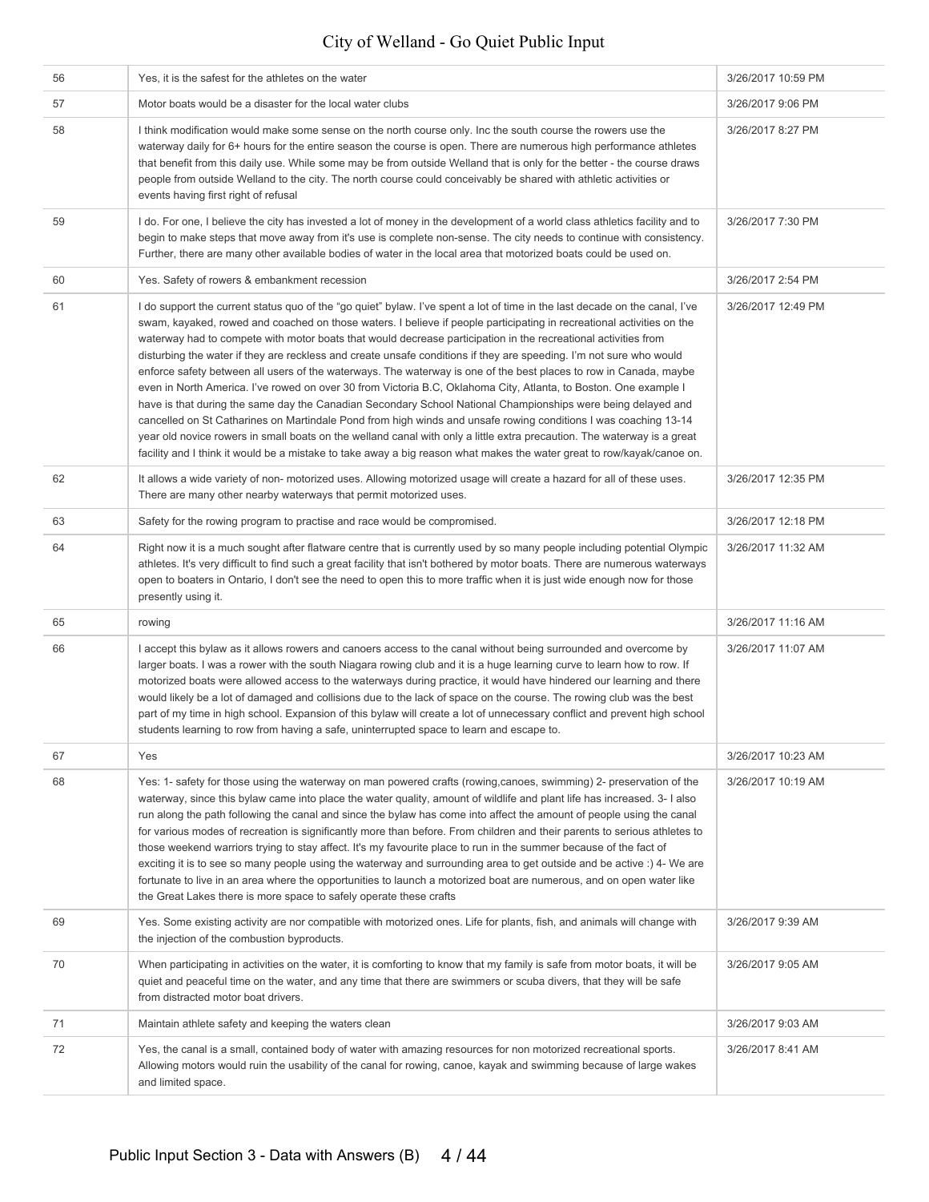| | | |
|---|---|---|
| 56 | Yes, it is the safest for the athletes on the water | 3/26/2017 10:59 PM |
| 57 | Motor boats would be a disaster for the local water clubs | 3/26/2017 9:06 PM |
| 58 | I think modification would make some sense on the north course only. Inc the south course the rowers use the waterway daily for 6+ hours for the entire season the course is open. There are numerous high performance athletes that benefit from this daily use. While some may be from outside Welland that is only for the better - the course draws people from outside Welland to the city. The north course could conceivably be shared with athletic activities or events having first right of refusal | 3/26/2017 8:27 PM |
| 59 | I do. For one, I believe the city has invested a lot of money in the development of a world class athletics facility and to begin to make steps that move away from it's use is complete non-sense. The city needs to continue with consistency. Further, there are many other available bodies of water in the local area that motorized boats could be used on. | 3/26/2017 7:30 PM |
| 60 | Yes. Safety of rowers & embankment recession | 3/26/2017 2:54 PM |
| 61 | I do support the current status quo of the "go quiet" bylaw. I've spent a lot of time in the last decade on the canal, I've swam, kayaked, rowed and coached on those waters. I believe if people participating in recreational activities on the waterway had to compete with motor boats that would decrease participation in the recreational activities from disturbing the water if they are reckless and create unsafe conditions if they are speeding. I'm not sure who would enforce safety between all users of the waterways. The waterway is one of the best places to row in Canada, maybe even in North America. I've rowed on over 30 from Victoria B.C, Oklahoma City, Atlanta, to Boston. One example I have is that during the same day the Canadian Secondary School National Championships were being delayed and cancelled on St Catharines on Martindale Pond from high winds and unsafe rowing conditions I was coaching 13-14 year old novice rowers in small boats on the welland canal with only a little extra precaution. The waterway is a great facility and I think it would be a mistake to take away a big reason what makes the water great to row/kayak/canoe on. | 3/26/2017 12:49 PM |
| 62 | It allows a wide variety of non- motorized uses. Allowing motorized usage will create a hazard for all of these uses. There are many other nearby waterways that permit motorized uses. | 3/26/2017 12:35 PM |
| 63 | Safety for the rowing program to practise and race would be compromised. | 3/26/2017 12:18 PM |
| 64 | Right now it is a much sought after flatware centre that is currently used by so many people including potential Olympic athletes. It's very difficult to find such a great facility that isn't bothered by motor boats. There are numerous waterways open to boaters in Ontario, I don't see the need to open this to more traffic when it is just wide enough now for those presently using it. | 3/26/2017 11:32 AM |
| 65 | rowing | 3/26/2017 11:16 AM |
| 66 | I accept this bylaw as it allows rowers and canoers access to the canal without being surrounded and overcome by larger boats. I was a rower with the south Niagara rowing club and it is a huge learning curve to learn how to row. If motorized boats were allowed access to the waterways during practice, it would have hindered our learning and there would likely be a lot of damaged and collisions due to the lack of space on the course. The rowing club was the best part of my time in high school. Expansion of this bylaw will create a lot of unnecessary conflict and prevent high school students learning to row from having a safe, uninterrupted space to learn and escape to. | 3/26/2017 11:07 AM |
| 67 | Yes | 3/26/2017 10:23 AM |
| 68 | Yes: 1- safety for those using the waterway on man powered crafts (rowing,canoes, swimming) 2- preservation of the waterway, since this bylaw came into place the water quality, amount of wildlife and plant life has increased. 3- I also run along the path following the canal and since the bylaw has come into affect the amount of people using the canal for various modes of recreation is significantly more than before. From children and their parents to serious athletes to those weekend warriors trying to stay affect. It's my favourite place to run in the summer because of the fact of exciting it is to see so many people using the waterway and surrounding area to get outside and be active :) 4- We are fortunate to live in an area where the opportunities to launch a motorized boat are numerous, and on open water like the Great Lakes there is more space to safely operate these crafts | 3/26/2017 10:19 AM |
| 69 | Yes. Some existing activity are nor compatible with motorized ones. Life for plants, fish, and animals will change with the injection of the combustion byproducts. | 3/26/2017 9:39 AM |
| 70 | When participating in activities on the water, it is comforting to know that my family is safe from motor boats, it will be quiet and peaceful time on the water, and any time that there are swimmers or scuba divers, that they will be safe from distracted motor boat drivers. | 3/26/2017 9:05 AM |
| 71 | Maintain athlete safety and keeping the waters clean | 3/26/2017 9:03 AM |
| 72 | Yes, the canal is a small, contained body of water with amazing resources for non motorized recreational sports. Allowing motors would ruin the usability of the canal for rowing, canoe, kayak and swimming because of large wakes and limited space. | 3/26/2017 8:41 AM |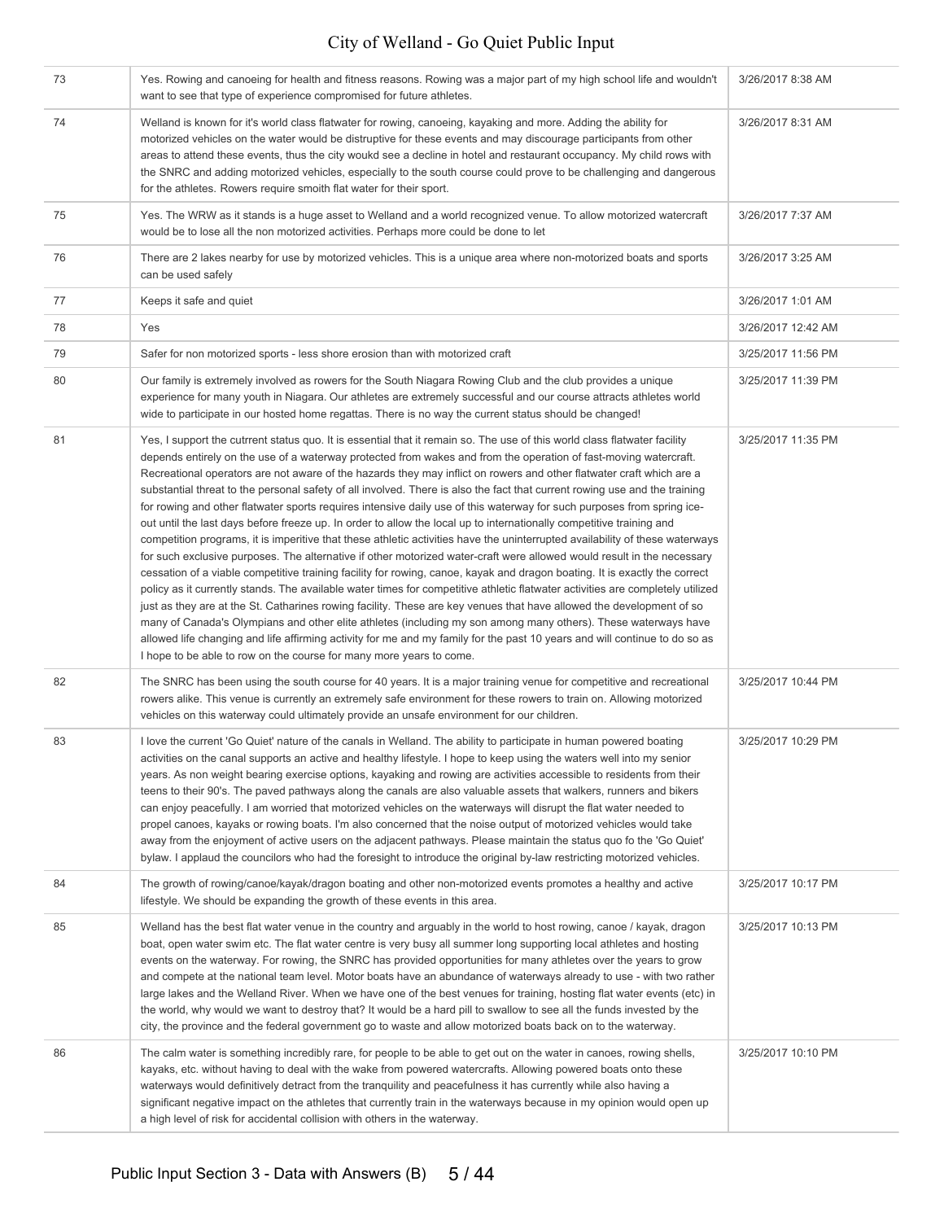| 73 | Yes. Rowing and canoeing for health and fitness reasons. Rowing was a major part of my high school life and wouldn't want to see that type of experience compromised for future athletes. | 3/26/2017 8:38 AM |
|---|---|---|
| 74 | Welland is known for it's world class flatwater for rowing, canoeing, kayaking and more. Adding the ability for motorized vehicles on the water would be distruptive for these events and may discourage participants from other areas to attend these events, thus the city woukd see a decline in hotel and restaurant occupancy. My child rows with the SNRC and adding motorized vehicles, especially to the south course could prove to be challenging and dangerous for the athletes. Rowers require smoith flat water for their sport. | 3/26/2017 8:31 AM |
| 75 | Yes. The WRW as it stands is a huge asset to Welland and a world recognized venue. To allow motorized watercraft would be to lose all the non motorized activities. Perhaps more could be done to let | 3/26/2017 7:37 AM |
| 76 | There are 2 lakes nearby for use by motorized vehicles. This is a unique area where non-motorized boats and sports can be used safely | 3/26/2017 3:25 AM |
| 77 | Keeps it safe and quiet | 3/26/2017 1:01 AM |
| 78 | Yes | 3/26/2017 12:42 AM |
| 79 | Safer for non motorized sports - less shore erosion than with motorized craft | 3/25/2017 11:56 PM |
| 80 | Our family is extremely involved as rowers for the South Niagara Rowing Club and the club provides a unique experience for many youth in Niagara. Our athletes are extremely successful and our course attracts athletes world wide to participate in our hosted home regattas. There is no way the current status should be changed! | 3/25/2017 11:39 PM |
| 81 | Yes, I support the cutrrent status quo. It is essential that it remain so. The use of this world class flatwater facility depends entirely on the use of a waterway protected from wakes and from the operation of fast-moving watercraft. Recreational operators are not aware of the hazards they may inflict on rowers and other flatwater craft which are a substantial threat to the personal safety of all involved. There is also the fact that current rowing use and the training for rowing and other flatwater sports requires intensive daily use of this waterway for such purposes from spring ice-out until the last days before freeze up. In order to allow the local up to internationally competitive training and competition programs, it is imperitive that these athletic activities have the uninterrupted availability of these waterways for such exclusive purposes. The alternative if other motorized water-craft were allowed would result in the necessary cessation of a viable competitive training facility for rowing, canoe, kayak and dragon boating. It is exactly the correct policy as it currently stands. The available water times for competitive athletic flatwater activities are completely utilized just as they are at the St. Catharines rowing facility. These are key venues that have allowed the development of so many of Canada's Olympians and other elite athletes (including my son among many others). These waterways have allowed life changing and life affirming activity for me and my family for the past 10 years and will continue to do so as I hope to be able to row on the course for many more years to come. | 3/25/2017 11:35 PM |
| 82 | The SNRC has been using the south course for 40 years. It is a major training venue for competitive and recreational rowers alike. This venue is currently an extremely safe environment for these rowers to train on. Allowing motorized vehicles on this waterway could ultimately provide an unsafe environment for our children. | 3/25/2017 10:44 PM |
| 83 | I love the current 'Go Quiet' nature of the canals in Welland. The ability to participate in human powered boating activities on the canal supports an active and healthy lifestyle. I hope to keep using the waters well into my senior years. As non weight bearing exercise options, kayaking and rowing are activities accessible to residents from their teens to their 90's. The paved pathways along the canals are also valuable assets that walkers, runners and bikers can enjoy peacefully. I am worried that motorized vehicles on the waterways will disrupt the flat water needed to propel canoes, kayaks or rowing boats. I'm also concerned that the noise output of motorized vehicles would take away from the enjoyment of active users on the adjacent pathways. Please maintain the status quo fo the 'Go Quiet' bylaw. I applaud the councilors who had the foresight to introduce the original by-law restricting motorized vehicles. | 3/25/2017 10:29 PM |
| 84 | The growth of rowing/canoe/kayak/dragon boating and other non-motorized events promotes a healthy and active lifestyle. We should be expanding the growth of these events in this area. | 3/25/2017 10:17 PM |
| 85 | Welland has the best flat water venue in the country and arguably in the world to host rowing, canoe / kayak, dragon boat, open water swim etc. The flat water centre is very busy all summer long supporting local athletes and hosting events on the waterway. For rowing, the SNRC has provided opportunities for many athletes over the years to grow and compete at the national team level. Motor boats have an abundance of waterways already to use - with two rather large lakes and the Welland River. When we have one of the best venues for training, hosting flat water events (etc) in the world, why would we want to destroy that? It would be a hard pill to swallow to see all the funds invested by the city, the province and the federal government go to waste and allow motorized boats back on to the waterway. | 3/25/2017 10:13 PM |
| 86 | The calm water is something incredibly rare, for people to be able to get out on the water in canoes, rowing shells, kayaks, etc. without having to deal with the wake from powered watercrafts. Allowing powered boats onto these waterways would definitively detract from the tranquility and peacefulness it has currently while also having a significant negative impact on the athletes that currently train in the waterways because in my opinion would open up a high level of risk for accidental collision with others in the waterway. | 3/25/2017 10:10 PM |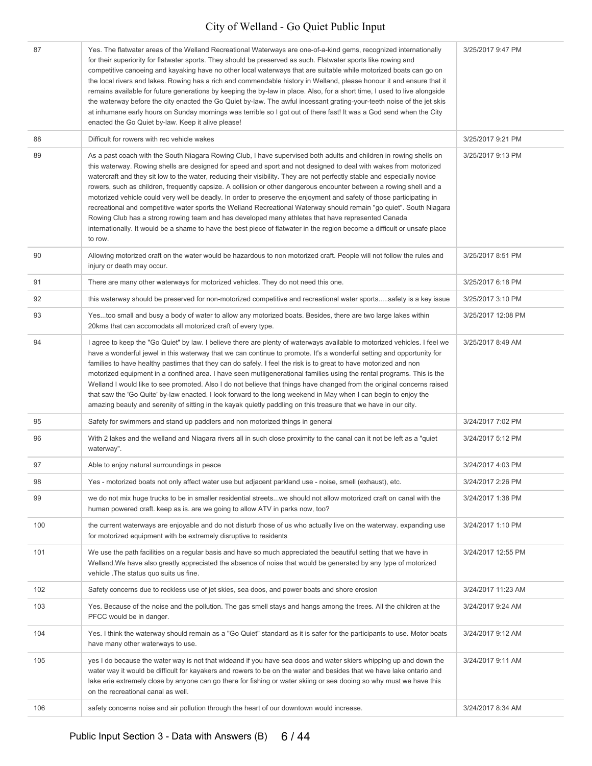| | | |
|---|---|---|
| 87 | Yes. The flatwater areas of the Welland Recreational Waterways are one-of-a-kind gems, recognized internationally for their superiority for flatwater sports. They should be preserved as such. Flatwater sports like rowing and competitive canoeing and kayaking have no other local waterways that are suitable while motorized boats can go on the local rivers and lakes. Rowing has a rich and commendable history in Welland, please honour it and ensure that it remains available for future generations by keeping the by-law in place. Also, for a short time, I used to live alongside the waterway before the city enacted the Go Quiet by-law. The awful incessant grating-your-teeth noise of the jet skis at inhumane early hours on Sunday mornings was terrible so I got out of there fast! It was a God send when the City enacted the Go Quiet by-law. Keep it alive please! | 3/25/2017 9:47 PM |
| 88 | Difficult for rowers with rec vehicle wakes | 3/25/2017 9:21 PM |
| 89 | As a past coach with the South Niagara Rowing Club, I have supervised both adults and children in rowing shells on this waterway. Rowing shells are designed for speed and sport and not designed to deal with wakes from motorized watercraft and they sit low to the water, reducing their visibility. They are not perfectly stable and especially novice rowers, such as children, frequently capsize. A collision or other dangerous encounter between a rowing shell and a motorized vehicle could very well be deadly. In order to preserve the enjoyment and safety of those participating in recreational and competitive water sports the Welland Recreational Waterway should remain "go quiet". South Niagara Rowing Club has a strong rowing team and has developed many athletes that have represented Canada internationally. It would be a shame to have the best piece of flatwater in the region become a difficult or unsafe place to row. | 3/25/2017 9:13 PM |
| 90 | Allowing motorized craft on the water would be hazardous to non motorized craft. People will not follow the rules and injury or death may occur. | 3/25/2017 8:51 PM |
| 91 | There are many other waterways for motorized vehicles. They do not need this one. | 3/25/2017 6:18 PM |
| 92 | this waterway should be preserved for non-motorized competitive and recreational water sports.....safety is a key issue | 3/25/2017 3:10 PM |
| 93 | Yes...too small and busy a body of water to allow any motorized boats. Besides, there are two large lakes within 20kms that can accomodats all motorized craft of every type. | 3/25/2017 12:08 PM |
| 94 | I agree to keep the "Go Quiet" by law. I believe there are plenty of waterways available to motorized vehicles. I feel we have a wonderful jewel in this waterway that we can continue to promote. It's a wonderful setting and opportunity for families to have healthy pastimes that they can do safely. I feel the risk is to great to have motorized and non motorized equipment in a confined area. I have seen mutligenerational families using the rental programs. This is the Welland I would like to see promoted. Also I do not believe that things have changed from the original concerns raised that saw the 'Go Quite' by-law enacted. I look forward to the long weekend in May when I can begin to enjoy the amazing beauty and serenity of sitting in the kayak quietly paddling on this treasure that we have in our city. | 3/25/2017 8:49 AM |
| 95 | Safety for swimmers and stand up paddlers and non motorized things in general | 3/24/2017 7:02 PM |
| 96 | With 2 lakes and the welland and Niagara rivers all in such close proximity to the canal can it not be left as a "quiet waterway". | 3/24/2017 5:12 PM |
| 97 | Able to enjoy natural surroundings in peace | 3/24/2017 4:03 PM |
| 98 | Yes - motorized boats not only affect water use but adjacent parkland use - noise, smell (exhaust), etc. | 3/24/2017 2:26 PM |
| 99 | we do not mix huge trucks to be in smaller residential streets...we should not allow motorized craft on canal with the human powered craft. keep as is. are we going to allow ATV in parks now, too? | 3/24/2017 1:38 PM |
| 100 | the current waterways are enjoyable and do not disturb those of us who actually live on the waterway. expanding use for motorized equipment with be extremely disruptive to residents | 3/24/2017 1:10 PM |
| 101 | We use the path facilities on a regular basis and have so much appreciated the beautiful setting that we have in Welland.We have also greatly appreciated the absence of noise that would be generated by any type of motorized vehicle .The status quo suits us fine. | 3/24/2017 12:55 PM |
| 102 | Safety concerns due to reckless use of jet skies, sea doos, and power boats and shore erosion | 3/24/2017 11:23 AM |
| 103 | Yes. Because of the noise and the pollution. The gas smell stays and hangs among the trees. All the children at the PFCC would be in danger. | 3/24/2017 9:24 AM |
| 104 | Yes. I think the waterway should remain as a "Go Quiet" standard as it is safer for the participants to use. Motor boats have many other waterways to use. | 3/24/2017 9:12 AM |
| 105 | yes I do because the water way is not that wideand if you have sea doos and water skiers whipping up and down the water way it would be difficult for kayakers and rowers to be on the water and besides that we have lake ontario and lake erie extremely close by anyone can go there for fishing or water skiing or sea dooing so why must we have this on the recreational canal as well. | 3/24/2017 9:11 AM |
| 106 | safety concerns noise and air pollution through the heart of our downtown would increase. | 3/24/2017 8:34 AM |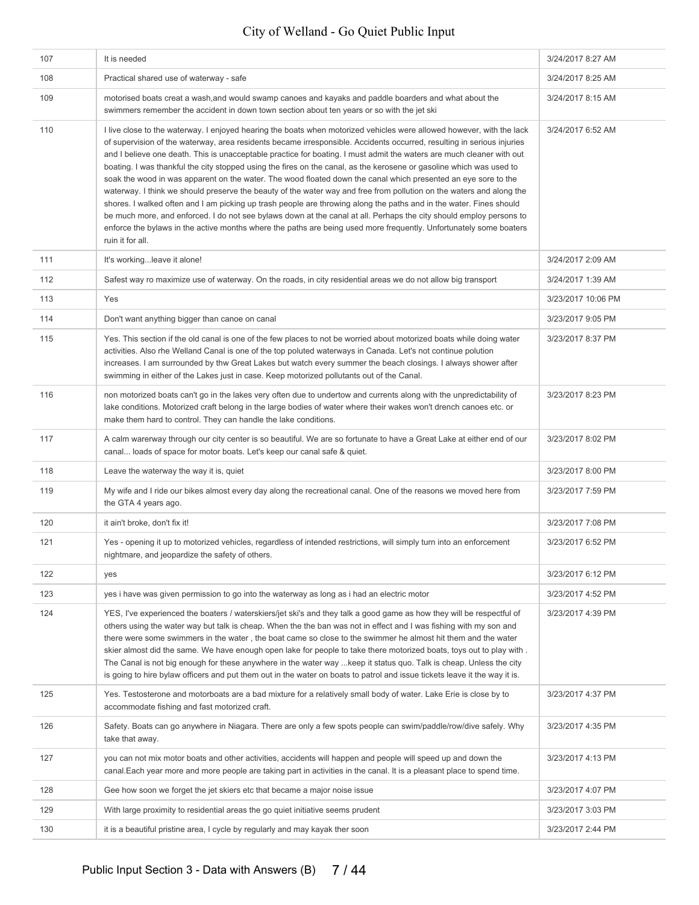| | | |
|---|---|---|
| 107 | It is needed | 3/24/2017 8:27 AM |
| 108 | Practical shared use of waterway - safe | 3/24/2017 8:25 AM |
| 109 | motorised boats creat a wash,and would swamp canoes and kayaks and paddle boarders and what about the swimmers remember the accident in down town section about ten years or so with the jet ski | 3/24/2017 8:15 AM |
| 110 | I live close to the waterway. I enjoyed hearing the boats when motorized vehicles were allowed however, with the lack of supervision of the waterway, area residents became irresponsible. Accidents occurred, resulting in serious injuries and I believe one death. This is unacceptable practice for boating. I must admit the waters are much cleaner with out boating. I was thankful the city stopped using the fires on the canal, as the kerosene or gasoline which was used to soak the wood in was apparent on the water. The wood floated down the canal which presented an eye sore to the waterway. I think we should preserve the beauty of the water way and free from pollution on the waters and along the shores. I walked often and I am picking up trash people are throwing along the paths and in the water. Fines should be much more, and enforced. I do not see bylaws down at the canal at all. Perhaps the city should employ persons to enforce the bylaws in the active months where the paths are being used more frequently. Unfortunately some boaters ruin it for all. | 3/24/2017 6:52 AM |
| 111 | It's working...leave it alone! | 3/24/2017 2:09 AM |
| 112 | Safest way ro maximize use of waterway. On the roads, in city residential areas we do not allow big transport | 3/24/2017 1:39 AM |
| 113 | Yes | 3/23/2017 10:06 PM |
| 114 | Don't want anything bigger than canoe on canal | 3/23/2017 9:05 PM |
| 115 | Yes. This section if the old canal is one of the few places to not be worried about motorized boats while doing water activities. Also rhe Welland Canal is one of the top poluted waterways in Canada. Let's not continue polution increases. I am surrounded by thw Great Lakes but watch every summer the beach closings. I always shower after swimming in either of the Lakes just in case. Keep motorized pollutants out of the Canal. | 3/23/2017 8:37 PM |
| 116 | non motorized boats can't go in the lakes very often due to undertow and currents along with the unpredictability of lake conditions. Motorized craft belong in the large bodies of water where their wakes won't drench canoes etc. or make them hard to control. They can handle the lake conditions. | 3/23/2017 8:23 PM |
| 117 | A calm warerway through our city center is so beautiful. We are so fortunate to have a Great Lake at either end of our canal... loads of space for motor boats. Let's keep our canal safe & quiet. | 3/23/2017 8:02 PM |
| 118 | Leave the waterway the way it is, quiet | 3/23/2017 8:00 PM |
| 119 | My wife and I ride our bikes almost every day along the recreational canal. One of the reasons we moved here from the GTA 4 years ago. | 3/23/2017 7:59 PM |
| 120 | it ain't broke, don't fix it! | 3/23/2017 7:08 PM |
| 121 | Yes - opening it up to motorized vehicles, regardless of intended restrictions, will simply turn into an enforcement nightmare, and jeopardize the safety of others. | 3/23/2017 6:52 PM |
| 122 | yes | 3/23/2017 6:12 PM |
| 123 | yes i have was given permission to go into the waterway as long as i had an electric motor | 3/23/2017 4:52 PM |
| 124 | YES, I've experienced the boaters / waterskiers/jet ski's and they talk a good game as how they will be respectful of others using the water way but talk is cheap. When the the ban was not in effect and I was fishing with my son and there were some swimmers in the water , the boat came so close to the swimmer he almost hit them and the water skier almost did the same. We have enough open lake for people to take there motorized boats, toys out to play with . The Canal is not big enough for these anywhere in the water way ...keep it status quo. Talk is cheap. Unless the city is going to hire bylaw officers and put them out in the water on boats to patrol and issue tickets leave it the way it is. | 3/23/2017 4:39 PM |
| 125 | Yes. Testosterone and motorboats are a bad mixture for a relatively small body of water. Lake Erie is close by to accommodate fishing and fast motorized craft. | 3/23/2017 4:37 PM |
| 126 | Safety. Boats can go anywhere in Niagara. There are only a few spots people can swim/paddle/row/dive safely. Why take that away. | 3/23/2017 4:35 PM |
| 127 | you can not mix motor boats and other activities, accidents will happen and people will speed up and down the canal.Each year more and more people are taking part in activities in the canal. It is a pleasant place to spend time. | 3/23/2017 4:13 PM |
| 128 | Gee how soon we forget the jet skiers etc that became a major noise issue | 3/23/2017 4:07 PM |
| 129 | With large proximity to residential areas the go quiet initiative seems prudent | 3/23/2017 3:03 PM |
| 130 | it is a beautiful pristine area, I cycle by regularly and may kayak ther soon | 3/23/2017 2:44 PM |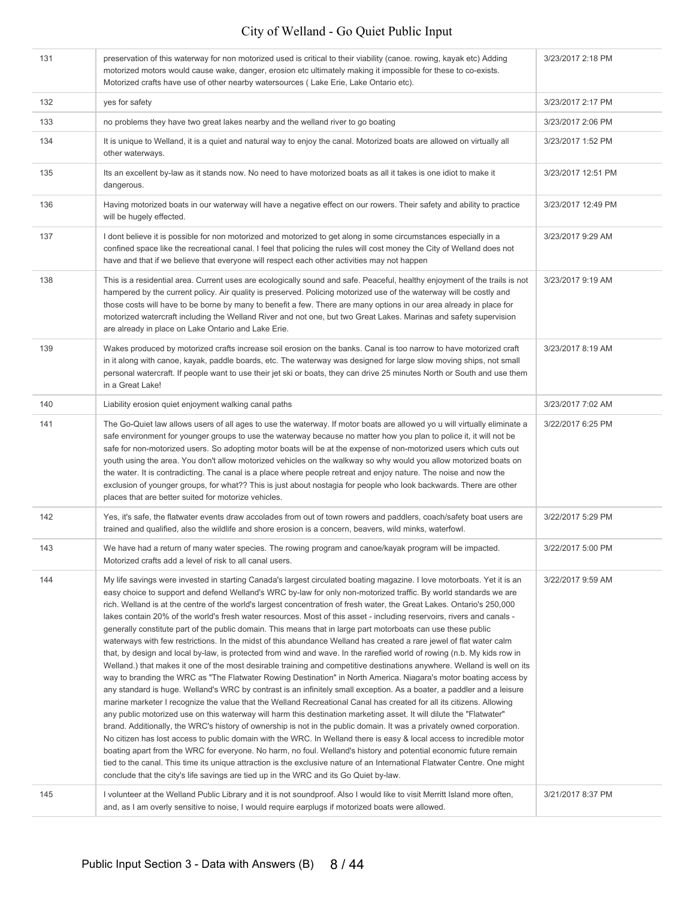| | | |
|---|---|---|
| 131 | preservation of this waterway for non motorized used is critical to their viability (canoe. rowing, kayak etc) Adding motorized motors would cause wake, danger, erosion etc ultimately making it impossible for these to co-exists. Motorized crafts have use of other nearby watersources ( Lake Erie, Lake Ontario etc). | 3/23/2017 2:18 PM |
| 132 | yes for safety | 3/23/2017 2:17 PM |
| 133 | no problems they have two great lakes nearby and the welland river to go boating | 3/23/2017 2:06 PM |
| 134 | It is unique to Welland, it is a quiet and natural way to enjoy the canal. Motorized boats are allowed on virtually all other waterways. | 3/23/2017 1:52 PM |
| 135 | Its an excellent by-law as it stands now. No need to have motorized boats as all it takes is one idiot to make it dangerous. | 3/23/2017 12:51 PM |
| 136 | Having motorized boats in our waterway will have a negative effect on our rowers. Their safety and ability to practice will be hugely effected. | 3/23/2017 12:49 PM |
| 137 | I dont believe it is possible for non motorized and motorized to get along in some circumstances especially in a confined space like the recreational canal. I feel that policing the rules will cost money the City of Welland does not have and that if we believe that everyone will respect each other activities may not happen | 3/23/2017 9:29 AM |
| 138 | This is a residential area. Current uses are ecologically sound and safe. Peaceful, healthy enjoyment of the trails is not hampered by the current policy. Air quality is preserved. Policing motorized use of the waterway will be costly and those costs will have to be borne by many to benefit a few. There are many options in our area already in place for motorized watercraft including the Welland River and not one, but two Great Lakes. Marinas and safety supervision are already in place on Lake Ontario and Lake Erie. | 3/23/2017 9:19 AM |
| 139 | Wakes produced by motorized crafts increase soil erosion on the banks. Canal is too narrow to have motorized craft in it along with canoe, kayak, paddle boards, etc. The waterway was designed for large slow moving ships, not small personal watercraft. If people want to use their jet ski or boats, they can drive 25 minutes North or South and use them in a Great Lake! | 3/23/2017 8:19 AM |
| 140 | Liability erosion quiet enjoyment walking canal paths | 3/23/2017 7:02 AM |
| 141 | The Go-Quiet law allows users of all ages to use the waterway. If motor boats are allowed yo u will virtually eliminate a safe environment for younger groups to use the waterway because no matter how you plan to police it, it will not be safe for non-motorized users. So adopting motor boats will be at the expense of non-motorized users which cuts out youth using the area. You don't allow motorized vehicles on the walkway so why would you allow motorized boats on the water. It is contradicting. The canal is a place where people retreat and enjoy nature. The noise and now the exclusion of younger groups, for what?? This is just about nostagia for people who look backwards. There are other places that are better suited for motorize vehicles. | 3/22/2017 6:25 PM |
| 142 | Yes, it's safe, the flatwater events draw accolades from out of town rowers and paddlers, coach/safety boat users are trained and qualified, also the wildlife and shore erosion is a concern, beavers, wild minks, waterfowl. | 3/22/2017 5:29 PM |
| 143 | We have had a return of many water species. The rowing program and canoe/kayak program will be impacted. Motorized crafts add a level of risk to all canal users. | 3/22/2017 5:00 PM |
| 144 | My life savings were invested in starting Canada's largest circulated boating magazine. I love motorboats. Yet it is an easy choice to support and defend Welland's WRC by-law for only non-motorized traffic. By world standards we are rich. Welland is at the centre of the world's largest concentration of fresh water, the Great Lakes. Ontario's 250,000 lakes contain 20% of the world's fresh water resources. Most of this asset - including reservoirs, rivers and canals - generally constitute part of the public domain. This means that in large part motorboats can use these public waterways with few restrictions. In the midst of this abundance Welland has created a rare jewel of flat water calm that, by design and local by-law, is protected from wind and wave. In the rarefied world of rowing (n.b. My kids row in Welland.) that makes it one of the most desirable training and competitive destinations anywhere. Welland is well on its way to branding the WRC as "The Flatwater Rowing Destination" in North America. Niagara's motor boating access by any standard is huge. Welland's WRC by contrast is an infinitely small exception. As a boater, a paddler and a leisure marine marketer I recognize the value that the Welland Recreational Canal has created for all its citizens. Allowing any public motorized use on this waterway will harm this destination marketing asset. It will dilute the "Flatwater" brand. Additionally, the WRC's history of ownership is not in the public domain. It was a privately owned corporation. No citizen has lost access to public domain with the WRC. In Welland there is easy & local access to incredible motor boating apart from the WRC for everyone. No harm, no foul. Welland's history and potential economic future remain tied to the canal. This time its unique attraction is the exclusive nature of an International Flatwater Centre. One might conclude that the city's life savings are tied up in the WRC and its Go Quiet by-law. | 3/22/2017 9:59 AM |
| 145 | I volunteer at the Welland Public Library and it is not soundproof. Also I would like to visit Merritt Island more often, and, as I am overly sensitive to noise, I would require earplugs if motorized boats were allowed. | 3/21/2017 8:37 PM |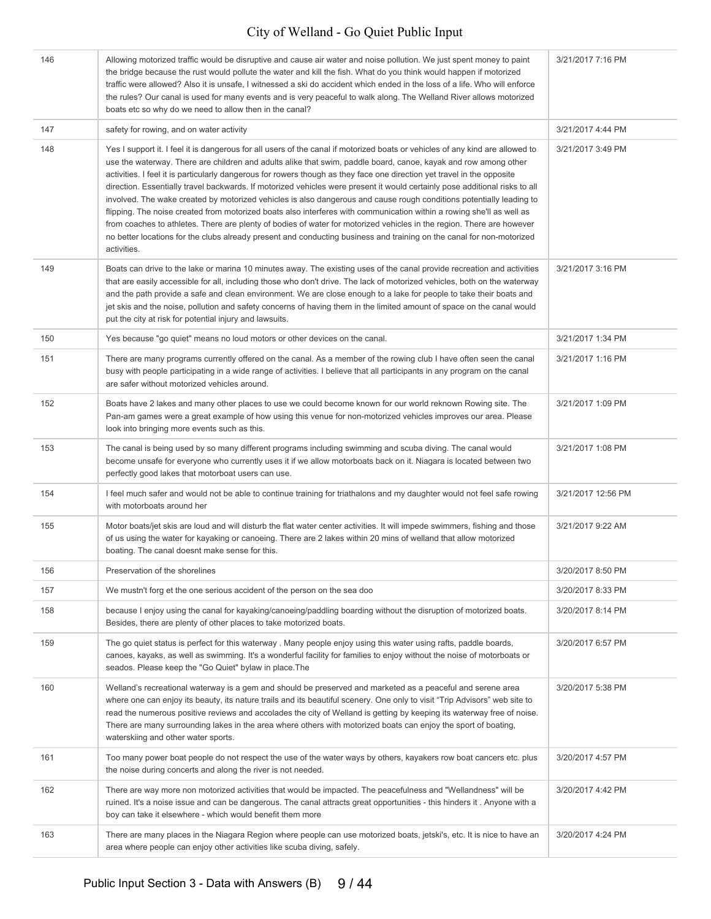| | | |
|---|---|---|
| 146 | Allowing motorized traffic would be disruptive and cause air water and noise pollution. We just spent money to paint the bridge because the rust would pollute the water and kill the fish. What do you think would happen if motorized traffic were allowed? Also it is unsafe, I witnessed a ski do accident which ended in the loss of a life. Who will enforce the rules? Our canal is used for many events and is very peaceful to walk along. The Welland River allows motorized boats etc so why do we need to allow then in the canal? | 3/21/2017 7:16 PM |
| 147 | safety for rowing, and on water activity | 3/21/2017 4:44 PM |
| 148 | Yes I support it. I feel it is dangerous for all users of the canal if motorized boats or vehicles of any kind are allowed to use the waterway. There are children and adults alike that swim, paddle board, canoe, kayak and row among other activities. I feel it is particularly dangerous for rowers though as they face one direction yet travel in the opposite direction. Essentially travel backwards. If motorized vehicles were present it would certainly pose additional risks to all involved. The wake created by motorized vehicles is also dangerous and cause rough conditions potentially leading to flipping. The noise created from motorized boats also interferes with communication within a rowing she'll as well as from coaches to athletes. There are plenty of bodies of water for motorized vehicles in the region. There are however no better locations for the clubs already present and conducting business and training on the canal for non-motorized activities. | 3/21/2017 3:49 PM |
| 149 | Boats can drive to the lake or marina 10 minutes away. The existing uses of the canal provide recreation and activities that are easily accessible for all, including those who don't drive. The lack of motorized vehicles, both on the waterway and the path provide a safe and clean environment. We are close enough to a lake for people to take their boats and jet skis and the noise, pollution and safety concerns of having them in the limited amount of space on the canal would put the city at risk for potential injury and lawsuits. | 3/21/2017 3:16 PM |
| 150 | Yes because "go quiet" means no loud motors or other devices on the canal. | 3/21/2017 1:34 PM |
| 151 | There are many programs currently offered on the canal. As a member of the rowing club I have often seen the canal busy with people participating in a wide range of activities. I believe that all participants in any program on the canal are safer without motorized vehicles around. | 3/21/2017 1:16 PM |
| 152 | Boats have 2 lakes and many other places to use we could become known for our world reknown Rowing site. The Pan-am games were a great example of how using this venue for non-motorized vehicles improves our area. Please look into bringing more events such as this. | 3/21/2017 1:09 PM |
| 153 | The canal is being used by so many different programs including swimming and scuba diving. The canal would become unsafe for everyone who currently uses it if we allow motorboats back on it. Niagara is located between two perfectly good lakes that motorboat users can use. | 3/21/2017 1:08 PM |
| 154 | I feel much safer and would not be able to continue training for triathalons and my daughter would not feel safe rowing with motorboats around her | 3/21/2017 12:56 PM |
| 155 | Motor boats/jet skis are loud and will disturb the flat water center activities. It will impede swimmers, fishing and those of us using the water for kayaking or canoeing. There are 2 lakes within 20 mins of welland that allow motorized boating. The canal doesnt make sense for this. | 3/21/2017 9:22 AM |
| 156 | Preservation of the shorelines | 3/20/2017 8:50 PM |
| 157 | We mustn't forg et the one serious accident of the person on the sea doo | 3/20/2017 8:33 PM |
| 158 | because I enjoy using the canal for kayaking/canoeing/paddling boarding without the disruption of motorized boats. Besides, there are plenty of other places to take motorized boats. | 3/20/2017 8:14 PM |
| 159 | The go quiet status is perfect for this waterway . Many people enjoy using this water using rafts, paddle boards, canoes, kayaks, as well as swimming. It's a wonderful facility for families to enjoy without the noise of motorboats or seados. Please keep the "Go Quiet" bylaw in place.The | 3/20/2017 6:57 PM |
| 160 | Welland's recreational waterway is a gem and should be preserved and marketed as a peaceful and serene area where one can enjoy its beauty, its nature trails and its beautiful scenery. One only to visit "Trip Advisors" web site to read the numerous positive reviews and accolades the city of Welland is getting by keeping its waterway free of noise. There are many surrounding lakes in the area where others with motorized boats can enjoy the sport of boating, waterskiing and other water sports. | 3/20/2017 5:38 PM |
| 161 | Too many power boat people do not respect the use of the water ways by others, kayakers row boat cancers etc. plus the noise during concerts and along the river is not needed. | 3/20/2017 4:57 PM |
| 162 | There are way more non motorized activities that would be impacted. The peacefulness and "Wellandness" will be ruined. It's a noise issue and can be dangerous. The canal attracts great opportunities - this hinders it . Anyone with a boy can take it elsewhere - which would benefit them more | 3/20/2017 4:42 PM |
| 163 | There are many places in the Niagara Region where people can use motorized boats, jetski's, etc. It is nice to have an area where people can enjoy other activities like scuba diving, safely. | 3/20/2017 4:24 PM |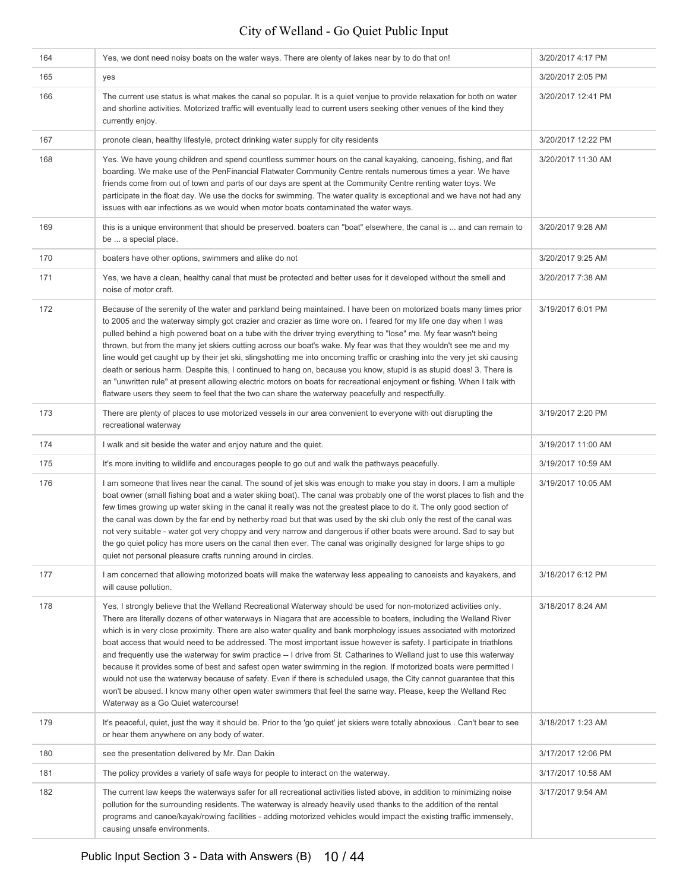| | | |
|---|---|---|
| 164 | Yes, we dont need noisy boats on the water ways. There are olenty of lakes near by to do that on! | 3/20/2017 4:17 PM |
| 165 | yes | 3/20/2017 2:05 PM |
| 166 | The current use status is what makes the canal so popular. It is a quiet venjue to provide relaxation for both on water and shorline activities. Motorized traffic will eventually lead to current users seeking other venues of the kind they currently enjoy. | 3/20/2017 12:41 PM |
| 167 | pronote clean, healthy lifestyle, protect drinking water supply for city residents | 3/20/2017 12:22 PM |
| 168 | Yes. We have young children and spend countless summer hours on the canal kayaking, canoeing, fishing, and flat boarding. We make use of the PenFinancial Flatwater Community Centre rentals numerous times a year. We have friends come from out of town and parts of our days are spent at the Community Centre renting water toys. We participate in the float day. We use the docks for swimming. The water quality is exceptional and we have not had any issues with ear infections as we would when motor boats contaminated the water ways. | 3/20/2017 11:30 AM |
| 169 | this is a unique environment that should be preserved. boaters can "boat" elsewhere, the canal is ... and can remain to be ... a special place. | 3/20/2017 9:28 AM |
| 170 | boaters have other options, swimmers and alike do not | 3/20/2017 9:25 AM |
| 171 | Yes, we have a clean, healthy canal that must be protected and better uses for it developed without the smell and noise of motor craft. | 3/20/2017 7:38 AM |
| 172 | Because of the serenity of the water and parkland being maintained. I have been on motorized boats many times prior to 2005 and the waterway simply got crazier and crazier as time wore on. I feared for my life one day when I was pulled behind a high powered boat on a tube with the driver trying everything to "lose" me. My fear wasn't being thrown, but from the many jet skiers cutting across our boat's wake. My fear was that they wouldn't see me and my line would get caught up by their jet ski, slingshotting me into oncoming traffic or crashing into the very jet ski causing death or serious harm. Despite this, I continued to hang on, because you know, stupid is as stupid does! 3. There is an "unwritten rule" at present allowing electric motors on boats for recreational enjoyment or fishing. When I talk with flatware users they seem to feel that the two can share the waterway peacefully and respectfully. | 3/19/2017 6:01 PM |
| 173 | There are plenty of places to use motorized vessels in our area convenient to everyone with out disrupting the recreational waterway | 3/19/2017 2:20 PM |
| 174 | I walk and sit beside the water and enjoy nature and the quiet. | 3/19/2017 11:00 AM |
| 175 | It's more inviting to wildlife and encourages people to go out and walk the pathways peacefully. | 3/19/2017 10:59 AM |
| 176 | I am someone that lives near the canal. The sound of jet skis was enough to make you stay in doors. I am a multiple boat owner (small fishing boat and a water skiing boat). The canal was probably one of the worst places to fish and the few times growing up water skiing in the canal it really was not the greatest place to do it. The only good section of the canal was down by the far end by netherby road but that was used by the ski club only the rest of the canal was not very suitable - water got very choppy and very narrow and dangerous if other boats were around. Sad to say but the go quiet policy has more users on the canal then ever. The canal was originally designed for large ships to go quiet not personal pleasure crafts running around in circles. | 3/19/2017 10:05 AM |
| 177 | I am concerned that allowing motorized boats will make the waterway less appealing to canoeists and kayakers, and will cause pollution. | 3/18/2017 6:12 PM |
| 178 | Yes, I strongly believe that the Welland Recreational Waterway should be used for non-motorized activities only. There are literally dozens of other waterways in Niagara that are accessible to boaters, including the Welland River which is in very close proximity. There are also water quality and bank morphology issues associated with motorized boat access that would need to be addressed. The most important issue however is safety. I participate in triathlons and frequently use the waterway for swim practice -- I drive from St. Catharines to Welland just to use this waterway because it provides some of best and safest open water swimming in the region. If motorized boats were permitted I would not use the waterway because of safety. Even if there is scheduled usage, the City cannot guarantee that this won't be abused. I know many other open water swimmers that feel the same way. Please, keep the Welland Rec Waterway as a Go Quiet watercourse! | 3/18/2017 8:24 AM |
| 179 | It's peaceful, quiet, just the way it should be. Prior to the 'go quiet' jet skiers were totally abnoxious . Can't bear to see or hear them anywhere on any body of water. | 3/18/2017 1:23 AM |
| 180 | see the presentation delivered by Mr. Dan Dakin | 3/17/2017 12:06 PM |
| 181 | The policy provides a variety of safe ways for people to interact on the waterway. | 3/17/2017 10:58 AM |
| 182 | The current law keeps the waterways safer for all recreational activities listed above, in addition to minimizing noise pollution for the surrounding residents. The waterway is already heavily used thanks to the addition of the rental programs and canoe/kayak/rowing facilities - adding motorized vehicles would impact the existing traffic immensely, causing unsafe environments. | 3/17/2017 9:54 AM |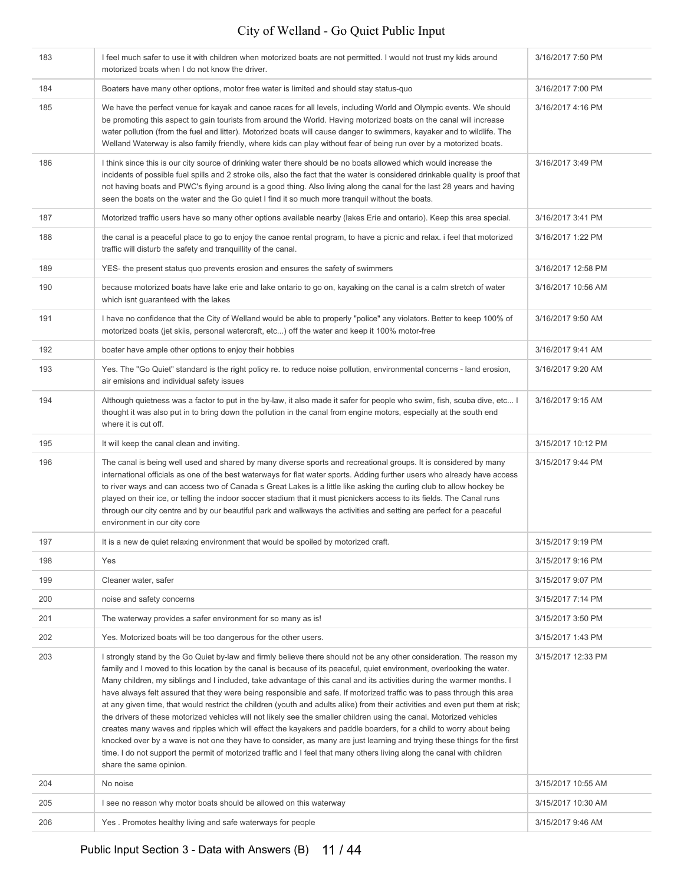| | | |
|---|---|---|
| 183 | I feel much safer to use it with children when motorized boats are not permitted. I would not trust my kids around motorized boats when I do not know the driver. | 3/16/2017 7:50 PM |
| 184 | Boaters have many other options, motor free water is limited and should stay status-quo | 3/16/2017 7:00 PM |
| 185 | We have the perfect venue for kayak and canoe races for all levels, including World and Olympic events. We should be promoting this aspect to gain tourists from around the World. Having motorized boats on the canal will increase water pollution (from the fuel and litter). Motorized boats will cause danger to swimmers, kayaker and to wildlife. The Welland Waterway is also family friendly, where kids can play without fear of being run over by a motorized boats. | 3/16/2017 4:16 PM |
| 186 | I think since this is our city source of drinking water there should be no boats allowed which would increase the incidents of possible fuel spills and 2 stroke oils, also the fact that the water is considered drinkable quality is proof that not having boats and PWC's flying around is a good thing. Also living along the canal for the last 28 years and having seen the boats on the water and the Go quiet I find it so much more tranquil without the boats. | 3/16/2017 3:49 PM |
| 187 | Motorized traffic users have so many other options available nearby (lakes Erie and ontario). Keep this area special. | 3/16/2017 3:41 PM |
| 188 | the canal is a peaceful place to go to enjoy the canoe rental program, to have a picnic and relax. i feel that motorized traffic will disturb the safety and tranquillity of the canal. | 3/16/2017 1:22 PM |
| 189 | YES- the present status quo prevents erosion and ensures the safety of swimmers | 3/16/2017 12:58 PM |
| 190 | because motorized boats have lake erie and lake ontario to go on, kayaking on the canal is a calm stretch of water which isnt guaranteed with the lakes | 3/16/2017 10:56 AM |
| 191 | I have no confidence that the City of Welland would be able to properly "police" any violators. Better to keep 100% of motorized boats (jet skiis, personal watercraft, etc...) off the water and keep it 100% motor-free | 3/16/2017 9:50 AM |
| 192 | boater have ample other options to enjoy their hobbies | 3/16/2017 9:41 AM |
| 193 | Yes. The "Go Quiet" standard is the right policy re. to reduce noise pollution, environmental concerns - land erosion, air emisions and individual safety issues | 3/16/2017 9:20 AM |
| 194 | Although quietness was a factor to put in the by-law, it also made it safer for people who swim, fish, scuba dive, etc... I thought it was also put in to bring down the pollution in the canal from engine motors, especially at the south end where it is cut off. | 3/16/2017 9:15 AM |
| 195 | It will keep the canal clean and inviting. | 3/15/2017 10:12 PM |
| 196 | The canal is being well used and shared by many diverse sports and recreational groups. It is considered by many international officials as one of the best waterways for flat water sports. Adding further users who already have access to river ways and can access two of Canada s Great Lakes is a little like asking the curling club to allow hockey be played on their ice, or telling the indoor soccer stadium that it must picnickers access to its fields. The Canal runs through our city centre and by our beautiful park and walkways the activities and setting are perfect for a peaceful environment in our city core | 3/15/2017 9:44 PM |
| 197 | It is a new de quiet relaxing environment that would be spoiled by motorized craft. | 3/15/2017 9:19 PM |
| 198 | Yes | 3/15/2017 9:16 PM |
| 199 | Cleaner water, safer | 3/15/2017 9:07 PM |
| 200 | noise and safety concerns | 3/15/2017 7:14 PM |
| 201 | The waterway provides a safer environment for so many as is! | 3/15/2017 3:50 PM |
| 202 | Yes. Motorized boats will be too dangerous for the other users. | 3/15/2017 1:43 PM |
| 203 | I strongly stand by the Go Quiet by-law and firmly believe there should not be any other consideration. The reason my family and I moved to this location by the canal is because of its peaceful, quiet environment, overlooking the water. Many children, my siblings and I included, take advantage of this canal and its activities during the warmer months. I have always felt assured that they were being responsible and safe. If motorized traffic was to pass through this area at any given time, that would restrict the children (youth and adults alike) from their activities and even put them at risk; the drivers of these motorized vehicles will not likely see the smaller children using the canal. Motorized vehicles creates many waves and ripples which will effect the kayakers and paddle boarders, for a child to worry about being knocked over by a wave is not one they have to consider, as many are just learning and trying these things for the first time. I do not support the permit of motorized traffic and I feel that many others living along the canal with children share the same opinion. | 3/15/2017 12:33 PM |
| 204 | No noise | 3/15/2017 10:55 AM |
| 205 | I see no reason why motor boats should be allowed on this waterway | 3/15/2017 10:30 AM |
| 206 | Yes . Promotes healthy living and safe waterways for people | 3/15/2017 9:46 AM |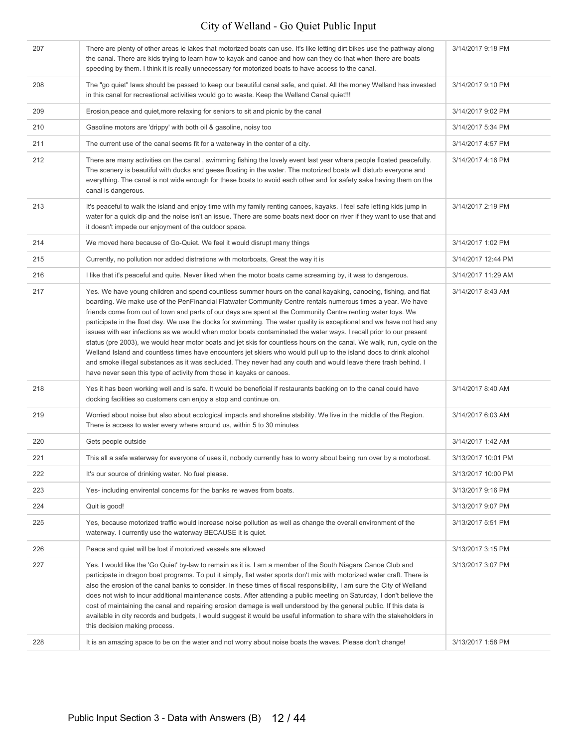| | | |
|---|---|---|
| 207 | There are plenty of other areas ie lakes that motorized boats can use. It's like letting dirt bikes use the pathway along the canal. There are kids trying to learn how to kayak and canoe and how can they do that when there are boats speeding by them. I think it is really unnecessary for motorized boats to have access to the canal. | 3/14/2017 9:18 PM |
| 208 | The "go quiet" laws should be passed to keep our beautiful canal safe, and quiet. All the money Welland has invested in this canal for recreational activities would go to waste. Keep the Welland Canal quiet!!! | 3/14/2017 9:10 PM |
| 209 | Erosion,peace and quiet,more relaxing for seniors to sit and picnic by the canal | 3/14/2017 9:02 PM |
| 210 | Gasoline motors are 'drippy' with both oil & gasoline, noisy too | 3/14/2017 5:34 PM |
| 211 | The current use of the canal seems fit for a waterway in the center of a city. | 3/14/2017 4:57 PM |
| 212 | There are many activities on the canal , swimming fishing the lovely event last year where people floated peacefully. The scenery is beautiful with ducks and geese floating in the water. The motorized boats will disturb everyone and everything. The canal is not wide enough for these boats to avoid each other and for safety sake having them on the canal is dangerous. | 3/14/2017 4:16 PM |
| 213 | It's peaceful to walk the island and enjoy time with my family renting canoes, kayaks. I feel safe letting kids jump in water for a quick dip and the noise isn't an issue. There are some boats next door on river if they want to use that and it doesn't impede our enjoyment of the outdoor space. | 3/14/2017 2:19 PM |
| 214 | We moved here because of Go-Quiet. We feel it would disrupt many things | 3/14/2017 1:02 PM |
| 215 | Currently, no pollution nor added distrations with motorboats, Great the way it is | 3/14/2017 12:44 PM |
| 216 | I like that it's peaceful and quite. Never liked when the motor boats came screaming by, it was to dangerous. | 3/14/2017 11:29 AM |
| 217 | Yes. We have young children and spend countless summer hours on the canal kayaking, canoeing, fishing, and flat boarding. We make use of the PenFinancial Flatwater Community Centre rentals numerous times a year. We have friends come from out of town and parts of our days are spent at the Community Centre renting water toys. We participate in the float day. We use the docks for swimming. The water quality is exceptional and we have not had any issues with ear infections as we would when motor boats contaminated the water ways. I recall prior to our present status (pre 2003), we would hear motor boats and jet skis for countless hours on the canal. We walk, run, cycle on the Welland Island and countless times have encounters jet skiers who would pull up to the island docs to drink alcohol and smoke illegal substances as it was secluded. They never had any couth and would leave there trash behind. I have never seen this type of activity from those in kayaks or canoes. | 3/14/2017 8:43 AM |
| 218 | Yes it has been working well and is safe. It would be beneficial if restaurants backing on to the canal could have docking facilities so customers can enjoy a stop and continue on. | 3/14/2017 8:40 AM |
| 219 | Worried about noise but also about ecological impacts and shoreline stability. We live in the middle of the Region. There is access to water every where around us, within 5 to 30 minutes | 3/14/2017 6:03 AM |
| 220 | Gets people outside | 3/14/2017 1:42 AM |
| 221 | This all a safe waterway for everyone of uses it, nobody currently has to worry about being run over by a motorboat. | 3/13/2017 10:01 PM |
| 222 | It's our source of drinking water. No fuel please. | 3/13/2017 10:00 PM |
| 223 | Yes- including envirental concerns for the banks re waves from boats. | 3/13/2017 9:16 PM |
| 224 | Quit is good! | 3/13/2017 9:07 PM |
| 225 | Yes, because motorized traffic would increase noise pollution as well as change the overall environment of the waterway. I currently use the waterway BECAUSE it is quiet. | 3/13/2017 5:51 PM |
| 226 | Peace and quiet will be lost if motorized vessels are allowed | 3/13/2017 3:15 PM |
| 227 | Yes. I would like the 'Go Quiet' by-law to remain as it is. I am a member of the South Niagara Canoe Club and participate in dragon boat programs. To put it simply, flat water sports don't mix with motorized water craft. There is also the erosion of the canal banks to consider. In these times of fiscal responsibility, I am sure the City of Welland does not wish to incur additional maintenance costs. After attending a public meeting on Saturday, I don't believe the cost of maintaining the canal and repairing erosion damage is well understood by the general public. If this data is available in city records and budgets, I would suggest it would be useful information to share with the stakeholders in this decision making process. | 3/13/2017 3:07 PM |
| 228 | It is an amazing space to be on the water and not worry about noise boats the waves. Please don't change! | 3/13/2017 1:58 PM |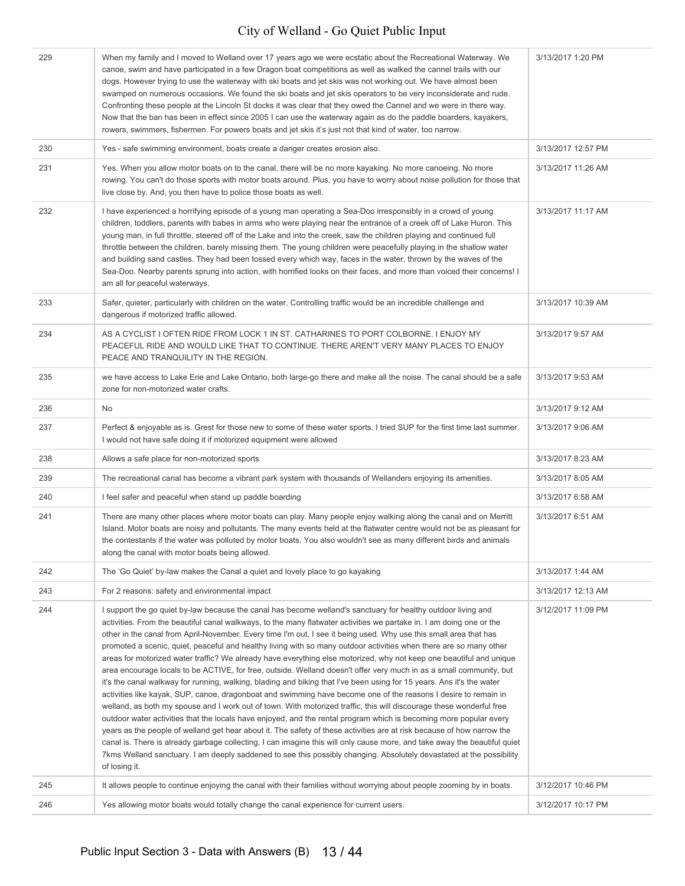| | | |
|---|---|---|
| 229 | When my family and I moved to Welland over 17 years ago we were ecstatic about the Recreational Waterway. We canoe, swim and have participated in a few Dragon boat competitions as well as walked the cannel trails with our dogs. However trying to use the waterway with ski boats and jet skis was not working out. We have almost been swamped on numerous occasions. We found the ski boats and jet skis operators to be very inconsiderate and rude. Confronting these people at the Lincoln St docks it was clear that they owed the Cannel and we were in there way. Now that the ban has been in effect since 2005 I can use the waterway again as do the paddle boarders, kayakers, rowers, swimmers, fishermen. For powers boats and jet skis it's just not that kind of water, too narrow. | 3/13/2017 1:20 PM |
| 230 | Yes - safe swimming environment, boats create a danger creates erosion also. | 3/13/2017 12:57 PM |
| 231 | Yes. When you allow motor boats on to the canal, there will be no more kayaking. No more canoeing. No more rowing. You can't do those sports with motor boats around. Plus, you have to worry about noise pollution for those that live close by. And, you then have to police those boats as well. | 3/13/2017 11:26 AM |
| 232 | I have experienced a horrifying episode of a young man operating a Sea-Doo irresponsibly in a crowd of young children, toddlers, parents with babes in arms who were playing near the entrance of a creek off of Lake Huron. This young man, in full throttle, steered off of the Lake and into the creek, saw the children playing and continued full throttle between the children, barely missing them. The young children were peacefully playing in the shallow water and building sand castles. They had been tossed every which way, faces in the water, thrown by the waves of the Sea-Doo. Nearby parents sprung into action, with horrified looks on their faces, and more than voiced their concerns! I am all for peaceful waterways. | 3/13/2017 11:17 AM |
| 233 | Safer, quieter, particularly with children on the water. Controlling traffic would be an incredible challenge and dangerous if motorized traffic allowed. | 3/13/2017 10:39 AM |
| 234 | AS A CYCLIST I OFTEN RIDE FROM LOCK 1 IN ST. CATHARINES TO PORT COLBORNE. I ENJOY MY PEACEFUL RIDE AND WOULD LIKE THAT TO CONTINUE. THERE AREN'T VERY MANY PLACES TO ENJOY PEACE AND TRANQUILITY IN THE REGION. | 3/13/2017 9:57 AM |
| 235 | we have access to Lake Erie and Lake Ontario, both large-go there and make all the noise. The canal should be a safe zone for non-motorized water crafts. | 3/13/2017 9:53 AM |
| 236 | No | 3/13/2017 9:12 AM |
| 237 | Perfect & enjoyable as is. Grest for those new to some of these water sports. I tried SUP for the first time last summer. I would not have safe doing it if motorized equipment were allowed | 3/13/2017 9:06 AM |
| 238 | Allows a safe place for non-motorized sports | 3/13/2017 8:23 AM |
| 239 | The recreational canal has become a vibrant park system with thousands of Wellanders enjoying its amenities. | 3/13/2017 8:05 AM |
| 240 | I feel safer and peaceful when stand up paddle boarding | 3/13/2017 6:58 AM |
| 241 | There are many other places where motor boats can play. Many people enjoy walking along the canal and on Merritt Island. Motor boats are noisy and pollutants. The many events held at the flatwater centre would not be as pleasant for the contestants if the water was polluted by motor boats. You also wouldn't see as many different birds and animals along the canal with motor boats being allowed. | 3/13/2017 6:51 AM |
| 242 | The 'Go Quiet' by-law makes the Canal a quiet and lovely place to go kayaking | 3/13/2017 1:44 AM |
| 243 | For 2 reasons: safety and environmental impact | 3/13/2017 12:13 AM |
| 244 | I support the go quiet by-law because the canal has become welland's sanctuary for healthy outdoor living and activities. From the beautiful canal walkways, to the many flatwater activities we partake in. I am doing one or the other in the canal from April-November. Every time I'm out, I see it being used. Why use this small area that has promoted a scenic, quiet, peaceful and healthy living with so many outdoor activities when there are so many other areas for motorized water traffic? We already have everything else motorized, why not keep one beautiful and unique area encourage locals to be ACTIVE, for free, outside. Welland doesn't offer very much in as a small community, but it's the canal walkway for running, walking, blading and biking that I've been using for 15 years. Ans it's the water activities like kayak, SUP, canoe, dragonboat and swimming have become one of the reasons I desire to remain in welland, as both my spouse and I work out of town. With motorized traffic, this will discourage these wonderful free outdoor water activities that the locals have enjoyed, and the rental program which is becoming more popular every years as the people of welland get hear about it. The safety of these activities are at risk because of how narrow the canal is. There is already garbage collecting, I can imagine this will only cause more, and take away the beautiful quiet 7kms Welland sanctuary. I am deeply saddened to see this possibly changing. Absolutely devastated at the possibility of losing it. | 3/12/2017 11:09 PM |
| 245 | It allows people to continue enjoying the canal with their families without worrying about people zooming by in boats. | 3/12/2017 10:46 PM |
| 246 | Yes allowing motor boats would totally change the canal experience for current users. | 3/12/2017 10:17 PM |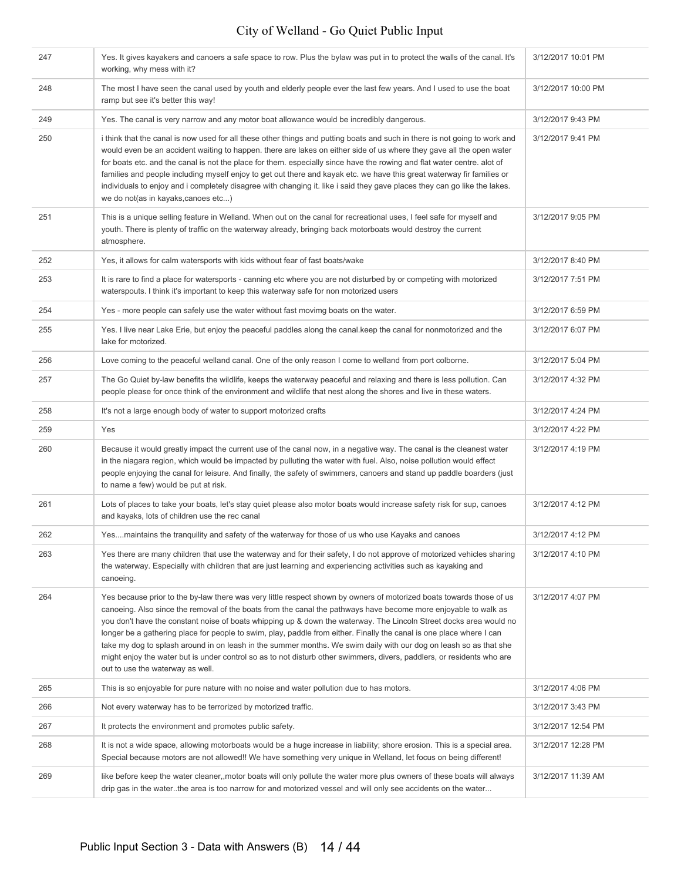| | | |
|---|---|---|
| 247 | Yes. It gives kayakers and canoers a safe space to row. Plus the bylaw was put in to protect the walls of the canal. It's working, why mess with it? | 3/12/2017 10:01 PM |
| 248 | The most I have seen the canal used by youth and elderly people ever the last few years. And I used to use the boat ramp but see it's better this way! | 3/12/2017 10:00 PM |
| 249 | Yes. The canal is very narrow and any motor boat allowance would be incredibly dangerous. | 3/12/2017 9:43 PM |
| 250 | i think that the canal is now used for all these other things and putting boats and such in there is not going to work and would even be an accident waiting to happen. there are lakes on either side of us where they gave all the open water for boats etc. and the canal is not the place for them. especially since have the rowing and flat water centre. alot of families and people including myself enjoy to get out there and kayak etc. we have this great waterway fir families or individuals to enjoy and i completely disagree with changing it. like i said they gave places they can go like the lakes. we do not(as in kayaks,canoes etc...) | 3/12/2017 9:41 PM |
| 251 | This is a unique selling feature in Welland. When out on the canal for recreational uses, I feel safe for myself and youth. There is plenty of traffic on the waterway already, bringing back motorboats would destroy the current atmosphere. | 3/12/2017 9:05 PM |
| 252 | Yes, it allows for calm watersports with kids without fear of fast boats/wake | 3/12/2017 8:40 PM |
| 253 | It is rare to find a place for watersports - canning etc where you are not disturbed by or competing with motorized waterspouts. I think it's important to keep this waterway safe for non motorized users | 3/12/2017 7:51 PM |
| 254 | Yes - more people can safely use the water without fast movimg boats on the water. | 3/12/2017 6:59 PM |
| 255 | Yes. I live near Lake Erie, but enjoy the peaceful paddles along the canal.keep the canal for nonmotorized and the lake for motorized. | 3/12/2017 6:07 PM |
| 256 | Love coming to the peaceful welland canal. One of the only reason I come to welland from port colborne. | 3/12/2017 5:04 PM |
| 257 | The Go Quiet by-law benefits the wildlife, keeps the waterway peaceful and relaxing and there is less pollution. Can people please for once think of the environment and wildlife that nest along the shores and live in these waters. | 3/12/2017 4:32 PM |
| 258 | It's not a large enough body of water to support motorized crafts | 3/12/2017 4:24 PM |
| 259 | Yes | 3/12/2017 4:22 PM |
| 260 | Because it would greatly impact the current use of the canal now, in a negative way. The canal is the cleanest water in the niagara region, which would be impacted by pulluting the water with fuel. Also, noise pollution would effect people enjoying the canal for leisure. And finally, the safety of swimmers, canoers and stand up paddle boarders (just to name a few) would be put at risk. | 3/12/2017 4:19 PM |
| 261 | Lots of places to take your boats, let's stay quiet please also motor boats would increase safety risk for sup, canoes and kayaks, lots of children use the rec canal | 3/12/2017 4:12 PM |
| 262 | Yes....maintains the tranquility and safety of the waterway for those of us who use Kayaks and canoes | 3/12/2017 4:12 PM |
| 263 | Yes there are many children that use the waterway and for their safety, I do not approve of motorized vehicles sharing the waterway. Especially with children that are just learning and experiencing activities such as kayaking and canoeing. | 3/12/2017 4:10 PM |
| 264 | Yes because prior to the by-law there was very little respect shown by owners of motorized boats towards those of us canoeing. Also since the removal of the boats from the canal the pathways have become more enjoyable to walk as you don't have the constant noise of boats whipping up & down the waterway. The Lincoln Street docks area would no longer be a gathering place for people to swim, play, paddle from either. Finally the canal is one place where I can take my dog to splash around in on leash in the summer months. We swim daily with our dog on leash so as that she might enjoy the water but is under control so as to not disturb other swimmers, divers, paddlers, or residents who are out to use the waterway as well. | 3/12/2017 4:07 PM |
| 265 | This is so enjoyable for pure nature with no noise and water pollution due to has motors. | 3/12/2017 4:06 PM |
| 266 | Not every waterway has to be terrorized by motorized traffic. | 3/12/2017 3:43 PM |
| 267 | It protects the environment and promotes public safety. | 3/12/2017 12:54 PM |
| 268 | It is not a wide space, allowing motorboats would be a huge increase in liability; shore erosion. This is a special area. Special because motors are not allowed!! We have something very unique in Welland, let focus on being different! | 3/12/2017 12:28 PM |
| 269 | like before keep the water cleaner,,motor boats will only pollute the water more plus owners of these boats will always drip gas in the water..the area is too narrow for and motorized vessel and will only see accidents on the water... | 3/12/2017 11:39 AM |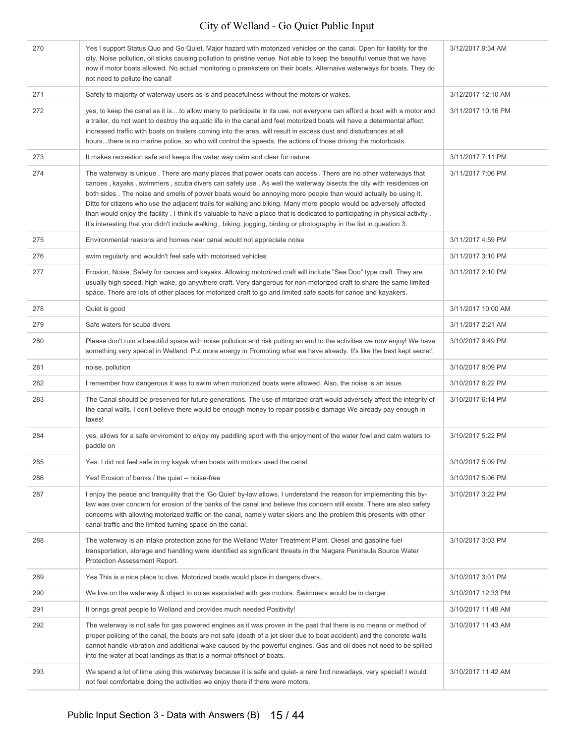| | | |
|---|---|---|
| 270 | Yes I support Status Quo and Go Quiet. Major hazard with motorized vehicles on the canal. Open for liability for the city. Noise pollution, oil slicks causing pollution to pristine venue. Not able to keep the beautiful venue that we have now if motor boats allowed. No actual monitoring o pranksters on their boats. Alternaive waterways for boats. They do not need to pollute the canal! | 3/12/2017 9:34 AM |
| 271 | Safety to majority of waterway users as is and peacefulness without the motors or wakes. | 3/12/2017 12:10 AM |
| 272 | yes, to keep the canal as it is....to allow many to participate in its use. not everyone can afford a boat with a motor and a trailer, do not want to destroy the aquatic life in the canal and feel motorized boats will have a determental affect. increased traffic with boats on trailers coming into the area, will result in excess dust and disturbances at all hours...there is no marine police, so who will control the speeds, the actions of those driving the motorboats. | 3/11/2017 10:16 PM |
| 273 | It makes recreation safe and keeps the water way calm and clear for nature | 3/11/2017 7:11 PM |
| 274 | The waterway is unique . There are many places that power boats can access . There are no other waterways that canoes , kayaks , swimmers , scuba divers can safely use . As well the waterway bisects the city with residences on both sides . The noise and smells of power boats would be annoying more people than would actually be using it. Ditto for citizens who use the adjacent trails for walking and biking. Many more people would be adversely affected than would enjoy the facility . I think it's valuable to have a place that is dedicated to participating in physical activity . It's interesting that you didn't include walking , biking, jogging, birding or photography in the list in question 3. | 3/11/2017 7:06 PM |
| 275 | Environmental reasons and homes near canal would not appreciate noise | 3/11/2017 4:59 PM |
| 276 | swim regularly and wouldn't feel safe with motorised vehicles | 3/11/2017 3:10 PM |
| 277 | Erosion, Noise, Safety for canoes and kayaks. Allowing motorized craft will include "Sea Doo" type craft. They are usually high speed, high wake, go anywhere craft. Very dangerous for non-motorized craft to share the same limited space. There are lots of other places for motorized craft to go and limited safe spots for canoe and kayakers. | 3/11/2017 2:10 PM |
| 278 | Quiet is good | 3/11/2017 10:00 AM |
| 279 | Safe waters for scuba divers | 3/11/2017 2:21 AM |
| 280 | Please don't ruin a beautiful space with noise pollution and risk putting an end to the activities we now enjoy! We have something very special in Welland. Put more energy in Promoting what we have already. It's like the best kept secret!, | 3/10/2017 9:49 PM |
| 281 | noise, pollution | 3/10/2017 9:09 PM |
| 282 | I remember how dangerous it was to swim when motorized boats were allowed. Also, the noise is an issue. | 3/10/2017 6:22 PM |
| 283 | The Canal should be preserved for future generations. The use of mtorized craft would adversely affect the integrity of the canal walls. I don't believe there would be enough money to repair possible damage We already pay enough in taxes! | 3/10/2017 6:14 PM |
| 284 | yes, allows for a safe enviroment to enjoy my paddling sport with the enjoyment of the water fowl and calm waters to paddle on | 3/10/2017 5:22 PM |
| 285 | Yes. I did not feel safe in my kayak when boats with motors used the canal. | 3/10/2017 5:09 PM |
| 286 | Yes! Erosion of banks / the quiet -- noise-free | 3/10/2017 5:06 PM |
| 287 | I enjoy the peace and tranquility that the 'Go Quiet' by-law allows. I understand the reason for implementing this by-law was over concern for erosion of the banks of the canal and believe this concern still exists. There are also safety concerns with allowing motorized traffic on the canal, namely water skiers and the problem this presents with other canal traffic and the limited turning space on the canal. | 3/10/2017 3:22 PM |
| 288 | The waterway is an intake protection zone for the Welland Water Treatment Plant. Diesel and gasoline fuel transportation, storage and handling were identified as significant threats in the Niagara Peninsula Source Water Protection Assessment Report. | 3/10/2017 3:03 PM |
| 289 | Yes This is a nice place to dive. Motorized boats would place in dangers divers. | 3/10/2017 3:01 PM |
| 290 | We live on the waterway & object to noise associated with gas motors. Swimmers would be in danger. | 3/10/2017 12:33 PM |
| 291 | It brings great people to Welland and provides much needed Positivity! | 3/10/2017 11:49 AM |
| 292 | The waterway is not safe for gas powered engines as it was proven in the past that there is no means or method of proper policing of the canal, the boats are not safe (death of a jet skier due to boat accident) and the concrete walls cannot handle vibration and additional wake caused by the powerful engines. Gas and oil does not need to be spilled into the water at boat landings as that is a normal offshoot of boats. | 3/10/2017 11:43 AM |
| 293 | We spend a lot of time using this waterway because it is safe and quiet- a rare find nowadays, very special! I would not feel comfortable doing the activities we enjoy there if there were motors, | 3/10/2017 11:42 AM |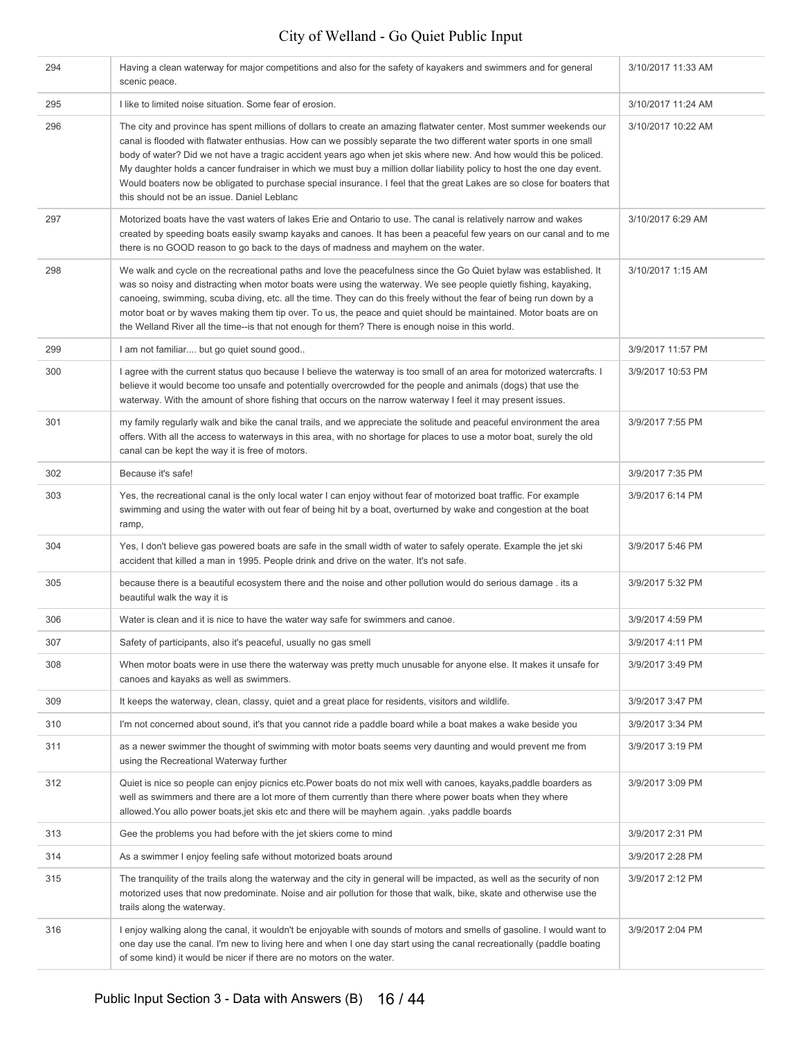| | | |
|---|---|---|
| 294 | Having a clean waterway for major competitions and also for the safety of kayakers and swimmers and for general scenic peace. | 3/10/2017 11:33 AM |
| 295 | I like to limited noise situation. Some fear of erosion. | 3/10/2017 11:24 AM |
| 296 | The city and province has spent millions of dollars to create an amazing flatwater center. Most summer weekends our canal is flooded with flatwater enthusias. How can we possibly separate the two different water sports in one small body of water? Did we not have a tragic accident years ago when jet skis where new. And how would this be policed. My daughter holds a cancer fundraiser in which we must buy a million dollar liability policy to host the one day event. Would boaters now be obligated to purchase special insurance. I feel that the great Lakes are so close for boaters that this should not be an issue. Daniel Leblanc | 3/10/2017 10:22 AM |
| 297 | Motorized boats have the vast waters of lakes Erie and Ontario to use. The canal is relatively narrow and wakes created by speeding boats easily swamp kayaks and canoes. It has been a peaceful few years on our canal and to me there is no GOOD reason to go back to the days of madness and mayhem on the water. | 3/10/2017 6:29 AM |
| 298 | We walk and cycle on the recreational paths and love the peacefulness since the Go Quiet bylaw was established. It was so noisy and distracting when motor boats were using the waterway. We see people quietly fishing, kayaking, canoeing, swimming, scuba diving, etc. all the time. They can do this freely without the fear of being run down by a motor boat or by waves making them tip over. To us, the peace and quiet should be maintained. Motor boats are on the Welland River all the time--is that not enough for them? There is enough noise in this world. | 3/10/2017 1:15 AM |
| 299 | I am not familiar.... but go quiet sound good.. | 3/9/2017 11:57 PM |
| 300 | I agree with the current status quo because I believe the waterway is too small of an area for motorized watercrafts. I believe it would become too unsafe and potentially overcrowded for the people and animals (dogs) that use the waterway. With the amount of shore fishing that occurs on the narrow waterway I feel it may present issues. | 3/9/2017 10:53 PM |
| 301 | my family regularly walk and bike the canal trails, and we appreciate the solitude and peaceful environment the area offers. With all the access to waterways in this area, with no shortage for places to use a motor boat, surely the old canal can be kept the way it is free of motors. | 3/9/2017 7:55 PM |
| 302 | Because it's safe! | 3/9/2017 7:35 PM |
| 303 | Yes, the recreational canal is the only local water I can enjoy without fear of motorized boat traffic. For example swimming and using the water with out fear of being hit by a boat, overturned by wake and congestion at the boat ramp, | 3/9/2017 6:14 PM |
| 304 | Yes, I don't believe gas powered boats are safe in the small width of water to safely operate. Example the jet ski accident that killed a man in 1995. People drink and drive on the water. It's not safe. | 3/9/2017 5:46 PM |
| 305 | because there is a beautiful ecosystem there and the noise and other pollution would do serious damage . its a beautiful walk the way it is | 3/9/2017 5:32 PM |
| 306 | Water is clean and it is nice to have the water way safe for swimmers and canoe. | 3/9/2017 4:59 PM |
| 307 | Safety of participants, also it's peaceful, usually no gas smell | 3/9/2017 4:11 PM |
| 308 | When motor boats were in use there the waterway was pretty much unusable for anyone else. It makes it unsafe for canoes and kayaks as well as swimmers. | 3/9/2017 3:49 PM |
| 309 | It keeps the waterway, clean, classy, quiet and a great place for residents, visitors and wildlife. | 3/9/2017 3:47 PM |
| 310 | I'm not concerned about sound, it's that you cannot ride a paddle board while a boat makes a wake beside you | 3/9/2017 3:34 PM |
| 311 | as a newer swimmer the thought of swimming with motor boats seems very daunting and would prevent me from using the Recreational Waterway further | 3/9/2017 3:19 PM |
| 312 | Quiet is nice so people can enjoy picnics etc.Power boats do not mix well with canoes, kayaks,paddle boarders as well as swimmers and there are a lot more of them currently than there where power boats when they where allowed.You allo power boats,jet skis etc and there will be mayhem again. ,yaks paddle boards | 3/9/2017 3:09 PM |
| 313 | Gee the problems you had before with the jet skiers come to mind | 3/9/2017 2:31 PM |
| 314 | As a swimmer I enjoy feeling safe without motorized boats around | 3/9/2017 2:28 PM |
| 315 | The tranquility of the trails along the waterway and the city in general will be impacted, as well as the security of non motorized uses that now predominate. Noise and air pollution for those that walk, bike, skate and otherwise use the trails along the waterway. | 3/9/2017 2:12 PM |
| 316 | I enjoy walking along the canal, it wouldn't be enjoyable with sounds of motors and smells of gasoline. I would want to one day use the canal. I'm new to living here and when I one day start using the canal recreationally (paddle boating of some kind) it would be nicer if there are no motors on the water. | 3/9/2017 2:04 PM |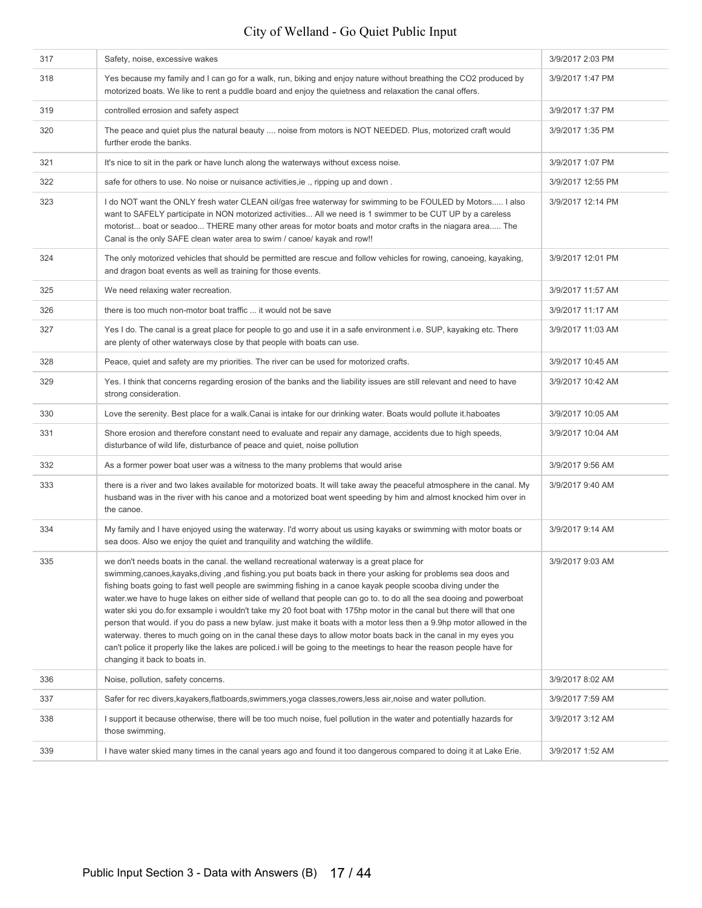| | | |
|---|---|---|
| 317 | Safety, noise, excessive wakes | 3/9/2017 2:03 PM |
| 318 | Yes because my family and I can go for a walk, run, biking and enjoy nature without breathing the CO2 produced by motorized boats. We like to rent a puddle board and enjoy the quietness and relaxation the canal offers. | 3/9/2017 1:47 PM |
| 319 | controlled errosion and safety aspect | 3/9/2017 1:37 PM |
| 320 | The peace and quiet plus the natural beauty .... noise from motors is NOT NEEDED. Plus, motorized craft would further erode the banks. | 3/9/2017 1:35 PM |
| 321 | It's nice to sit in the park or have lunch along the waterways without excess noise. | 3/9/2017 1:07 PM |
| 322 | safe for others to use. No noise or nuisance activities,ie ., ripping up and down . | 3/9/2017 12:55 PM |
| 323 | I do NOT want the ONLY fresh water CLEAN oil/gas free waterway for swimming to be FOULED by Motors..... I also want to SAFELY participate in NON motorized activities... All we need is 1 swimmer to be CUT UP by a careless motorist... boat or seadoo... THERE many other areas for motor boats and motor crafts in the niagara area..... The Canal is the only SAFE clean water area to swim / canoe/ kayak and row!! | 3/9/2017 12:14 PM |
| 324 | The only motorized vehicles that should be permitted are rescue and follow vehicles for rowing, canoeing, kayaking, and dragon boat events as well as training for those events. | 3/9/2017 12:01 PM |
| 325 | We need relaxing water recreation. | 3/9/2017 11:57 AM |
| 326 | there is too much non-motor boat traffic ... it would not be save | 3/9/2017 11:17 AM |
| 327 | Yes I do. The canal is a great place for people to go and use it in a safe environment i.e. SUP, kayaking etc. There are plenty of other waterways close by that people with boats can use. | 3/9/2017 11:03 AM |
| 328 | Peace, quiet and safety are my priorities. The river can be used for motorized crafts. | 3/9/2017 10:45 AM |
| 329 | Yes. I think that concerns regarding erosion of the banks and the liability issues are still relevant and need to have strong consideration. | 3/9/2017 10:42 AM |
| 330 | Love the serenity. Best place for a walk.Canai is intake for our drinking water. Boats would pollute it.haboates | 3/9/2017 10:05 AM |
| 331 | Shore erosion and therefore constant need to evaluate and repair any damage, accidents due to high speeds, disturbance of wild life, disturbance of peace and quiet, noise pollution | 3/9/2017 10:04 AM |
| 332 | As a former power boat user was a witness to the many problems that would arise | 3/9/2017 9:56 AM |
| 333 | there is a river and two lakes available for motorized boats. It will take away the peaceful atmosphere in the canal. My husband was in the river with his canoe and a motorized boat went speeding by him and almost knocked him over in the canoe. | 3/9/2017 9:40 AM |
| 334 | My family and I have enjoyed using the waterway. I'd worry about us using kayaks or swimming with motor boats or sea doos. Also we enjoy the quiet and tranquility and watching the wildlife. | 3/9/2017 9:14 AM |
| 335 | we don't needs boats in the canal. the welland recreational waterway is a great place for swimming,canoes,kayaks,diving ,and fishing.you put boats back in there your asking for problems sea doos and fishing boats going to fast well people are swimming fishing in a canoe kayak people scooba diving under the water.we have to huge lakes on either side of welland that people can go to. to do all the sea dooing and powerboat water ski you do.for exsample i wouldn't take my 20 foot boat with 175hp motor in the canal but there will that one person that would. if you do pass a new bylaw. just make it boats with a motor less then a 9.9hp motor allowed in the waterway. theres to much going on in the canal these days to allow motor boats back in the canal in my eyes you can't police it properly like the lakes are policed.i will be going to the meetings to hear the reason people have for changing it back to boats in. | 3/9/2017 9:03 AM |
| 336 | Noise, pollution, safety concerns. | 3/9/2017 8:02 AM |
| 337 | Safer for rec divers,kayakers,flatboards,swimmers,yoga classes,rowers,less air,noise and water pollution. | 3/9/2017 7:59 AM |
| 338 | I support it because otherwise, there will be too much noise, fuel pollution in the water and potentially hazards for those swimming. | 3/9/2017 3:12 AM |
| 339 | I have water skied many times in the canal years ago and found it too dangerous compared to doing it at Lake Erie. | 3/9/2017 1:52 AM |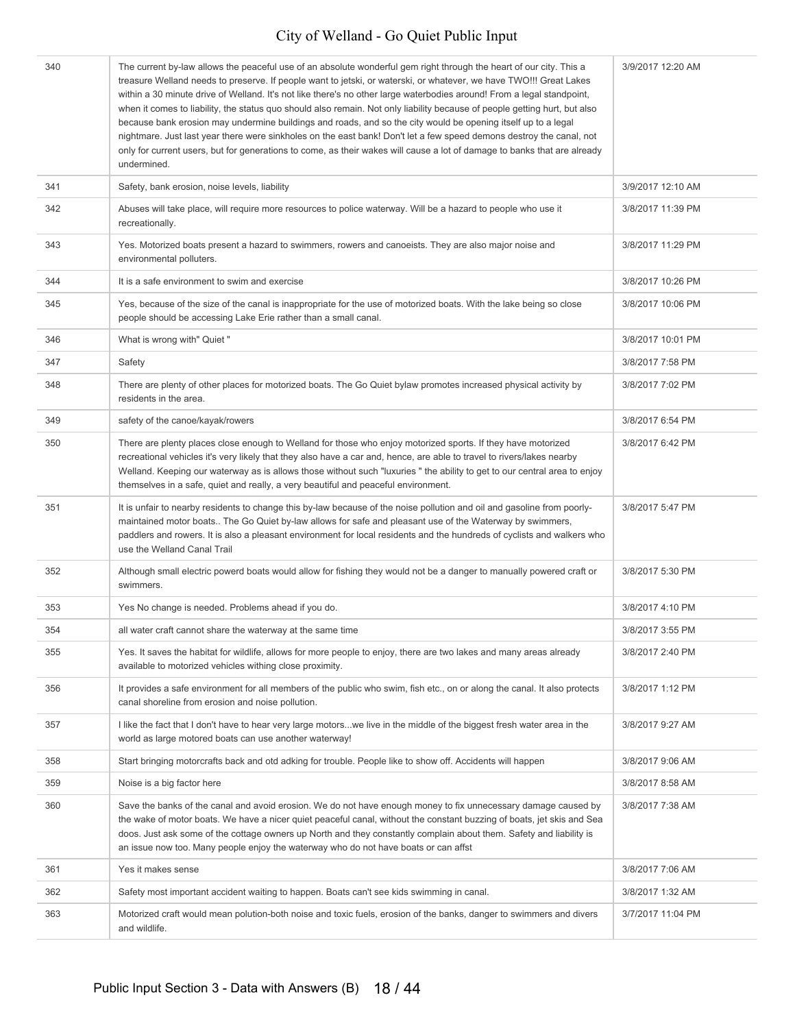| | | |
|---|---|---|
| 340 | The current by-law allows the peaceful use of an absolute wonderful gem right through the heart of our city. This a treasure Welland needs to preserve. If people want to jetski, or waterski, or whatever, we have TWO!!! Great Lakes within a 30 minute drive of Welland. It's not like there's no other large waterbodies around! From a legal standpoint, when it comes to liability, the status quo should also remain. Not only liability because of people getting hurt, but also because bank erosion may undermine buildings and roads, and so the city would be opening itself up to a legal nightmare. Just last year there were sinkholes on the east bank! Don't let a few speed demons destroy the canal, not only for current users, but for generations to come, as their wakes will cause a lot of damage to banks that are already undermined. | 3/9/2017 12:20 AM |
| 341 | Safety, bank erosion, noise levels, liability | 3/9/2017 12:10 AM |
| 342 | Abuses will take place, will require more resources to police waterway. Will be a hazard to people who use it recreationally. | 3/8/2017 11:39 PM |
| 343 | Yes. Motorized boats present a hazard to swimmers, rowers and canoeists. They are also major noise and environmental polluters. | 3/8/2017 11:29 PM |
| 344 | It is a safe environment to swim and exercise | 3/8/2017 10:26 PM |
| 345 | Yes, because of the size of the canal is inappropriate for the use of motorized boats. With the lake being so close people should be accessing Lake Erie rather than a small canal. | 3/8/2017 10:06 PM |
| 346 | What is wrong with" Quiet " | 3/8/2017 10:01 PM |
| 347 | Safety | 3/8/2017 7:58 PM |
| 348 | There are plenty of other places for motorized boats. The Go Quiet bylaw promotes increased physical activity by residents in the area. | 3/8/2017 7:02 PM |
| 349 | safety of the canoe/kayak/rowers | 3/8/2017 6:54 PM |
| 350 | There are plenty places close enough to Welland for those who enjoy motorized sports. If they have motorized recreational vehicles it's very likely that they also have a car and, hence, are able to travel to rivers/lakes nearby Welland. Keeping our waterway as is allows those without such "luxuries " the ability to get to our central area to enjoy themselves in a safe, quiet and really, a very beautiful and peaceful environment. | 3/8/2017 6:42 PM |
| 351 | It is unfair to nearby residents to change this by-law because of the noise pollution and oil and gasoline from poorly-maintained motor boats.. The Go Quiet by-law allows for safe and pleasant use of the Waterway by swimmers, paddlers and rowers. It is also a pleasant environment for local residents and the hundreds of cyclists and walkers who use the Welland Canal Trail | 3/8/2017 5:47 PM |
| 352 | Although small electric powerd boats would allow for fishing they would not be a danger to manually powered craft or swimmers. | 3/8/2017 5:30 PM |
| 353 | Yes No change is needed. Problems ahead if you do. | 3/8/2017 4:10 PM |
| 354 | all water craft cannot share the waterway at the same time | 3/8/2017 3:55 PM |
| 355 | Yes. It saves the habitat for wildlife, allows for more people to enjoy, there are two lakes and many areas already available to motorized vehicles withing close proximity. | 3/8/2017 2:40 PM |
| 356 | It provides a safe environment for all members of the public who swim, fish etc., on or along the canal. It also protects canal shoreline from erosion and noise pollution. | 3/8/2017 1:12 PM |
| 357 | I like the fact that I don't have to hear very large motors...we live in the middle of the biggest fresh water area in the world as large motored boats can use another waterway! | 3/8/2017 9:27 AM |
| 358 | Start bringing motorcrafts back and otd adking for trouble. People like to show off. Accidents will happen | 3/8/2017 9:06 AM |
| 359 | Noise is a big factor here | 3/8/2017 8:58 AM |
| 360 | Save the banks of the canal and avoid erosion. We do not have enough money to fix unnecessary damage caused by the wake of motor boats. We have a nicer quiet peaceful canal, without the constant buzzing of boats, jet skis and Sea doos. Just ask some of the cottage owners up North and they constantly complain about them. Safety and liability is an issue now too. Many people enjoy the waterway who do not have boats or can affst | 3/8/2017 7:38 AM |
| 361 | Yes it makes sense | 3/8/2017 7:06 AM |
| 362 | Safety most important accident waiting to happen. Boats can't see kids swimming in canal. | 3/8/2017 1:32 AM |
| 363 | Motorized craft would mean polution-both noise and toxic fuels, erosion of the banks, danger to swimmers and divers and wildlife. | 3/7/2017 11:04 PM |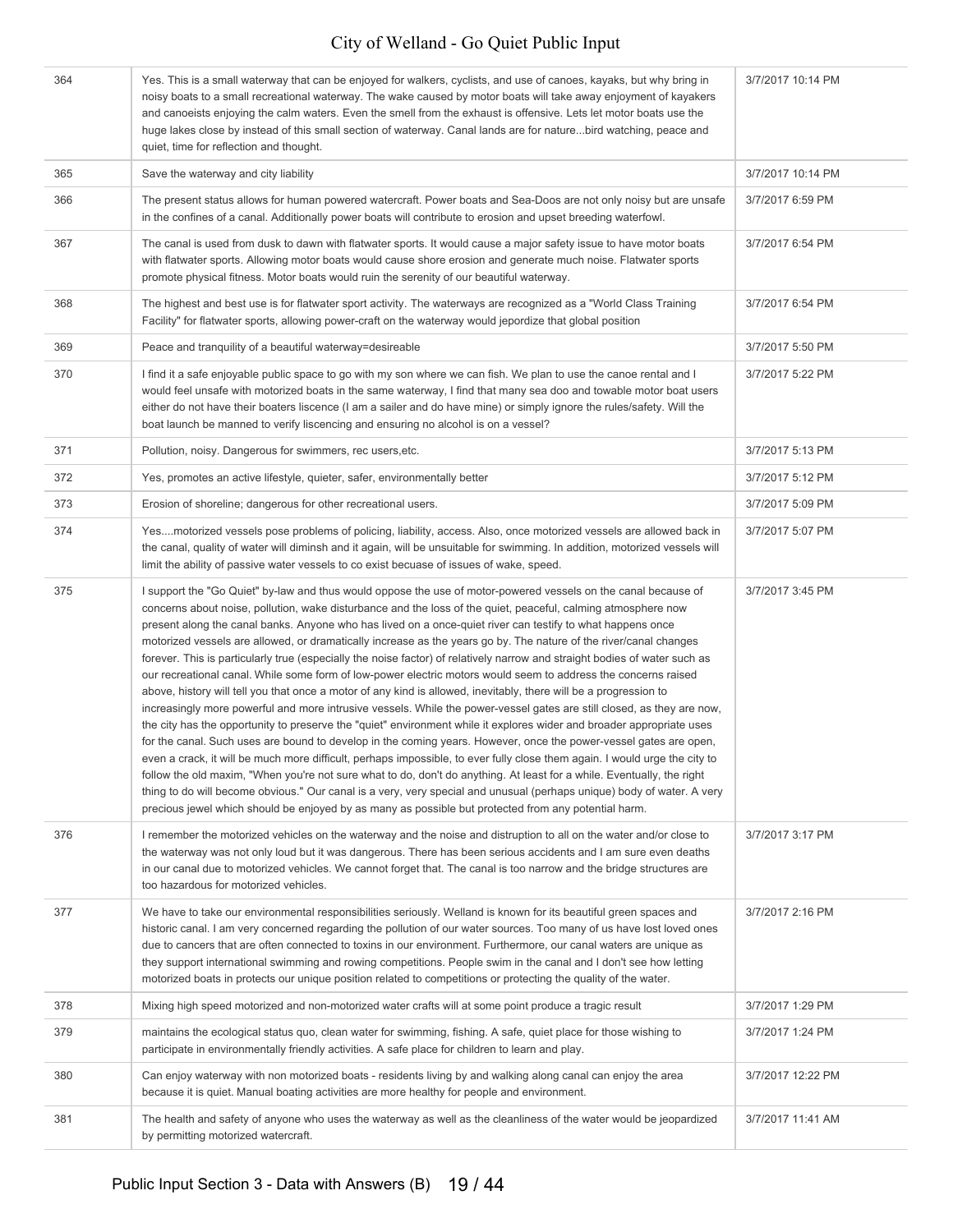| | | |
|---|---|---|
| 364 | Yes. This is a small waterway that can be enjoyed for walkers, cyclists, and use of canoes, kayaks, but why bring in noisy boats to a small recreational waterway. The wake caused by motor boats will take away enjoyment of kayakers and canoeists enjoying the calm waters. Even the smell from the exhaust is offensive. Lets let motor boats use the huge lakes close by instead of this small section of waterway. Canal lands are for nature...bird watching, peace and quiet, time for reflection and thought. | 3/7/2017 10:14 PM |
| 365 | Save the waterway and city liability | 3/7/2017 10:14 PM |
| 366 | The present status allows for human powered watercraft. Power boats and Sea-Doos are not only noisy but are unsafe in the confines of a canal. Additionally power boats will contribute to erosion and upset breeding waterfowl. | 3/7/2017 6:59 PM |
| 367 | The canal is used from dusk to dawn with flatwater sports. It would cause a major safety issue to have motor boats with flatwater sports. Allowing motor boats would cause shore erosion and generate much noise. Flatwater sports promote physical fitness. Motor boats would ruin the serenity of our beautiful waterway. | 3/7/2017 6:54 PM |
| 368 | The highest and best use is for flatwater sport activity. The waterways are recognized as a "World Class Training Facility" for flatwater sports, allowing power-craft on the waterway would jepordize that global position | 3/7/2017 6:54 PM |
| 369 | Peace and tranquility of a beautiful waterway=desireable | 3/7/2017 5:50 PM |
| 370 | I find it a safe enjoyable public space to go with my son where we can fish. We plan to use the canoe rental and I would feel unsafe with motorized boats in the same waterway, I find that many sea doo and towable motor boat users either do not have their boaters liscence (I am a sailer and do have mine) or simply ignore the rules/safety. Will the boat launch be manned to verify liscencing and ensuring no alcohol is on a vessel? | 3/7/2017 5:22 PM |
| 371 | Pollution, noisy. Dangerous for swimmers, rec users,etc. | 3/7/2017 5:13 PM |
| 372 | Yes, promotes an active lifestyle, quieter, safer, environmentally better | 3/7/2017 5:12 PM |
| 373 | Erosion of shoreline; dangerous for other recreational users. | 3/7/2017 5:09 PM |
| 374 | Yes....motorized vessels pose problems of policing, liability, access. Also, once motorized vessels are allowed back in the canal, quality of water will diminsh and it again, will be unsuitable for swimming. In addition, motorized vessels will limit the ability of passive water vessels to co exist becuase of issues of wake, speed. | 3/7/2017 5:07 PM |
| 375 | I support the "Go Quiet" by-law and thus would oppose the use of motor-powered vessels on the canal because of concerns about noise, pollution, wake disturbance and the loss of the quiet, peaceful, calming atmosphere now present along the canal banks. Anyone who has lived on a once-quiet river can testify to what happens once motorized vessels are allowed, or dramatically increase as the years go by. The nature of the river/canal changes forever. This is particularly true (especially the noise factor) of relatively narrow and straight bodies of water such as our recreational canal. While some form of low-power electric motors would seem to address the concerns raised above, history will tell you that once a motor of any kind is allowed, inevitably, there will be a progression to increasingly more powerful and more intrusive vessels. While the power-vessel gates are still closed, as they are now, the city has the opportunity to preserve the "quiet" environment while it explores wider and broader appropriate uses for the canal. Such uses are bound to develop in the coming years. However, once the power-vessel gates are open, even a crack, it will be much more difficult, perhaps impossible, to ever fully close them again. I would urge the city to follow the old maxim, "When you're not sure what to do, don't do anything. At least for a while. Eventually, the right thing to do will become obvious." Our canal is a very, very special and unusual (perhaps unique) body of water. A very precious jewel which should be enjoyed by as many as possible but protected from any potential harm. | 3/7/2017 3:45 PM |
| 376 | I remember the motorized vehicles on the waterway and the noise and distruption to all on the water and/or close to the waterway was not only loud but it was dangerous. There has been serious accidents and I am sure even deaths in our canal due to motorized vehicles. We cannot forget that. The canal is too narrow and the bridge structures are too hazardous for motorized vehicles. | 3/7/2017 3:17 PM |
| 377 | We have to take our environmental responsibilities seriously. Welland is known for its beautiful green spaces and historic canal. I am very concerned regarding the pollution of our water sources. Too many of us have lost loved ones due to cancers that are often connected to toxins in our environment. Furthermore, our canal waters are unique as they support international swimming and rowing competitions. People swim in the canal and I don't see how letting motorized boats in protects our unique position related to competitions or protecting the quality of the water. | 3/7/2017 2:16 PM |
| 378 | Mixing high speed motorized and non-motorized water crafts will at some point produce a tragic result | 3/7/2017 1:29 PM |
| 379 | maintains the ecological status quo, clean water for swimming, fishing. A safe, quiet place for those wishing to participate in environmentally friendly activities. A safe place for children to learn and play. | 3/7/2017 1:24 PM |
| 380 | Can enjoy waterway with non motorized boats - residents living by and walking along canal can enjoy the area because it is quiet. Manual boating activities are more healthy for people and environment. | 3/7/2017 12:22 PM |
| 381 | The health and safety of anyone who uses the waterway as well as the cleanliness of the water would be jeopardized by permitting motorized watercraft. | 3/7/2017 11:41 AM |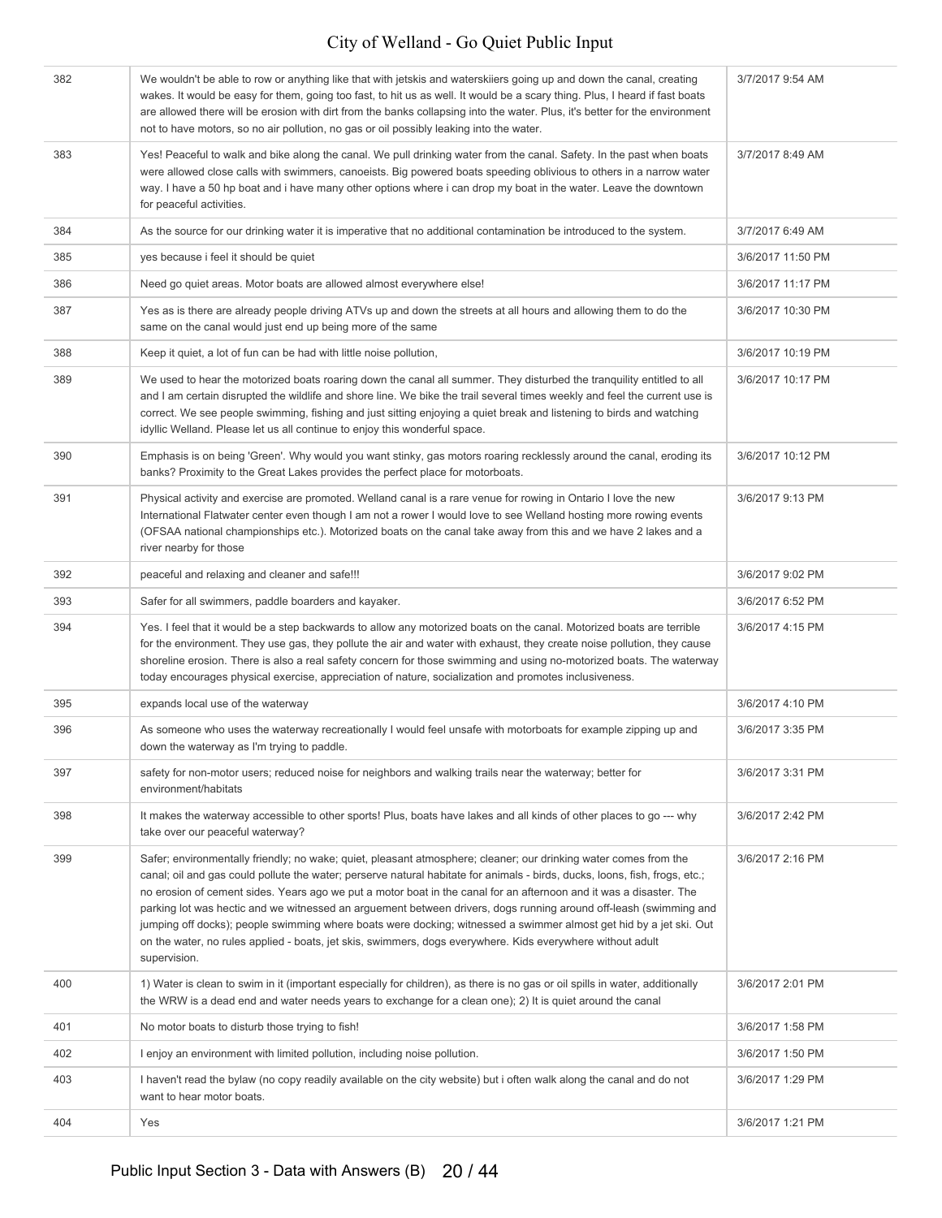| | | |
|---|---|---|
| 382 | We wouldn't be able to row or anything like that with jetskis and waterskiiers going up and down the canal, creating wakes. It would be easy for them, going too fast, to hit us as well. It would be a scary thing. Plus, I heard if fast boats are allowed there will be erosion with dirt from the banks collapsing into the water. Plus, it's better for the environment not to have motors, so no air pollution, no gas or oil possibly leaking into the water. | 3/7/2017 9:54 AM |
| 383 | Yes! Peaceful to walk and bike along the canal. We pull drinking water from the canal. Safety. In the past when boats were allowed close calls with swimmers, canoeists. Big powered boats speeding oblivious to others in a narrow water way. I have a 50 hp boat and i have many other options where i can drop my boat in the water. Leave the downtown for peaceful activities. | 3/7/2017 8:49 AM |
| 384 | As the source for our drinking water it is imperative that no additional contamination be introduced to the system. | 3/7/2017 6:49 AM |
| 385 | yes because i feel it should be quiet | 3/6/2017 11:50 PM |
| 386 | Need go quiet areas. Motor boats are allowed almost everywhere else! | 3/6/2017 11:17 PM |
| 387 | Yes as is there are already people driving ATVs up and down the streets at all hours and allowing them to do the same on the canal would just end up being more of the same | 3/6/2017 10:30 PM |
| 388 | Keep it quiet, a lot of fun can be had with little noise pollution, | 3/6/2017 10:19 PM |
| 389 | We used to hear the motorized boats roaring down the canal all summer. They disturbed the tranquility entitled to all and I am certain disrupted the wildlife and shore line. We bike the trail several times weekly and feel the current use is correct. We see people swimming, fishing and just sitting enjoying a quiet break and listening to birds and watching idyllic Welland. Please let us all continue to enjoy this wonderful space. | 3/6/2017 10:17 PM |
| 390 | Emphasis is on being 'Green'. Why would you want stinky, gas motors roaring recklessly around the canal, eroding its banks? Proximity to the Great Lakes provides the perfect place for motorboats. | 3/6/2017 10:12 PM |
| 391 | Physical activity and exercise are promoted. Welland canal is a rare venue for rowing in Ontario I love the new International Flatwater center even though I am not a rower I would love to see Welland hosting more rowing events (OFSAA national championships etc.). Motorized boats on the canal take away from this and we have 2 lakes and a river nearby for those | 3/6/2017 9:13 PM |
| 392 | peaceful and relaxing and cleaner and safe!!! | 3/6/2017 9:02 PM |
| 393 | Safer for all swimmers, paddle boarders and kayaker. | 3/6/2017 6:52 PM |
| 394 | Yes. I feel that it would be a step backwards to allow any motorized boats on the canal. Motorized boats are terrible for the environment. They use gas, they pollute the air and water with exhaust, they create noise pollution, they cause shoreline erosion. There is also a real safety concern for those swimming and using no-motorized boats. The waterway today encourages physical exercise, appreciation of nature, socialization and promotes inclusiveness. | 3/6/2017 4:15 PM |
| 395 | expands local use of the waterway | 3/6/2017 4:10 PM |
| 396 | As someone who uses the waterway recreationally I would feel unsafe with motorboats for example zipping up and down the waterway as I'm trying to paddle. | 3/6/2017 3:35 PM |
| 397 | safety for non-motor users; reduced noise for neighbors and walking trails near the waterway; better for environment/habitats | 3/6/2017 3:31 PM |
| 398 | It makes the waterway accessible to other sports! Plus, boats have lakes and all kinds of other places to go --- why take over our peaceful waterway? | 3/6/2017 2:42 PM |
| 399 | Safer; environmentally friendly; no wake; quiet, pleasant atmosphere; cleaner; our drinking water comes from the canal; oil and gas could pollute the water; perserve natural habitate for animals - birds, ducks, loons, fish, frogs, etc.; no erosion of cement sides. Years ago we put a motor boat in the canal for an afternoon and it was a disaster. The parking lot was hectic and we witnessed an arguement between drivers, dogs running around off-leash (swimming and jumping off docks); people swimming where boats were docking; witnessed a swimmer almost get hid by a jet ski. Out on the water, no rules applied - boats, jet skis, swimmers, dogs everywhere. Kids everywhere without adult supervision. | 3/6/2017 2:16 PM |
| 400 | 1) Water is clean to swim in it (important especially for children), as there is no gas or oil spills in water, additionally the WRW is a dead end and water needs years to exchange for a clean one); 2) It is quiet around the canal | 3/6/2017 2:01 PM |
| 401 | No motor boats to disturb those trying to fish! | 3/6/2017 1:58 PM |
| 402 | I enjoy an environment with limited pollution, including noise pollution. | 3/6/2017 1:50 PM |
| 403 | I haven't read the bylaw (no copy readily available on the city website) but i often walk along the canal and do not want to hear motor boats. | 3/6/2017 1:29 PM |
| 404 | Yes | 3/6/2017 1:21 PM |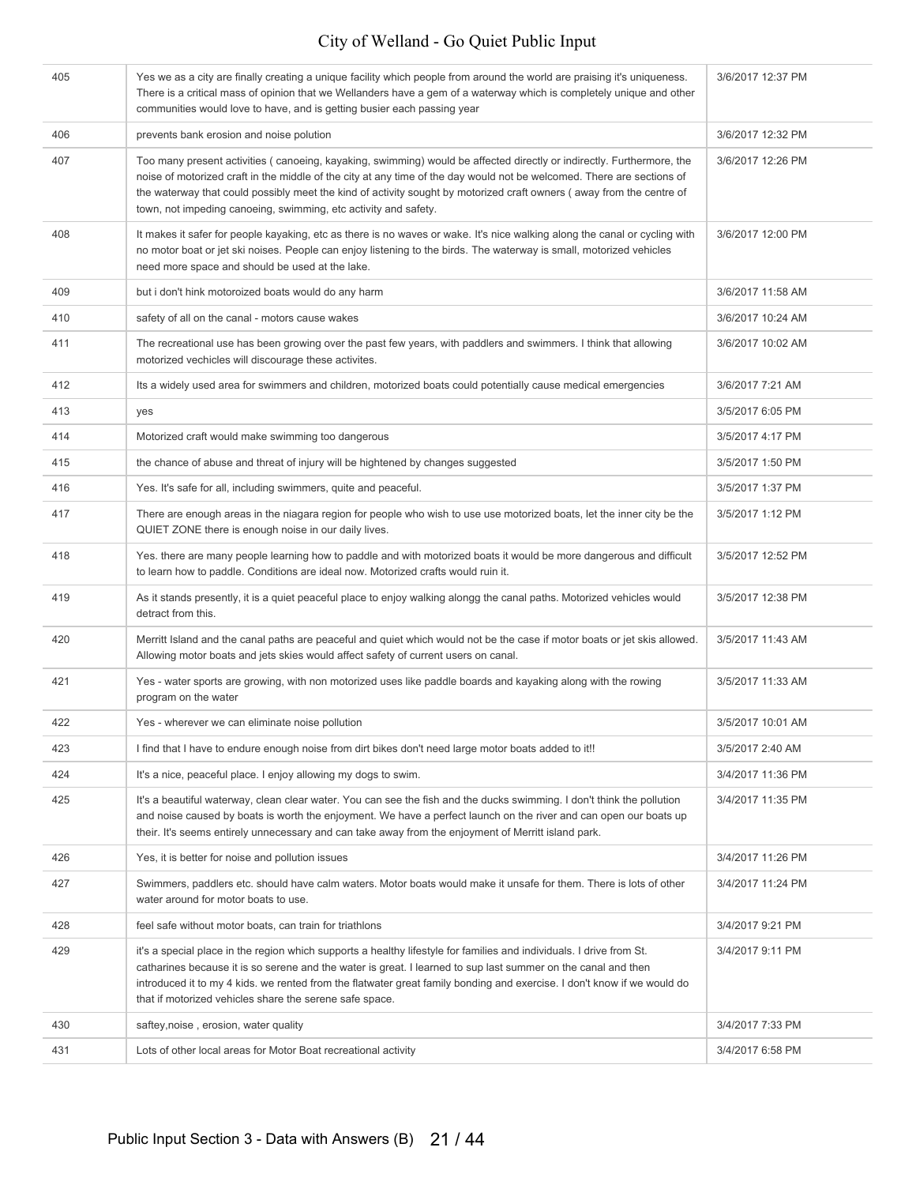| | | |
|---|---|---|
| 405 | Yes we as a city are finally creating a unique facility which people from around the world are praising it's uniqueness. There is a critical mass of opinion that we Wellanders have a gem of a waterway which is completely unique and other communities would love to have, and is getting busier each passing year | 3/6/2017 12:37 PM |
| 406 | prevents bank erosion and noise polution | 3/6/2017 12:32 PM |
| 407 | Too many present activities ( canoeing, kayaking, swimming) would be affected directly or indirectly. Furthermore, the noise of motorized craft in the middle of the city at any time of the day would not be welcomed. There are sections of the waterway that could possibly meet the kind of activity sought by motorized craft owners ( away from the centre of town, not impeding canoeing, swimming, etc activity and safety. | 3/6/2017 12:26 PM |
| 408 | It makes it safer for people kayaking, etc as there is no waves or wake. It's nice walking along the canal or cycling with no motor boat or jet ski noises. People can enjoy listening to the birds. The waterway is small, motorized vehicles need more space and should be used at the lake. | 3/6/2017 12:00 PM |
| 409 | but i don't hink motoroized boats would do any harm | 3/6/2017 11:58 AM |
| 410 | safety of all on the canal - motors cause wakes | 3/6/2017 10:24 AM |
| 411 | The recreational use has been growing over the past few years, with paddlers and swimmers. I think that allowing motorized vechicles will discourage these activites. | 3/6/2017 10:02 AM |
| 412 | Its a widely used area for swimmers and children, motorized boats could potentially cause medical emergencies | 3/6/2017 7:21 AM |
| 413 | yes | 3/5/2017 6:05 PM |
| 414 | Motorized craft would make swimming too dangerous | 3/5/2017 4:17 PM |
| 415 | the chance of abuse and threat of injury will be hightened by changes suggested | 3/5/2017 1:50 PM |
| 416 | Yes. It's safe for all, including swimmers, quite and peaceful. | 3/5/2017 1:37 PM |
| 417 | There are enough areas in the niagara region for people who wish to use use motorized boats, let the inner city be the QUIET ZONE there is enough noise in our daily lives. | 3/5/2017 1:12 PM |
| 418 | Yes. there are many people learning how to paddle and with motorized boats it would be more dangerous and difficult to learn how to paddle. Conditions are ideal now. Motorized crafts would ruin it. | 3/5/2017 12:52 PM |
| 419 | As it stands presently, it is a quiet peaceful place to enjoy walking alongg the canal paths. Motorized vehicles would detract from this. | 3/5/2017 12:38 PM |
| 420 | Merritt Island and the canal paths are peaceful and quiet which would not be the case if motor boats or jet skis allowed. Allowing motor boats and jets skies would affect safety of current users on canal. | 3/5/2017 11:43 AM |
| 421 | Yes - water sports are growing, with non motorized uses like paddle boards and kayaking along with the rowing program on the water | 3/5/2017 11:33 AM |
| 422 | Yes - wherever we can eliminate noise pollution | 3/5/2017 10:01 AM |
| 423 | I find that I have to endure enough noise from dirt bikes don't need large motor boats added to it!! | 3/5/2017 2:40 AM |
| 424 | It's a nice, peaceful place. I enjoy allowing my dogs to swim. | 3/4/2017 11:36 PM |
| 425 | It's a beautiful waterway, clean clear water. You can see the fish and the ducks swimming. I don't think the pollution and noise caused by boats is worth the enjoyment. We have a perfect launch on the river and can open our boats up their. It's seems entirely unnecessary and can take away from the enjoyment of Merritt island park. | 3/4/2017 11:35 PM |
| 426 | Yes, it is better for noise and pollution issues | 3/4/2017 11:26 PM |
| 427 | Swimmers, paddlers etc. should have calm waters. Motor boats would make it unsafe for them. There is lots of other water around for motor boats to use. | 3/4/2017 11:24 PM |
| 428 | feel safe without motor boats, can train for triathlons | 3/4/2017 9:21 PM |
| 429 | it's a special place in the region which supports a healthy lifestyle for families and individuals. I drive from St. catharines because it is so serene and the water is great. I learned to sup last summer on the canal and then introduced it to my 4 kids. we rented from the flatwater great family bonding and exercise. I don't know if we would do that if motorized vehicles share the serene safe space. | 3/4/2017 9:11 PM |
| 430 | saftey,noise , erosion, water quality | 3/4/2017 7:33 PM |
| 431 | Lots of other local areas for Motor Boat recreational activity | 3/4/2017 6:58 PM |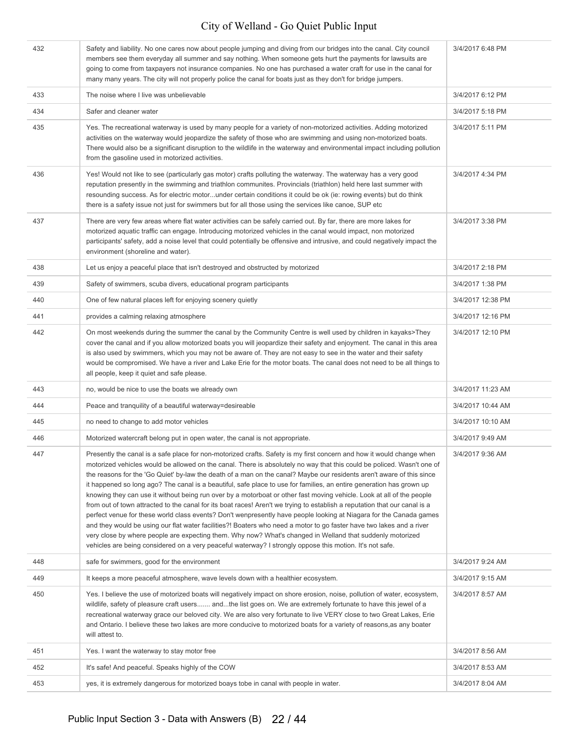| | | |
|---|---|---|
| 432 | Safety and liability. No one cares now about people jumping and diving from our bridges into the canal. City council members see them everyday all summer and say nothing. When someone gets hurt the payments for lawsuits are going to come from taxpayers not insurance companies. No one has purchased a water craft for use in the canal for many many years. The city will not properly police the canal for boats just as they don't for bridge jumpers. | 3/4/2017 6:48 PM |
| 433 | The noise where I live was unbelievable | 3/4/2017 6:12 PM |
| 434 | Safer and cleaner water | 3/4/2017 5:18 PM |
| 435 | Yes. The recreational waterway is used by many people for a variety of non-motorized activities. Adding motorized activities on the waterway would jeopardize the safety of those who are swimming and using non-motorized boats. There would also be a significant disruption to the wildlife in the waterway and environmental impact including pollution from the gasoline used in motorized activities. | 3/4/2017 5:11 PM |
| 436 | Yes! Would not like to see (particularly gas motor) crafts polluting the waterway. The waterway has a very good reputation presently in the swimming and triathlon communites. Provincials (triathlon) held here last summer with resounding success. As for electric motor...under certain conditions it could be ok (ie: rowing events) but do think there is a safety issue not just for swimmers but for all those using the services like canoe, SUP etc | 3/4/2017 4:34 PM |
| 437 | There are very few areas where flat water activities can be safely carried out. By far, there are more lakes for motorized aquatic traffic can engage. Introducing motorized vehicles in the canal would impact, non motorized participants' safety, add a noise level that could potentially be offensive and intrusive, and could negatively impact the environment (shoreline and water). | 3/4/2017 3:38 PM |
| 438 | Let us enjoy a peaceful place that isn't destroyed and obstructed by motorized | 3/4/2017 2:18 PM |
| 439 | Safety of swimmers, scuba divers, educational program participants | 3/4/2017 1:38 PM |
| 440 | One of few natural places left for enjoying scenery quietly | 3/4/2017 12:38 PM |
| 441 | provides a calming relaxing atmosphere | 3/4/2017 12:16 PM |
| 442 | On most weekends during the summer the canal by the Community Centre is well used by children in kayaks>They cover the canal and if you allow motorized boats you will jeopardize their safety and enjoyment. The canal in this area is also used by swimmers, which you may not be aware of. They are not easy to see in the water and their safety would be compromised. We have a river and Lake Erie for the motor boats. The canal does not need to be all things to all people, keep it quiet and safe please. | 3/4/2017 12:10 PM |
| 443 | no, would be nice to use the boats we already own | 3/4/2017 11:23 AM |
| 444 | Peace and tranquility of a beautiful waterway=desireable | 3/4/2017 10:44 AM |
| 445 | no need to change to add motor vehicles | 3/4/2017 10:10 AM |
| 446 | Motorized watercraft belong put in open water, the canal is not appropriate. | 3/4/2017 9:49 AM |
| 447 | Presently the canal is a safe place for non-motorized crafts. Safety is my first concern and how it would change when motorized vehicles would be allowed on the canal. There is absolutely no way that this could be policed. Wasn't one of the reasons for the 'Go Quiet' by-law the death of a man on the canal? Maybe our residents aren't aware of this since it happened so long ago? The canal is a beautiful, safe place to use for families, an entire generation has grown up knowing they can use it without being run over by a motorboat or other fast moving vehicle. Look at all of the people from out of town attracted to the canal for its boat races! Aren't we trying to establish a reputation that our canal is a perfect venue for these world class events? Don't wenpresently have people looking at Niagara for the Canada games and they would be using our flat water facilities?! Boaters who need a motor to go faster have two lakes and a river very close by where people are expecting them. Why now? What's changed in Welland that suddenly motorized vehicles are being considered on a very peaceful waterway? I strongly oppose this motion. It's not safe. | 3/4/2017 9:36 AM |
| 448 | safe for swimmers, good for the environment | 3/4/2017 9:24 AM |
| 449 | It keeps a more peaceful atmosphere, wave levels down with a healthier ecosystem. | 3/4/2017 9:15 AM |
| 450 | Yes. I believe the use of motorized boats will negatively impact on shore erosion, noise, pollution of water, ecosystem, wildlife, safety of pleasure craft users....... and...the list goes on. We are extremely fortunate to have this jewel of a recreational waterway grace our beloved city. We are also very fortunate to live VERY close to two Great Lakes, Erie and Ontario. I believe these two lakes are more conducive to motorized boats for a variety of reasons,as any boater will attest to. | 3/4/2017 8:57 AM |
| 451 | Yes. I want the waterway to stay motor free | 3/4/2017 8:56 AM |
| 452 | It's safe! And peaceful. Speaks highly of the COW | 3/4/2017 8:53 AM |
| 453 | yes, it is extremely dangerous for motorized boays tobe in canal with people in water. | 3/4/2017 8:04 AM |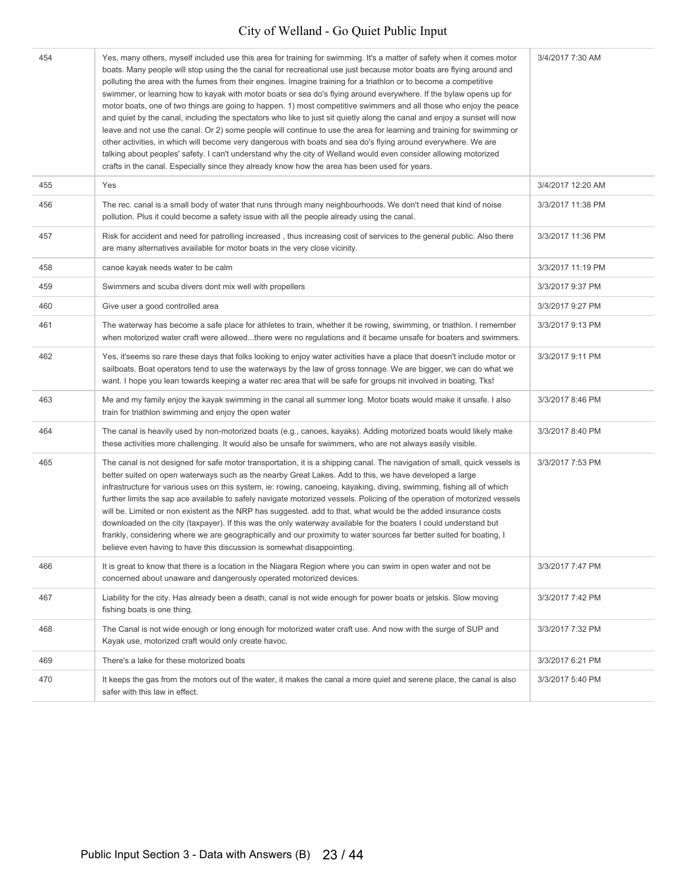| | | |
|---|---|---|
| 454 | Yes, many others, myself included use this area for training for swimming. It's a matter of safety when it comes motor boats. Many people will stop using the the canal for recreational use just because motor boats are flying around and polluting the area with the fumes from their engines. Imagine training for a triathlon or to become a competitive swimmer, or learning how to kayak with motor boats or sea do's flying around everywhere. If the bylaw opens up for motor boats, one of two things are going to happen. 1) most competitive swimmers and all those who enjoy the peace and quiet by the canal, including the spectators who like to just sit quietly along the canal and enjoy a sunset will now leave and not use the canal. Or 2) some people will continue to use the area for learning and training for swimming or other activities, in which will become very dangerous with boats and sea do's flying around everywhere. We are talking about peoples' safety. I can't understand why the city of Welland would even consider allowing motorized crafts in the canal. Especially since they already know how the area has been used for years. | 3/4/2017 7:30 AM |
| 455 | Yes | 3/4/2017 12:20 AM |
| 456 | The rec. canal is a small body of water that runs through many neighbourhoods. We don't need that kind of noise pollution. Plus it could become a safety issue with all the people already using the canal. | 3/3/2017 11:38 PM |
| 457 | Risk for accident and need for patrolling increased , thus increasing cost of services to the general public. Also there are many alternatives available for motor boats in the very close vicinity. | 3/3/2017 11:36 PM |
| 458 | canoe kayak needs water to be calm | 3/3/2017 11:19 PM |
| 459 | Swimmers and scuba divers dont mix well with propellers | 3/3/2017 9:37 PM |
| 460 | Give user a good controlled area | 3/3/2017 9:27 PM |
| 461 | The waterway has become a safe place for athletes to train, whether it be rowing, swimming, or triathlon. I remember when motorized water craft were allowed...there were no regulations and it became unsafe for boaters and swimmers. | 3/3/2017 9:13 PM |
| 462 | Yes, it'seems so rare these days that folks looking to enjoy water activities have a place that doesn't include motor or sailboats. Boat operators tend to use the waterways by the law of gross tonnage. We are bigger, we can do what we want. I hope you lean towards keeping a water rec area that will be safe for groups nit involved in boating. Tks! | 3/3/2017 9:11 PM |
| 463 | Me and my family enjoy the kayak swimming in the canal all summer long. Motor boats would make it unsafe. I also train for triathlon swimming and enjoy the open water | 3/3/2017 8:46 PM |
| 464 | The canal is heavily used by non-motorized boats (e.g., canoes, kayaks). Adding motorized boats would likely make these activities more challenging. It would also be unsafe for swimmers, who are not always easily visible. | 3/3/2017 8:40 PM |
| 465 | The canal is not designed for safe motor transportation, it is a shipping canal. The navigation of small, quick vessels is better suited on open waterways such as the nearby Great Lakes. Add to this, we have developed a large infrastructure for various uses on this system, ie: rowing, canoeing, kayaking, diving, swimming, fishing all of which further limits the sap ace available to safely navigate motorized vessels. Policing of the operation of motorized vessels will be. Limited or non existent as the NRP has suggested. add to that, what would be the added insurance costs downloaded on the city (taxpayer). If this was the only waterway available for the boaters I could understand but frankly, considering where we are geographically and our proximity to water sources far better suited for boating, I believe even having to have this discussion is somewhat disappointing. | 3/3/2017 7:53 PM |
| 466 | It is great to know that there is a location in the Niagara Region where you can swim in open water and not be concerned about unaware and dangerously operated motorized devices. | 3/3/2017 7:47 PM |
| 467 | Liability for the city. Has already been a death, canal is not wide enough for power boats or jetskis. Slow moving fishing boats is one thing. | 3/3/2017 7:42 PM |
| 468 | The Canal is not wide enough or long enough for motorized water craft use. And now with the surge of SUP and Kayak use, motorized craft would only create havoc. | 3/3/2017 7:32 PM |
| 469 | There's a lake for these motorized boats | 3/3/2017 6:21 PM |
| 470 | It keeps the gas from the motors out of the water, it makes the canal a more quiet and serene place, the canal is also safer with this law in effect. | 3/3/2017 5:40 PM |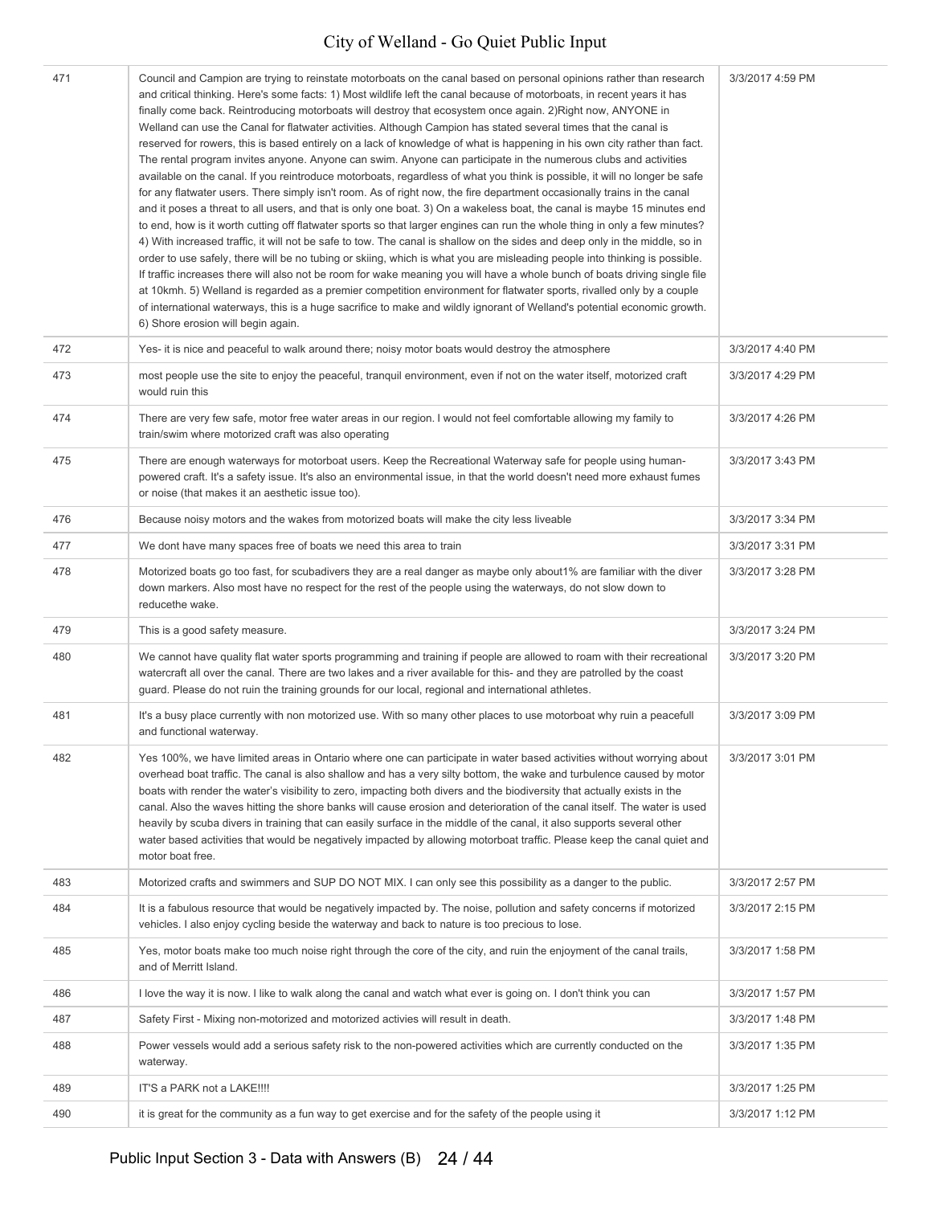| | | |
|---|---|---|
| 471 | Council and Campion are trying to reinstate motorboats on the canal based on personal opinions rather than research and critical thinking. Here's some facts: 1) Most wildlife left the canal because of motorboats, in recent years it has finally come back. Reintroducing motorboats will destroy that ecosystem once again. 2)Right now, ANYONE in Welland can use the Canal for flatwater activities. Although Campion has stated several times that the canal is reserved for rowers, this is based entirely on a lack of knowledge of what is happening in his own city rather than fact. The rental program invites anyone. Anyone can swim. Anyone can participate in the numerous clubs and activities available on the canal. If you reintroduce motorboats, regardless of what you think is possible, it will no longer be safe for any flatwater users. There simply isn't room. As of right now, the fire department occasionally trains in the canal and it poses a threat to all users, and that is only one boat. 3) On a wakeless boat, the canal is maybe 15 minutes end to end, how is it worth cutting off flatwater sports so that larger engines can run the whole thing in only a few minutes? 4) With increased traffic, it will not be safe to tow. The canal is shallow on the sides and deep only in the middle, so in order to use safely, there will be no tubing or skiing, which is what you are misleading people into thinking is possible. If traffic increases there will also not be room for wake meaning you will have a whole bunch of boats driving single file at 10kmh. 5) Welland is regarded as a premier competition environment for flatwater sports, rivalled only by a couple of international waterways, this is a huge sacrifice to make and wildly ignorant of Welland's potential economic growth. 6) Shore erosion will begin again. | 3/3/2017 4:59 PM |
| 472 | Yes- it is nice and peaceful to walk around there; noisy motor boats would destroy the atmosphere | 3/3/2017 4:40 PM |
| 473 | most people use the site to enjoy the peaceful, tranquil environment, even if not on the water itself, motorized craft would ruin this | 3/3/2017 4:29 PM |
| 474 | There are very few safe, motor free water areas in our region. I would not feel comfortable allowing my family to train/swim where motorized craft was also operating | 3/3/2017 4:26 PM |
| 475 | There are enough waterways for motorboat users. Keep the Recreational Waterway safe for people using human-powered craft. It's a safety issue. It's also an environmental issue, in that the world doesn't need more exhaust fumes or noise (that makes it an aesthetic issue too). | 3/3/2017 3:43 PM |
| 476 | Because noisy motors and the wakes from motorized boats will make the city less liveable | 3/3/2017 3:34 PM |
| 477 | We dont have many spaces free of boats we need this area to train | 3/3/2017 3:31 PM |
| 478 | Motorized boats go too fast, for scubadivers they are a real danger as maybe only about1% are familiar with the diver down markers. Also most have no respect for the rest of the people using the waterways, do not slow down to reducethe wake. | 3/3/2017 3:28 PM |
| 479 | This is a good safety measure. | 3/3/2017 3:24 PM |
| 480 | We cannot have quality flat water sports programming and training if people are allowed to roam with their recreational watercraft all over the canal. There are two lakes and a river available for this- and they are patrolled by the coast guard. Please do not ruin the training grounds for our local, regional and international athletes. | 3/3/2017 3:20 PM |
| 481 | It's a busy place currently with non motorized use. With so many other places to use motorboat why ruin a peacefull and functional waterway. | 3/3/2017 3:09 PM |
| 482 | Yes 100%, we have limited areas in Ontario where one can participate in water based activities without worrying about overhead boat traffic. The canal is also shallow and has a very silty bottom, the wake and turbulence caused by motor boats with render the water's visibility to zero, impacting both divers and the biodiversity that actually exists in the canal. Also the waves hitting the shore banks will cause erosion and deterioration of the canal itself. The water is used heavily by scuba divers in training that can easily surface in the middle of the canal, it also supports several other water based activities that would be negatively impacted by allowing motorboat traffic. Please keep the canal quiet and motor boat free. | 3/3/2017 3:01 PM |
| 483 | Motorized crafts and swimmers and SUP DO NOT MIX. I can only see this possibility as a danger to the public. | 3/3/2017 2:57 PM |
| 484 | It is a fabulous resource that would be negatively impacted by. The noise, pollution and safety concerns if motorized vehicles. I also enjoy cycling beside the waterway and back to nature is too precious to lose. | 3/3/2017 2:15 PM |
| 485 | Yes, motor boats make too much noise right through the core of the city, and ruin the enjoyment of the canal trails, and of Merritt Island. | 3/3/2017 1:58 PM |
| 486 | I love the way it is now. I like to walk along the canal and watch what ever is going on. I don't think you can | 3/3/2017 1:57 PM |
| 487 | Safety First - Mixing non-motorized and motorized activies will result in death. | 3/3/2017 1:48 PM |
| 488 | Power vessels would add a serious safety risk to the non-powered activities which are currently conducted on the waterway. | 3/3/2017 1:35 PM |
| 489 | IT'S a PARK not a LAKE!!!! | 3/3/2017 1:25 PM |
| 490 | it is great for the community as a fun way to get exercise and for the safety of the people using it | 3/3/2017 1:12 PM |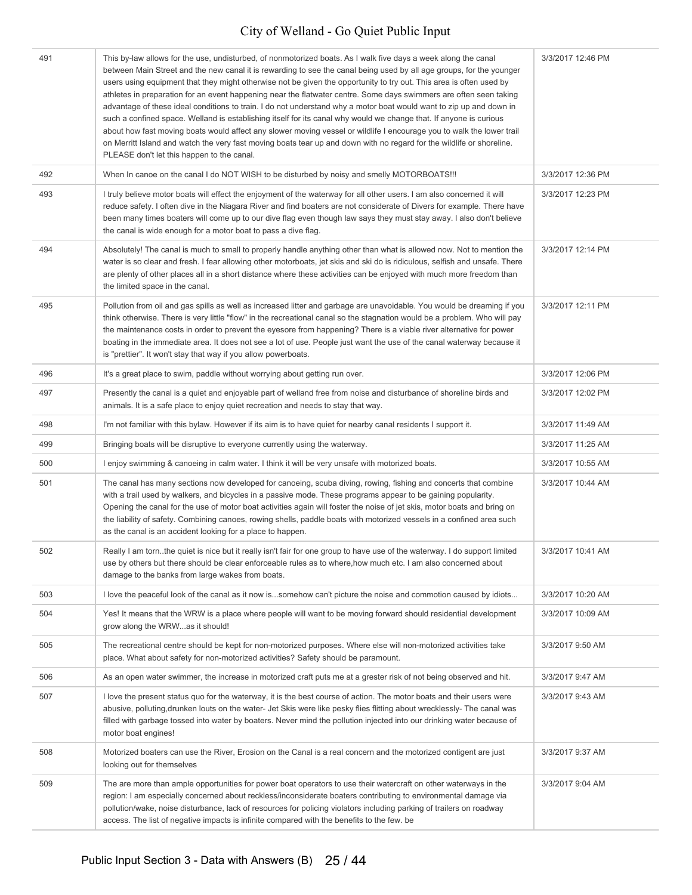| | | |
|---|---|---|
| 491 | This by-law allows for the use, undisturbed, of nonmotorized boats. As I walk five days a week along the canal between Main Street and the new canal it is rewarding to see the canal being used by all age groups, for the younger users using equipment that they might otherwise not be given the opportunity to try out. This area is often used by athletes in preparation for an event happening near the flatwater centre. Some days swimmers are often seen taking advantage of these ideal conditions to train. I do not understand why a motor boat would want to zip up and down in such a confined space. Welland is establishing itself for its canal why would we change that. If anyone is curious about how fast moving boats would affect any slower moving vessel or wildlife I encourage you to walk the lower trail on Merritt Island and watch the very fast moving boats tear up and down with no regard for the wildlife or shoreline. PLEASE don't let this happen to the canal. | 3/3/2017 12:46 PM |
| 492 | When In canoe on the canal I do NOT WISH to be disturbed by noisy and smelly MOTORBOATS!!! | 3/3/2017 12:36 PM |
| 493 | I truly believe motor boats will effect the enjoyment of the waterway for all other users. I am also concerned it will reduce safety. I often dive in the Niagara River and find boaters are not considerate of Divers for example. There have been many times boaters will come up to our dive flag even though law says they must stay away. I also don't believe the canal is wide enough for a motor boat to pass a dive flag. | 3/3/2017 12:23 PM |
| 494 | Absolutely! The canal is much to small to properly handle anything other than what is allowed now. Not to mention the water is so clear and fresh. I fear allowing other motorboats, jet skis and ski do is ridiculous, selfish and unsafe. There are plenty of other places all in a short distance where these activities can be enjoyed with much more freedom than the limited space in the canal. | 3/3/2017 12:14 PM |
| 495 | Pollution from oil and gas spills as well as increased litter and garbage are unavoidable. You would be dreaming if you think otherwise. There is very little "flow" in the recreational canal so the stagnation would be a problem. Who will pay the maintenance costs in order to prevent the eyesore from happening? There is a viable river alternative for power boating in the immediate area. It does not see a lot of use. People just want the use of the canal waterway because it is "prettier". It won't stay that way if you allow powerboats. | 3/3/2017 12:11 PM |
| 496 | It's a great place to swim, paddle without worrying about getting run over. | 3/3/2017 12:06 PM |
| 497 | Presently the canal is a quiet and enjoyable part of welland free from noise and disturbance of shoreline birds and animals. It is a safe place to enjoy quiet recreation and needs to stay that way. | 3/3/2017 12:02 PM |
| 498 | I'm not familiar with this bylaw. However if its aim is to have quiet for nearby canal residents I support it. | 3/3/2017 11:49 AM |
| 499 | Bringing boats will be disruptive to everyone currently using the waterway. | 3/3/2017 11:25 AM |
| 500 | I enjoy swimming & canoeing in calm water. I think it will be very unsafe with motorized boats. | 3/3/2017 10:55 AM |
| 501 | The canal has many sections now developed for canoeing, scuba diving, rowing, fishing and concerts that combine with a trail used by walkers, and bicycles in a passive mode. These programs appear to be gaining popularity. Opening the canal for the use of motor boat activities again will foster the noise of jet skis, motor boats and bring on the liability of safety. Combining canoes, rowing shells, paddle boats with motorized vessels in a confined area such as the canal is an accident looking for a place to happen. | 3/3/2017 10:44 AM |
| 502 | Really I am torn..the quiet is nice but it really isn't fair for one group to have use of the waterway. I do support limited use by others but there should be clear enforceable rules as to where,how much etc. I am also concerned about damage to the banks from large wakes from boats. | 3/3/2017 10:41 AM |
| 503 | I love the peaceful look of the canal as it now is...somehow can't picture the noise and commotion caused by idiots... | 3/3/2017 10:20 AM |
| 504 | Yes! It means that the WRW is a place where people will want to be moving forward should residential development grow along the WRW...as it should! | 3/3/2017 10:09 AM |
| 505 | The recreational centre should be kept for non-motorized purposes. Where else will non-motorized activities take place. What about safety for non-motorized activities? Safety should be paramount. | 3/3/2017 9:50 AM |
| 506 | As an open water swimmer, the increase in motorized craft puts me at a grester risk of not being observed and hit. | 3/3/2017 9:47 AM |
| 507 | I love the present status quo for the waterway, it is the best course of action. The motor boats and their users were abusive, polluting,drunken louts on the water- Jet Skis were like pesky flies flitting about wrecklessly- The canal was filled with garbage tossed into water by boaters. Never mind the pollution injected into our drinking water because of motor boat engines! | 3/3/2017 9:43 AM |
| 508 | Motorized boaters can use the River, Erosion on the Canal is a real concern and the motorized contigent are just looking out for themselves | 3/3/2017 9:37 AM |
| 509 | The are more than ample opportunities for power boat operators to use their watercraft on other waterways in the region: I am especially concerned about reckless/inconsiderate boaters contributing to environmental damage via pollution/wake, noise disturbance, lack of resources for policing violators including parking of trailers on roadway access. The list of negative impacts is infinite compared with the benefits to the few. be | 3/3/2017 9:04 AM |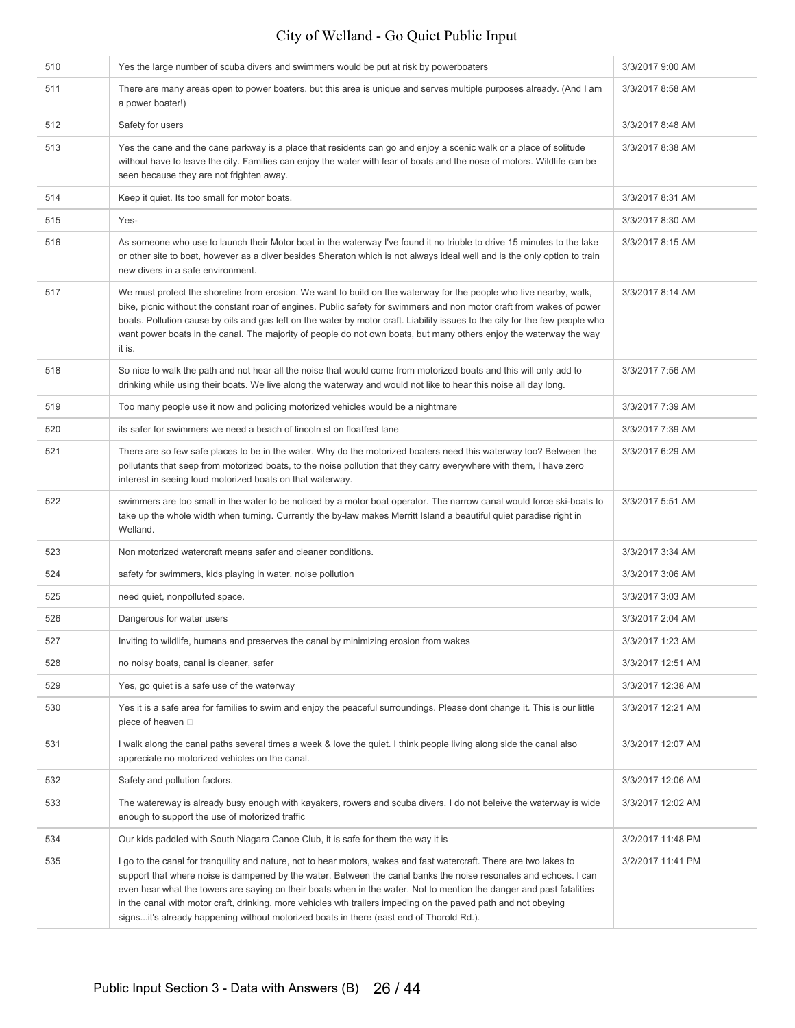| | | |
|---|---|---|
| 510 | Yes the large number of scuba divers and swimmers would be put at risk by powerboaters | 3/3/2017 9:00 AM |
| 511 | There are many areas open to power boaters, but this area is unique and serves multiple purposes already. (And I am a power boater!) | 3/3/2017 8:58 AM |
| 512 | Safety for users | 3/3/2017 8:48 AM |
| 513 | Yes the cane and the cane parkway is a place that residents can go and enjoy a scenic walk or a place of solitude without have to leave the city. Families can enjoy the water with fear of boats and the nose of motors. Wildlife can be seen because they are not frighten away. | 3/3/2017 8:38 AM |
| 514 | Keep it quiet. Its too small for motor boats. | 3/3/2017 8:31 AM |
| 515 | Yes- | 3/3/2017 8:30 AM |
| 516 | As someone who use to launch their Motor boat in the waterway I've found it no triuble to drive 15 minutes to the lake or other site to boat, however as a diver besides Sheraton which is not always ideal well and is the only option to train new divers in a safe environment. | 3/3/2017 8:15 AM |
| 517 | We must protect the shoreline from erosion. We want to build on the waterway for the people who live nearby, walk, bike, picnic without the constant roar of engines. Public safety for swimmers and non motor craft from wakes of power boats. Pollution cause by oils and gas left on the water by motor craft. Liability issues to the city for the few people who want power boats in the canal. The majority of people do not own boats, but many others enjoy the waterway the way it is. | 3/3/2017 8:14 AM |
| 518 | So nice to walk the path and not hear all the noise that would come from motorized boats and this will only add to drinking while using their boats. We live along the waterway and would not like to hear this noise all day long. | 3/3/2017 7:56 AM |
| 519 | Too many people use it now and policing motorized vehicles would be a nightmare | 3/3/2017 7:39 AM |
| 520 | its safer for swimmers we need a beach of lincoln st on floatfest lane | 3/3/2017 7:39 AM |
| 521 | There are so few safe places to be in the water. Why do the motorized boaters need this waterway too? Between the pollutants that seep from motorized boats, to the noise pollution that they carry everywhere with them, I have zero interest in seeing loud motorized boats on that waterway. | 3/3/2017 6:29 AM |
| 522 | swimmers are too small in the water to be noticed by a motor boat operator. The narrow canal would force ski-boats to take up the whole width when turning. Currently the by-law makes Merritt Island a beautiful quiet paradise right in Welland. | 3/3/2017 5:51 AM |
| 523 | Non motorized watercraft means safer and cleaner conditions. | 3/3/2017 3:34 AM |
| 524 | safety for swimmers, kids playing in water, noise pollution | 3/3/2017 3:06 AM |
| 525 | need quiet, nonpolluted space. | 3/3/2017 3:03 AM |
| 526 | Dangerous for water users | 3/3/2017 2:04 AM |
| 527 | Inviting to wildlife, humans and preserves the canal by minimizing erosion from wakes | 3/3/2017 1:23 AM |
| 528 | no noisy boats, canal is cleaner, safer | 3/3/2017 12:51 AM |
| 529 | Yes, go quiet is a safe use of the waterway | 3/3/2017 12:38 AM |
| 530 | Yes it is a safe area for families to swim and enjoy the peaceful surroundings. Please dont change it. This is our little piece of heaven □ | 3/3/2017 12:21 AM |
| 531 | I walk along the canal paths several times a week & love the quiet. I think people living along side the canal also appreciate no motorized vehicles on the canal. | 3/3/2017 12:07 AM |
| 532 | Safety and pollution factors. | 3/3/2017 12:06 AM |
| 533 | The watereway is already busy enough with kayakers, rowers and scuba divers. I do not beleive the waterway is wide enough to support the use of motorized traffic | 3/3/2017 12:02 AM |
| 534 | Our kids paddled with South Niagara Canoe Club, it is safe for them the way it is | 3/2/2017 11:48 PM |
| 535 | I go to the canal for tranquility and nature, not to hear motors, wakes and fast watercraft. There are two lakes to support that where noise is dampened by the water. Between the canal banks the noise resonates and echoes. I can even hear what the towers are saying on their boats when in the water. Not to mention the danger and past fatalities in the canal with motor craft, drinking, more vehicles wth trailers impeding on the paved path and not obeying signs...it's already happening without motorized boats in there (east end of Thorold Rd.). | 3/2/2017 11:41 PM |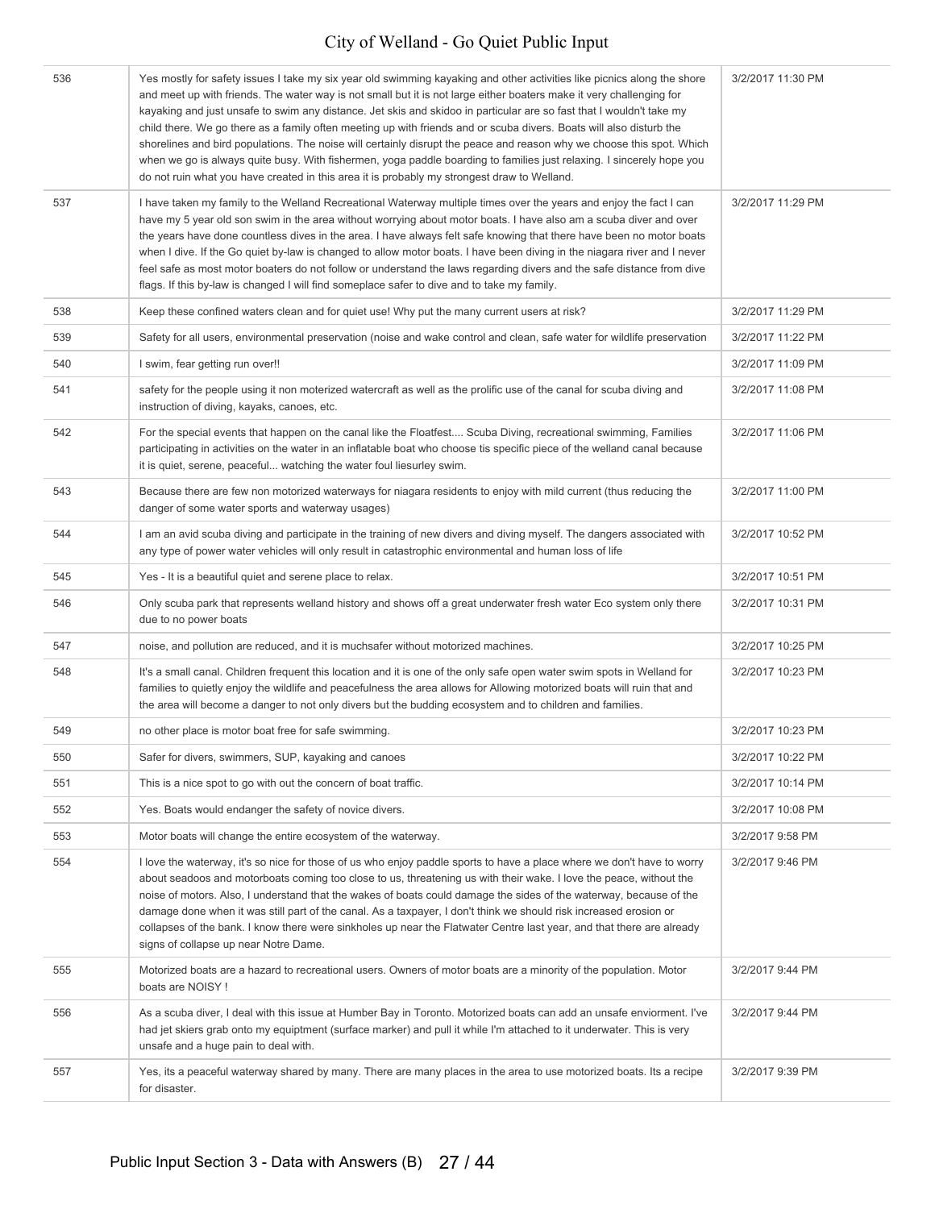| | | |
|---|---|---|
| 536 | Yes mostly for safety issues I take my six year old swimming kayaking and other activities like picnics along the shore and meet up with friends. The water way is not small but it is not large either boaters make it very challenging for kayaking and just unsafe to swim any distance. Jet skis and skidoo in particular are so fast that I wouldn't take my child there. We go there as a family often meeting up with friends and or scuba divers. Boats will also disturb the shorelines and bird populations. The noise will certainly disrupt the peace and reason why we choose this spot. Which when we go is always quite busy. With fishermen, yoga paddle boarding to families just relaxing. I sincerely hope you do not ruin what you have created in this area it is probably my strongest draw to Welland. | 3/2/2017 11:30 PM |
| 537 | I have taken my family to the Welland Recreational Waterway multiple times over the years and enjoy the fact I can have my 5 year old son swim in the area without worrying about motor boats. I have also am a scuba diver and over the years have done countless dives in the area. I have always felt safe knowing that there have been no motor boats when I dive. If the Go quiet by-law is changed to allow motor boats. I have been diving in the niagara river and I never feel safe as most motor boaters do not follow or understand the laws regarding divers and the safe distance from dive flags. If this by-law is changed I will find someplace safer to dive and to take my family. | 3/2/2017 11:29 PM |
| 538 | Keep these confined waters clean and for quiet use! Why put the many current users at risk? | 3/2/2017 11:29 PM |
| 539 | Safety for all users, environmental preservation (noise and wake control and clean, safe water for wildlife preservation | 3/2/2017 11:22 PM |
| 540 | I swim, fear getting run over!! | 3/2/2017 11:09 PM |
| 541 | safety for the people using it non moterized watercraft as well as the prolific use of the canal for scuba diving and instruction of diving, kayaks, canoes, etc. | 3/2/2017 11:08 PM |
| 542 | For the special events that happen on the canal like the Floatfest.... Scuba Diving, recreational swimming, Families participating in activities on the water in an inflatable boat who choose tis specific piece of the welland canal because it is quiet, serene, peaceful... watching the water foul liesurley swim. | 3/2/2017 11:06 PM |
| 543 | Because there are few non motorized waterways for niagara residents to enjoy with mild current (thus reducing the danger of some water sports and waterway usages) | 3/2/2017 11:00 PM |
| 544 | I am an avid scuba diving and participate in the training of new divers and diving myself. The dangers associated with any type of power water vehicles will only result in catastrophic environmental and human loss of life | 3/2/2017 10:52 PM |
| 545 | Yes - It is a beautiful quiet and serene place to relax. | 3/2/2017 10:51 PM |
| 546 | Only scuba park that represents welland history and shows off a great underwater fresh water Eco system only there due to no power boats | 3/2/2017 10:31 PM |
| 547 | noise, and pollution are reduced, and it is muchsafer without motorized machines. | 3/2/2017 10:25 PM |
| 548 | It's a small canal. Children frequent this location and it is one of the only safe open water swim spots in Welland for families to quietly enjoy the wildlife and peacefulness the area allows for Allowing motorized boats will ruin that and the area will become a danger to not only divers but the budding ecosystem and to children and families. | 3/2/2017 10:23 PM |
| 549 | no other place is motor boat free for safe swimming. | 3/2/2017 10:23 PM |
| 550 | Safer for divers, swimmers, SUP, kayaking and canoes | 3/2/2017 10:22 PM |
| 551 | This is a nice spot to go with out the concern of boat traffic. | 3/2/2017 10:14 PM |
| 552 | Yes. Boats would endanger the safety of novice divers. | 3/2/2017 10:08 PM |
| 553 | Motor boats will change the entire ecosystem of the waterway. | 3/2/2017 9:58 PM |
| 554 | I love the waterway, it's so nice for those of us who enjoy paddle sports to have a place where we don't have to worry about seadoos and motorboats coming too close to us, threatening us with their wake. I love the peace, without the noise of motors. Also, I understand that the wakes of boats could damage the sides of the waterway, because of the damage done when it was still part of the canal. As a taxpayer, I don't think we should risk increased erosion or collapses of the bank. I know there were sinkholes up near the Flatwater Centre last year, and that there are already signs of collapse up near Notre Dame. | 3/2/2017 9:46 PM |
| 555 | Motorized boats are a hazard to recreational users. Owners of motor boats are a minority of the population. Motor boats are NOISY ! | 3/2/2017 9:44 PM |
| 556 | As a scuba diver, I deal with this issue at Humber Bay in Toronto. Motorized boats can add an unsafe enviorment. I've had jet skiers grab onto my equiptment (surface marker) and pull it while I'm attached to it underwater. This is very unsafe and a huge pain to deal with. | 3/2/2017 9:44 PM |
| 557 | Yes, its a peaceful waterway shared by many. There are many places in the area to use motorized boats. Its a recipe for disaster. | 3/2/2017 9:39 PM |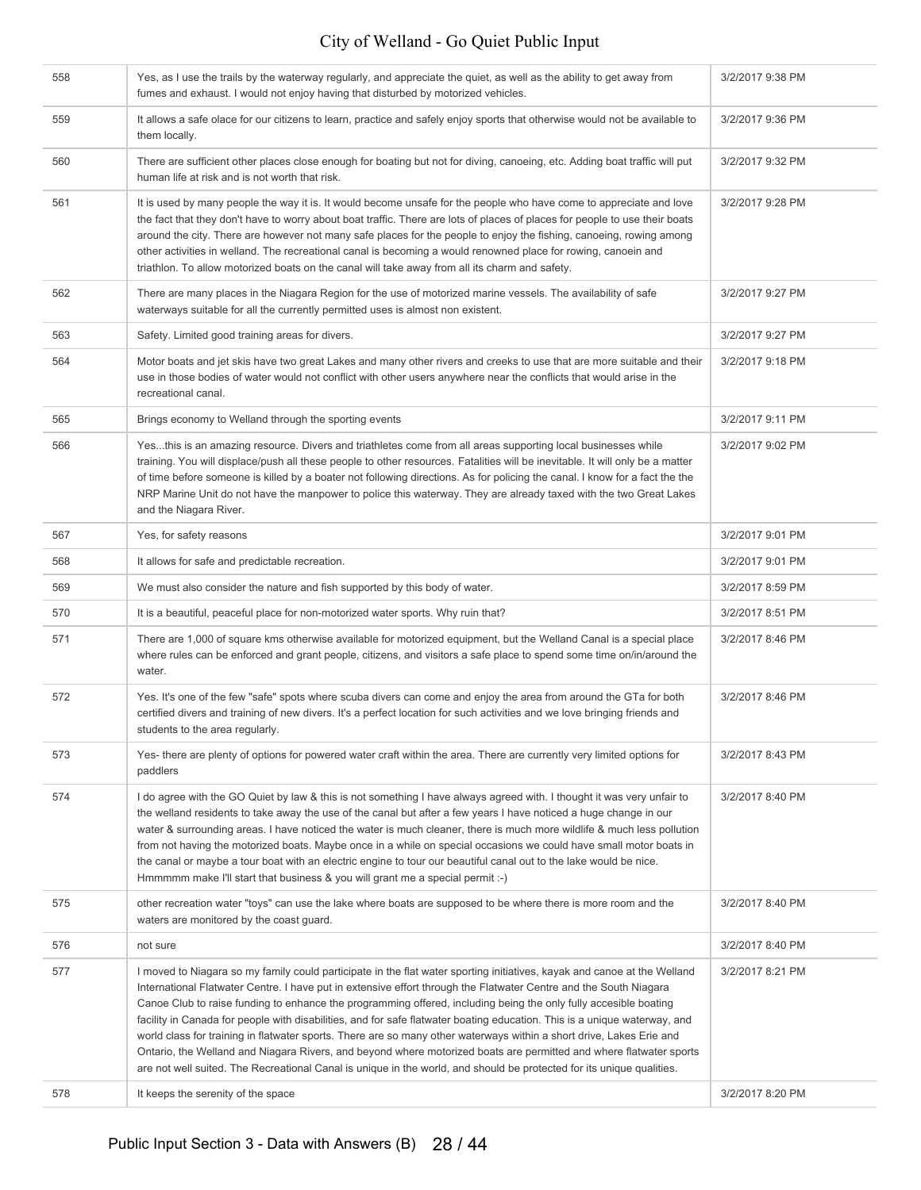| | | |
|---|---|---|
| 558 | Yes, as I use the trails by the waterway regularly, and appreciate the quiet, as well as the ability to get away from fumes and exhaust. I would not enjoy having that disturbed by motorized vehicles. | 3/2/2017 9:38 PM |
| 559 | It allows a safe olace for our citizens to learn, practice and safely enjoy sports that otherwise would not be available to them locally. | 3/2/2017 9:36 PM |
| 560 | There are sufficient other places close enough for boating but not for diving, canoeing, etc. Adding boat traffic will put human life at risk and is not worth that risk. | 3/2/2017 9:32 PM |
| 561 | It is used by many people the way it is. It would become unsafe for the people who have come to appreciate and love the fact that they don't have to worry about boat traffic. There are lots of places of places for people to use their boats around the city. There are however not many safe places for the people to enjoy the fishing, canoeing, rowing among other activities in welland. The recreational canal is becoming a would renowned place for rowing, canoein and triathlon. To allow motorized boats on the canal will take away from all its charm and safety. | 3/2/2017 9:28 PM |
| 562 | There are many places in the Niagara Region for the use of motorized marine vessels. The availability of safe waterways suitable for all the currently permitted uses is almost non existent. | 3/2/2017 9:27 PM |
| 563 | Safety. Limited good training areas for divers. | 3/2/2017 9:27 PM |
| 564 | Motor boats and jet skis have two great Lakes and many other rivers and creeks to use that are more suitable and their use in those bodies of water would not conflict with other users anywhere near the conflicts that would arise in the recreational canal. | 3/2/2017 9:18 PM |
| 565 | Brings economy to Welland through the sporting events | 3/2/2017 9:11 PM |
| 566 | Yes...this is an amazing resource. Divers and triathletes come from all areas supporting local businesses while training. You will displace/push all these people to other resources. Fatalities will be inevitable. It will only be a matter of time before someone is killed by a boater not following directions. As for policing the canal. I know for a fact the the NRP Marine Unit do not have the manpower to police this waterway. They are already taxed with the two Great Lakes and the Niagara River. | 3/2/2017 9:02 PM |
| 567 | Yes, for safety reasons | 3/2/2017 9:01 PM |
| 568 | It allows for safe and predictable recreation. | 3/2/2017 9:01 PM |
| 569 | We must also consider the nature and fish supported by this body of water. | 3/2/2017 8:59 PM |
| 570 | It is a beautiful, peaceful place for non-motorized water sports. Why ruin that? | 3/2/2017 8:51 PM |
| 571 | There are 1,000 of square kms otherwise available for motorized equipment, but the Welland Canal is a special place where rules can be enforced and grant people, citizens, and visitors a safe place to spend some time on/in/around the water. | 3/2/2017 8:46 PM |
| 572 | Yes. It's one of the few "safe" spots where scuba divers can come and enjoy the area from around the GTa for both certified divers and training of new divers. It's a perfect location for such activities and we love bringing friends and students to the area regularly. | 3/2/2017 8:46 PM |
| 573 | Yes- there are plenty of options for powered water craft within the area. There are currently very limited options for paddlers | 3/2/2017 8:43 PM |
| 574 | I do agree with the GO Quiet by law & this is not something I have always agreed with. I thought it was very unfair to the welland residents to take away the use of the canal but after a few years I have noticed a huge change in our water & surrounding areas. I have noticed the water is much cleaner, there is much more wildlife & much less pollution from not having the motorized boats. Maybe once in a while on special occasions we could have small motor boats in the canal or maybe a tour boat with an electric engine to tour our beautiful canal out to the lake would be nice. Hmmmmm make I'll start that business & you will grant me a special permit :-) | 3/2/2017 8:40 PM |
| 575 | other recreation water "toys" can use the lake where boats are supposed to be where there is more room and the waters are monitored by the coast guard. | 3/2/2017 8:40 PM |
| 576 | not sure | 3/2/2017 8:40 PM |
| 577 | I moved to Niagara so my family could participate in the flat water sporting initiatives, kayak and canoe at the Welland International Flatwater Centre. I have put in extensive effort through the Flatwater Centre and the South Niagara Canoe Club to raise funding to enhance the programming offered, including being the only fully accesible boating facility in Canada for people with disabilities, and for safe flatwater boating education. This is a unique waterway, and world class for training in flatwater sports. There are so many other waterways within a short drive, Lakes Erie and Ontario, the Welland and Niagara Rivers, and beyond where motorized boats are permitted and where flatwater sports are not well suited. The Recreational Canal is unique in the world, and should be protected for its unique qualities. | 3/2/2017 8:21 PM |
| 578 | It keeps the serenity of the space | 3/2/2017 8:20 PM |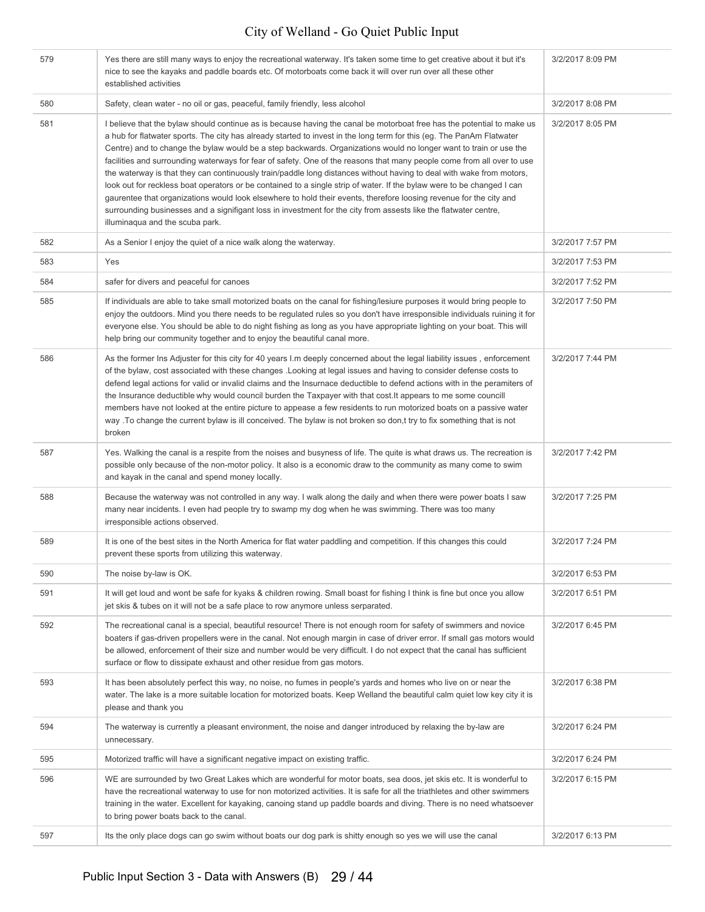| | | |
|---|---|---|
| 579 | Yes there are still many ways to enjoy the recreational waterway. It's taken some time to get creative about it but it's nice to see the kayaks and paddle boards etc. Of motorboats come back it will over run over all these other established activities | 3/2/2017 8:09 PM |
| 580 | Safety, clean water - no oil or gas, peaceful, family friendly, less alcohol | 3/2/2017 8:08 PM |
| 581 | I believe that the bylaw should continue as is because having the canal be motorboat free has the potential to make us a hub for flatwater sports. The city has already started to invest in the long term for this (eg. The PanAm Flatwater Centre) and to change the bylaw would be a step backwards. Organizations would no longer want to train or use the facilities and surrounding waterways for fear of safety. One of the reasons that many people come from all over to use the waterway is that they can continuously train/paddle long distances without having to deal with wake from motors, look out for reckless boat operators or be contained to a single strip of water. If the bylaw were to be changed I can gaurentee that organizations would look elsewhere to hold their events, therefore loosing revenue for the city and surrounding businesses and a signifigant loss in investment for the city from assests like the flatwater centre, illuminaqua and the scuba park. | 3/2/2017 8:05 PM |
| 582 | As a Senior I enjoy the quiet of a nice walk along the waterway. | 3/2/2017 7:57 PM |
| 583 | Yes | 3/2/2017 7:53 PM |
| 584 | safer for divers and peaceful for canoes | 3/2/2017 7:52 PM |
| 585 | If individuals are able to take small motorized boats on the canal for fishing/lesiure purposes it would bring people to enjoy the outdoors. Mind you there needs to be regulated rules so you don't have irresponsible individuals ruining it for everyone else. You should be able to do night fishing as long as you have appropriate lighting on your boat. This will help bring our community together and to enjoy the beautiful canal more. | 3/2/2017 7:50 PM |
| 586 | As the former Ins Adjuster for this city for 40 years I.m deeply concerned about the legal liability issues , enforcement of the bylaw, cost associated with these changes .Looking at legal issues and having to consider defense costs to defend legal actions for valid or invalid claims and the Insurnace deductible to defend actions with in the peramiters of the Insurance deductible why would council burden the Taxpayer with that cost.It appears to me some councill members have not looked at the entire picture to appease a few residents to run motorized boats on a passive water way .To change the current bylaw is ill conceived. The bylaw is not broken so don,t try to fix something that is not broken | 3/2/2017 7:44 PM |
| 587 | Yes. Walking the canal is a respite from the noises and busyness of life. The quite is what draws us. The recreation is possible only because of the non-motor policy. It also is a economic draw to the community as many come to swim and kayak in the canal and spend money locally. | 3/2/2017 7:42 PM |
| 588 | Because the waterway was not controlled in any way. I walk along the daily and when there were power boats I saw many near incidents. I even had people try to swamp my dog when he was swimming. There was too many irresponsible actions observed. | 3/2/2017 7:25 PM |
| 589 | It is one of the best sites in the North America for flat water paddling and competition. If this changes this could prevent these sports from utilizing this waterway. | 3/2/2017 7:24 PM |
| 590 | The noise by-law is OK. | 3/2/2017 6:53 PM |
| 591 | It will get loud and wont be safe for kyaks & children rowing. Small boast for fishing I think is fine but once you allow jet skis & tubes on it it will not be a safe place to row anymore unless serparated. | 3/2/2017 6:51 PM |
| 592 | The recreational canal is a special, beautiful resource! There is not enough room for safety of swimmers and novice boaters if gas-driven propellers were in the canal. Not enough margin in case of driver error. If small gas motors would be allowed, enforcement of their size and number would be very difficult. I do not expect that the canal has sufficient surface or flow to dissipate exhaust and other residue from gas motors. | 3/2/2017 6:45 PM |
| 593 | It has been absolutely perfect this way, no noise, no fumes in people's yards and homes who live on or near the water. The lake is a more suitable location for motorized boats. Keep Welland the beautiful calm quiet low key city it is please and thank you | 3/2/2017 6:38 PM |
| 594 | The waterway is currently a pleasant environment, the noise and danger introduced by relaxing the by-law are unnecessary. | 3/2/2017 6:24 PM |
| 595 | Motorized traffic will have a significant negative impact on existing traffic. | 3/2/2017 6:24 PM |
| 596 | WE are surrounded by two Great Lakes which are wonderful for motor boats, sea doos, jet skis etc. It is wonderful to have the recreational waterway to use for non motorized activities. It is safe for all the triathletes and other swimmers training in the water. Excellent for kayaking, canoing stand up paddle boards and diving. There is no need whatsoever to bring power boats back to the canal. | 3/2/2017 6:15 PM |
| 597 | Its the only place dogs can go swim without boats our dog park is shitty enough so yes we will use the canal | 3/2/2017 6:13 PM |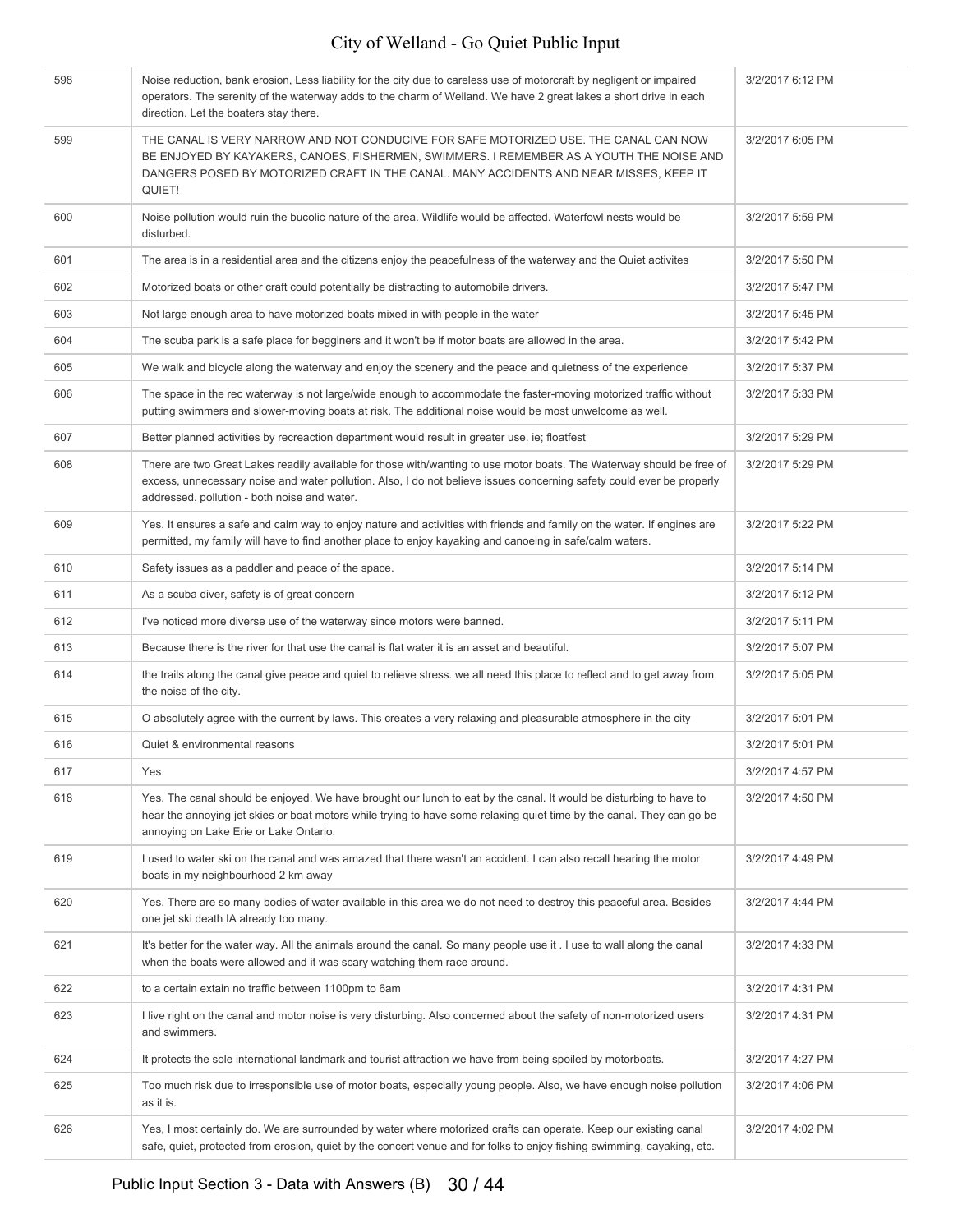| | | |
|---|---|---|
| 598 | Noise reduction, bank erosion, Less liability for the city due to careless use of motorcraft by negligent or impaired operators. The serenity of the waterway adds to the charm of Welland. We have 2 great lakes a short drive in each direction. Let the boaters stay there. | 3/2/2017 6:12 PM |
| 599 | THE CANAL IS VERY NARROW AND NOT CONDUCIVE FOR SAFE MOTORIZED USE. THE CANAL CAN NOW BE ENJOYED BY KAYAKERS, CANOES, FISHERMEN, SWIMMERS. I REMEMBER AS A YOUTH THE NOISE AND DANGERS POSED BY MOTORIZED CRAFT IN THE CANAL. MANY ACCIDENTS AND NEAR MISSES, KEEP IT QUIET! | 3/2/2017 6:05 PM |
| 600 | Noise pollution would ruin the bucolic nature of the area. Wildlife would be affected. Waterfowl nests would be disturbed. | 3/2/2017 5:59 PM |
| 601 | The area is in a residential area and the citizens enjoy the peacefulness of the waterway and the Quiet activites | 3/2/2017 5:50 PM |
| 602 | Motorized boats or other craft could potentially be distracting to automobile drivers. | 3/2/2017 5:47 PM |
| 603 | Not large enough area to have motorized boats mixed in with people in the water | 3/2/2017 5:45 PM |
| 604 | The scuba park is a safe place for begginers and it won't be if motor boats are allowed in the area. | 3/2/2017 5:42 PM |
| 605 | We walk and bicycle along the waterway and enjoy the scenery and the peace and quietness of the experience | 3/2/2017 5:37 PM |
| 606 | The space in the rec waterway is not large/wide enough to accommodate the faster-moving motorized traffic without putting swimmers and slower-moving boats at risk. The additional noise would be most unwelcome as well. | 3/2/2017 5:33 PM |
| 607 | Better planned activities by recreaction department would result in greater use. ie; floatfest | 3/2/2017 5:29 PM |
| 608 | There are two Great Lakes readily available for those with/wanting to use motor boats. The Waterway should be free of excess, unnecessary noise and water pollution. Also, I do not believe issues concerning safety could ever be properly addressed. pollution - both noise and water. | 3/2/2017 5:29 PM |
| 609 | Yes. It ensures a safe and calm way to enjoy nature and activities with friends and family on the water. If engines are permitted, my family will have to find another place to enjoy kayaking and canoeing in safe/calm waters. | 3/2/2017 5:22 PM |
| 610 | Safety issues as a paddler and peace of the space. | 3/2/2017 5:14 PM |
| 611 | As a scuba diver, safety is of great concern | 3/2/2017 5:12 PM |
| 612 | I've noticed more diverse use of the waterway since motors were banned. | 3/2/2017 5:11 PM |
| 613 | Because there is the river for that use the canal is flat water it is an asset and beautiful. | 3/2/2017 5:07 PM |
| 614 | the trails along the canal give peace and quiet to relieve stress. we all need this place to reflect and to get away from the noise of the city. | 3/2/2017 5:05 PM |
| 615 | O absolutely agree with the current by laws. This creates a very relaxing and pleasurable atmosphere in the city | 3/2/2017 5:01 PM |
| 616 | Quiet & environmental reasons | 3/2/2017 5:01 PM |
| 617 | Yes | 3/2/2017 4:57 PM |
| 618 | Yes. The canal should be enjoyed. We have brought our lunch to eat by the canal. It would be disturbing to have to hear the annoying jet skies or boat motors while trying to have some relaxing quiet time by the canal. They can go be annoying on Lake Erie or Lake Ontario. | 3/2/2017 4:50 PM |
| 619 | I used to water ski on the canal and was amazed that there wasn't an accident. I can also recall hearing the motor boats in my neighbourhood 2 km away | 3/2/2017 4:49 PM |
| 620 | Yes. There are so many bodies of water available in this area we do not need to destroy this peaceful area. Besides one jet ski death IA already too many. | 3/2/2017 4:44 PM |
| 621 | It's better for the water way. All the animals around the canal. So many people use it . I use to wall along the canal when the boats were allowed and it was scary watching them race around. | 3/2/2017 4:33 PM |
| 622 | to a certain extain no traffic between 1100pm to 6am | 3/2/2017 4:31 PM |
| 623 | I live right on the canal and motor noise is very disturbing. Also concerned about the safety of non-motorized users and swimmers. | 3/2/2017 4:31 PM |
| 624 | It protects the sole international landmark and tourist attraction we have from being spoiled by motorboats. | 3/2/2017 4:27 PM |
| 625 | Too much risk due to irresponsible use of motor boats, especially young people. Also, we have enough noise pollution as it is. | 3/2/2017 4:06 PM |
| 626 | Yes, I most certainly do. We are surrounded by water where motorized crafts can operate. Keep our existing canal safe, quiet, protected from erosion, quiet by the concert venue and for folks to enjoy fishing swimming, cayaking, etc. | 3/2/2017 4:02 PM |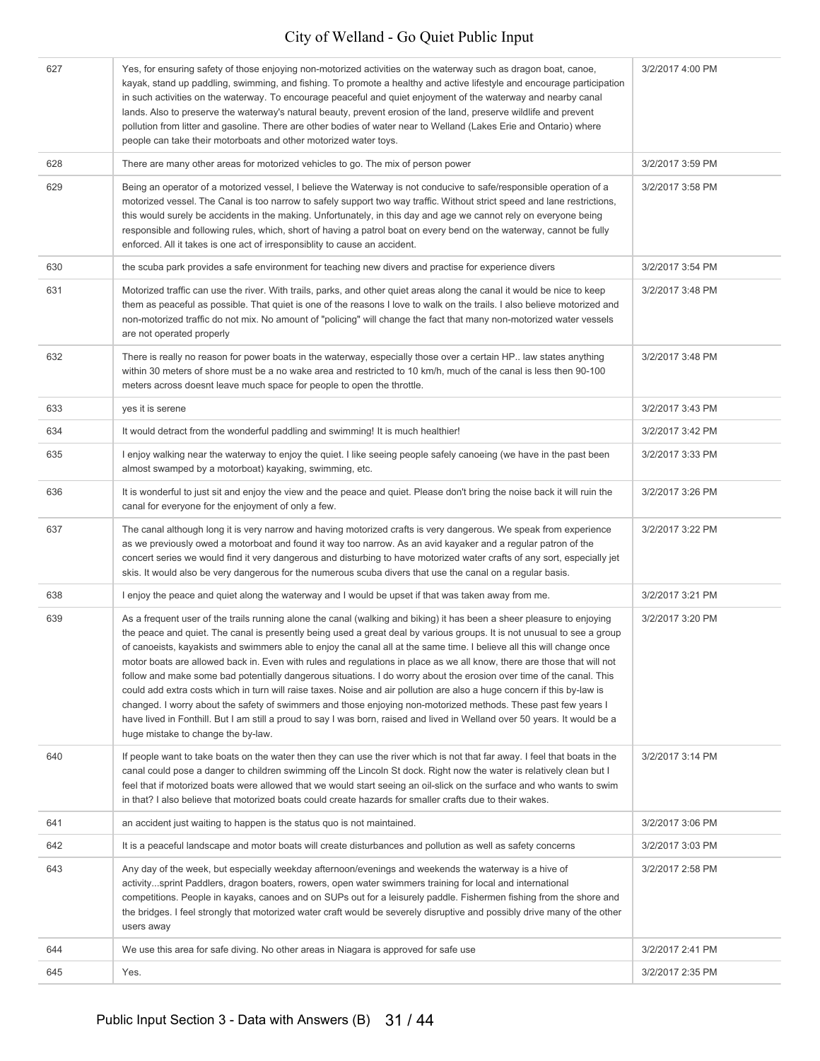| | | |
|---|---|---|
| 627 | Yes, for ensuring safety of those enjoying non-motorized activities on the waterway such as dragon boat, canoe, kayak, stand up paddling, swimming, and fishing. To promote a healthy and active lifestyle and encourage participation in such activities on the waterway. To encourage peaceful and quiet enjoyment of the waterway and nearby canal lands. Also to preserve the waterway's natural beauty, prevent erosion of the land, preserve wildlife and prevent pollution from litter and gasoline. There are other bodies of water near to Welland (Lakes Erie and Ontario) where people can take their motorboats and other motorized water toys. | 3/2/2017 4:00 PM |
| 628 | There are many other areas for motorized vehicles to go. The mix of person power | 3/2/2017 3:59 PM |
| 629 | Being an operator of a motorized vessel, I believe the Waterway is not conducive to safe/responsible operation of a motorized vessel. The Canal is too narrow to safely support two way traffic. Without strict speed and lane restrictions, this would surely be accidents in the making. Unfortunately, in this day and age we cannot rely on everyone being responsible and following rules, which, short of having a patrol boat on every bend on the waterway, cannot be fully enforced. All it takes is one act of irresponsiblity to cause an accident. | 3/2/2017 3:58 PM |
| 630 | the scuba park provides a safe environment for teaching new divers and practise for experience divers | 3/2/2017 3:54 PM |
| 631 | Motorized traffic can use the river. With trails, parks, and other quiet areas along the canal it would be nice to keep them as peaceful as possible. That quiet is one of the reasons I love to walk on the trails. I also believe motorized and non-motorized traffic do not mix. No amount of "policing" will change the fact that many non-motorized water vessels are not operated properly | 3/2/2017 3:48 PM |
| 632 | There is really no reason for power boats in the waterway, especially those over a certain HP.. law states anything within 30 meters of shore must be a no wake area and restricted to 10 km/h, much of the canal is less then 90-100 meters across doesnt leave much space for people to open the throttle. | 3/2/2017 3:48 PM |
| 633 | yes it is serene | 3/2/2017 3:43 PM |
| 634 | It would detract from the wonderful paddling and swimming! It is much healthier! | 3/2/2017 3:42 PM |
| 635 | I enjoy walking near the waterway to enjoy the quiet. I like seeing people safely canoeing (we have in the past been almost swamped by a motorboat) kayaking, swimming, etc. | 3/2/2017 3:33 PM |
| 636 | It is wonderful to just sit and enjoy the view and the peace and quiet. Please don't bring the noise back it will ruin the canal for everyone for the enjoyment of only a few. | 3/2/2017 3:26 PM |
| 637 | The canal although long it is very narrow and having motorized crafts is very dangerous. We speak from experience as we previously owed a motorboat and found it way too narrow. As an avid kayaker and a regular patron of the concert series we would find it very dangerous and disturbing to have motorized water crafts of any sort, especially jet skis. It would also be very dangerous for the numerous scuba divers that use the canal on a regular basis. | 3/2/2017 3:22 PM |
| 638 | I enjoy the peace and quiet along the waterway and I would be upset if that was taken away from me. | 3/2/2017 3:21 PM |
| 639 | As a frequent user of the trails running alone the canal (walking and biking) it has been a sheer pleasure to enjoying the peace and quiet. The canal is presently being used a great deal by various groups. It is not unusual to see a group of canoeists, kayakists and swimmers able to enjoy the canal all at the same time. I believe all this will change once motor boats are allowed back in. Even with rules and regulations in place as we all know, there are those that will not follow and make some bad potentially dangerous situations. I do worry about the erosion over time of the canal. This could add extra costs which in turn will raise taxes. Noise and air pollution are also a huge concern if this by-law is changed. I worry about the safety of swimmers and those enjoying non-motorized methods. These past few years I have lived in Fonthill. But I am still a proud to say I was born, raised and lived in Welland over 50 years. It would be a huge mistake to change the by-law. | 3/2/2017 3:20 PM |
| 640 | If people want to take boats on the water then they can use the river which is not that far away. I feel that boats in the canal could pose a danger to children swimming off the Lincoln St dock. Right now the water is relatively clean but I feel that if motorized boats were allowed that we would start seeing an oil-slick on the surface and who wants to swim in that? I also believe that motorized boats could create hazards for smaller crafts due to their wakes. | 3/2/2017 3:14 PM |
| 641 | an accident just waiting to happen is the status quo is not maintained. | 3/2/2017 3:06 PM |
| 642 | It is a peaceful landscape and motor boats will create disturbances and pollution as well as safety concerns | 3/2/2017 3:03 PM |
| 643 | Any day of the week, but especially weekday afternoon/evenings and weekends the waterway is a hive of activity...sprint Paddlers, dragon boaters, rowers, open water swimmers training for local and international competitions. People in kayaks, canoes and on SUPs out for a leisurely paddle. Fishermen fishing from the shore and the bridges. I feel strongly that motorized water craft would be severely disruptive and possibly drive many of the other users away | 3/2/2017 2:58 PM |
| 644 | We use this area for safe diving. No other areas in Niagara is approved for safe use | 3/2/2017 2:41 PM |
| 645 | Yes. | 3/2/2017 2:35 PM |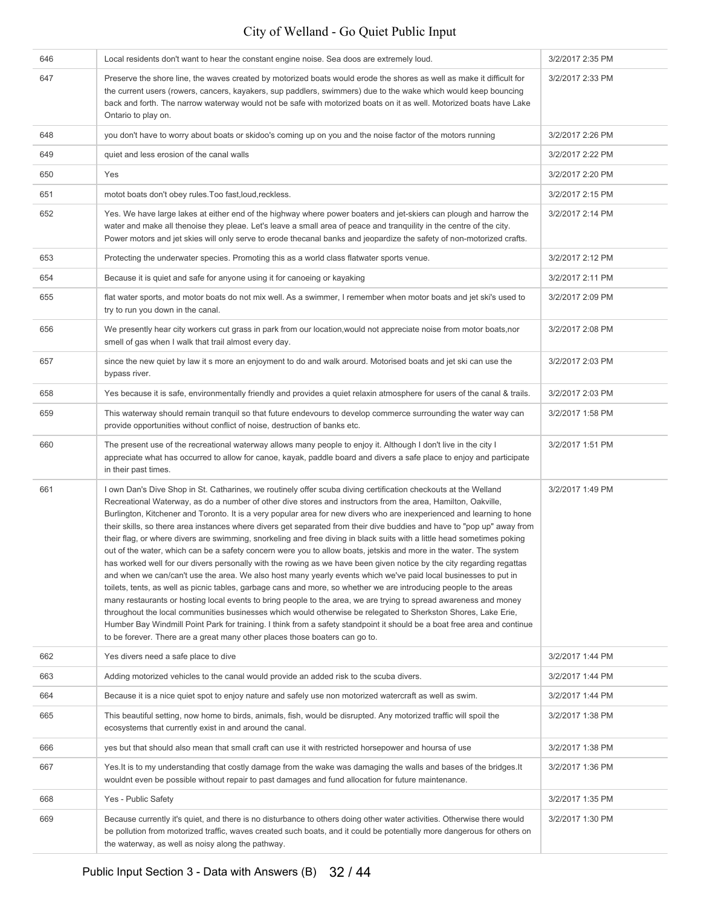| | | |
|---|---|---|
| 646 | Local residents don't want to hear the constant engine noise. Sea doos are extremely loud. | 3/2/2017 2:35 PM |
| 647 | Preserve the shore line, the waves created by motorized boats would erode the shores as well as make it difficult for the current users (rowers, cancers, kayakers, sup paddlers, swimmers) due to the wake which would keep bouncing back and forth. The narrow waterway would not be safe with motorized boats on it as well. Motorized boats have Lake Ontario to play on. | 3/2/2017 2:33 PM |
| 648 | you don't have to worry about boats or skidoo's coming up on you and the noise factor of the motors running | 3/2/2017 2:26 PM |
| 649 | quiet and less erosion of the canal walls | 3/2/2017 2:22 PM |
| 650 | Yes | 3/2/2017 2:20 PM |
| 651 | motot boats don't obey rules.Too fast,loud,reckless. | 3/2/2017 2:15 PM |
| 652 | Yes. We have large lakes at either end of the highway where power boaters and jet-skiers can plough and harrow the water and make all thenoise they pleae. Let's leave a small area of peace and tranquility in the centre of the city. Power motors and jet skies will only serve to erode thecanal banks and jeopardize the safety of non-motorized crafts. | 3/2/2017 2:14 PM |
| 653 | Protecting the underwater species. Promoting this as a world class flatwater sports venue. | 3/2/2017 2:12 PM |
| 654 | Because it is quiet and safe for anyone using it for canoeing or kayaking | 3/2/2017 2:11 PM |
| 655 | flat water sports, and motor boats do not mix well. As a swimmer, I remember when motor boats and jet ski's used to try to run you down in the canal. | 3/2/2017 2:09 PM |
| 656 | We presently hear city workers cut grass in park from our location,would not appreciate noise from motor boats,nor smell of gas when I walk that trail almost every day. | 3/2/2017 2:08 PM |
| 657 | since the new quiet by law it s more an enjoyment to do and walk arourd. Motorised boats and jet ski can use the bypass river. | 3/2/2017 2:03 PM |
| 658 | Yes because it is safe, environmentally friendly and provides a quiet relaxin atmosphere for users of the canal & trails. | 3/2/2017 2:03 PM |
| 659 | This waterway should remain tranquil so that future endevours to develop commerce surrounding the water way can provide opportunities without conflict of noise, destruction of banks etc. | 3/2/2017 1:58 PM |
| 660 | The present use of the recreational waterway allows many people to enjoy it. Although I don't live in the city I appreciate what has occurred to allow for canoe, kayak, paddle board and divers a safe place to enjoy and participate in their past times. | 3/2/2017 1:51 PM |
| 661 | I own Dan's Dive Shop in St. Catharines, we routinely offer scuba diving certification checkouts at the Welland Recreational Waterway, as do a number of other dive stores and instructors from the area, Hamilton, Oakville, Burlington, Kitchener and Toronto. It is a very popular area for new divers who are inexperienced and learning to hone their skills, so there area instances where divers get separated from their dive buddies and have to "pop up" away from their flag, or where divers are swimming, snorkeling and free diving in black suits with a little head sometimes poking out of the water, which can be a safety concern were you to allow boats, jetskis and more in the water. The system has worked well for our divers personally with the rowing as we have been given notice by the city regarding regattas and when we can/can't use the area. We also host many yearly events which we've paid local businesses to put in toilets, tents, as well as picnic tables, garbage cans and more, so whether we are introducing people to the areas many restaurants or hosting local events to bring people to the area, we are trying to spread awareness and money throughout the local communities businesses which would otherwise be relegated to Sherkston Shores, Lake Erie, Humber Bay Windmill Point Park for training. I think from a safety standpoint it should be a boat free area and continue to be forever. There are a great many other places those boaters can go to. | 3/2/2017 1:49 PM |
| 662 | Yes divers need a safe place to dive | 3/2/2017 1:44 PM |
| 663 | Adding motorized vehicles to the canal would provide an added risk to the scuba divers. | 3/2/2017 1:44 PM |
| 664 | Because it is a nice quiet spot to enjoy nature and safely use non motorized watercraft as well as swim. | 3/2/2017 1:44 PM |
| 665 | This beautiful setting, now home to birds, animals, fish, would be disrupted. Any motorized traffic will spoil the ecosystems that currently exist in and around the canal. | 3/2/2017 1:38 PM |
| 666 | yes but that should also mean that small craft can use it with restricted horsepower and hoursa of use | 3/2/2017 1:38 PM |
| 667 | Yes.It is to my understanding that costly damage from the wake was damaging the walls and bases of the bridges.It wouldnt even be possible without repair to past damages and fund allocation for future maintenance. | 3/2/2017 1:36 PM |
| 668 | Yes - Public Safety | 3/2/2017 1:35 PM |
| 669 | Because currently it's quiet, and there is no disturbance to others doing other water activities. Otherwise there would be pollution from motorized traffic, waves created such boats, and it could be potentially more dangerous for others on the waterway, as well as noisy along the pathway. | 3/2/2017 1:30 PM |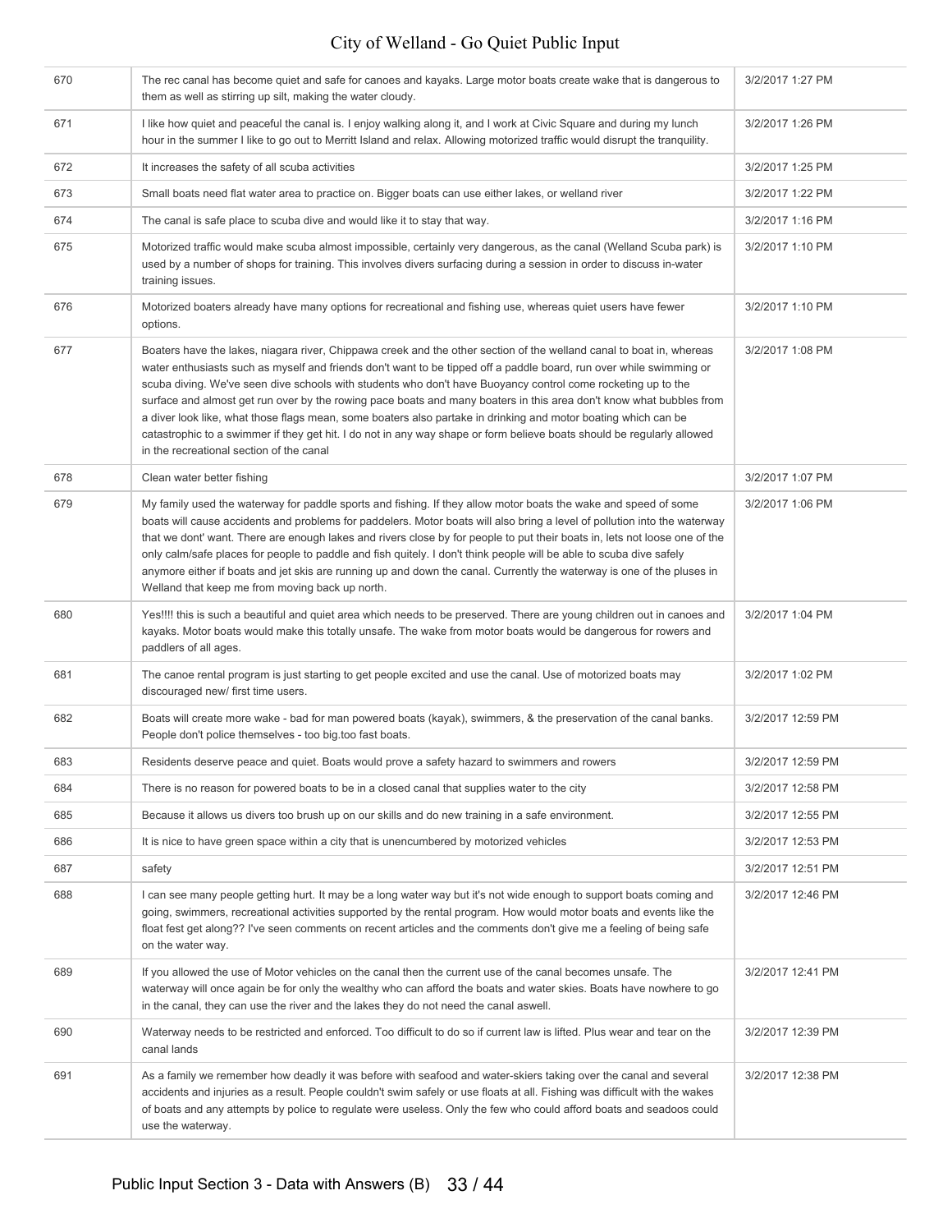| 670 | The rec canal has become quiet and safe for canoes and kayaks. Large motor boats create wake that is dangerous to them as well as stirring up silt, making the water cloudy. | 3/2/2017 1:27 PM |
|---|---|---|
| 671 | I like how quiet and peaceful the canal is. I enjoy walking along it, and I work at Civic Square and during my lunch hour in the summer I like to go out to Merritt Island and relax. Allowing motorized traffic would disrupt the tranquility. | 3/2/2017 1:26 PM |
| 672 | It increases the safety of all scuba activities | 3/2/2017 1:25 PM |
| 673 | Small boats need flat water area to practice on. Bigger boats can use either lakes, or welland river | 3/2/2017 1:22 PM |
| 674 | The canal is safe place to scuba dive and would like it to stay that way. | 3/2/2017 1:16 PM |
| 675 | Motorized traffic would make scuba almost impossible, certainly very dangerous, as the canal (Welland Scuba park) is used by a number of shops for training. This involves divers surfacing during a session in order to discuss in-water training issues. | 3/2/2017 1:10 PM |
| 676 | Motorized boaters already have many options for recreational and fishing use, whereas quiet users have fewer options. | 3/2/2017 1:10 PM |
| 677 | Boaters have the lakes, niagara river, Chippawa creek and the other section of the welland canal to boat in, whereas water enthusiasts such as myself and friends don't want to be tipped off a paddle board, run over while swimming or scuba diving. We've seen dive schools with students who don't have Buoyancy control come rocketing up to the surface and almost get run over by the rowing pace boats and many boaters in this area don't know what bubbles from a diver look like, what those flags mean, some boaters also partake in drinking and motor boating which can be catastrophic to a swimmer if they get hit. I do not in any way shape or form believe boats should be regularly allowed in the recreational section of the canal | 3/2/2017 1:08 PM |
| 678 | Clean water better fishing | 3/2/2017 1:07 PM |
| 679 | My family used the waterway for paddle sports and fishing. If they allow motor boats the wake and speed of some boats will cause accidents and problems for paddelers. Motor boats will also bring a level of pollution into the waterway that we dont' want. There are enough lakes and rivers close by for people to put their boats in, lets not loose one of the only calm/safe places for people to paddle and fish quitely. I don't think people will be able to scuba dive safely anymore either if boats and jet skis are running up and down the canal. Currently the waterway is one of the pluses in Welland that keep me from moving back up north. | 3/2/2017 1:06 PM |
| 680 | Yes!!!! this is such a beautiful and quiet area which needs to be preserved. There are young children out in canoes and kayaks. Motor boats would make this totally unsafe. The wake from motor boats would be dangerous for rowers and paddlers of all ages. | 3/2/2017 1:04 PM |
| 681 | The canoe rental program is just starting to get people excited and use the canal. Use of motorized boats may discouraged new/ first time users. | 3/2/2017 1:02 PM |
| 682 | Boats will create more wake - bad for man powered boats (kayak), swimmers, & the preservation of the canal banks. People don't police themselves - too big.too fast boats. | 3/2/2017 12:59 PM |
| 683 | Residents deserve peace and quiet. Boats would prove a safety hazard to swimmers and rowers | 3/2/2017 12:59 PM |
| 684 | There is no reason for powered boats to be in a closed canal that supplies water to the city | 3/2/2017 12:58 PM |
| 685 | Because it allows us divers too brush up on our skills and do new training in a safe environment. | 3/2/2017 12:55 PM |
| 686 | It is nice to have green space within a city that is unencumbered by motorized vehicles | 3/2/2017 12:53 PM |
| 687 | safety | 3/2/2017 12:51 PM |
| 688 | I can see many people getting hurt. It may be a long water way but it's not wide enough to support boats coming and going, swimmers, recreational activities supported by the rental program. How would motor boats and events like the float fest get along?? I've seen comments on recent articles and the comments don't give me a feeling of being safe on the water way. | 3/2/2017 12:46 PM |
| 689 | If you allowed the use of Motor vehicles on the canal then the current use of the canal becomes unsafe. The waterway will once again be for only the wealthy who can afford the boats and water skies. Boats have nowhere to go in the canal, they can use the river and the lakes they do not need the canal aswell. | 3/2/2017 12:41 PM |
| 690 | Waterway needs to be restricted and enforced. Too difficult to do so if current law is lifted. Plus wear and tear on the canal lands | 3/2/2017 12:39 PM |
| 691 | As a family we remember how deadly it was before with seafood and water-skiers taking over the canal and several accidents and injuries as a result. People couldn't swim safely or use floats at all. Fishing was difficult with the wakes of boats and any attempts by police to regulate were useless. Only the few who could afford boats and seadoos could use the waterway. | 3/2/2017 12:38 PM |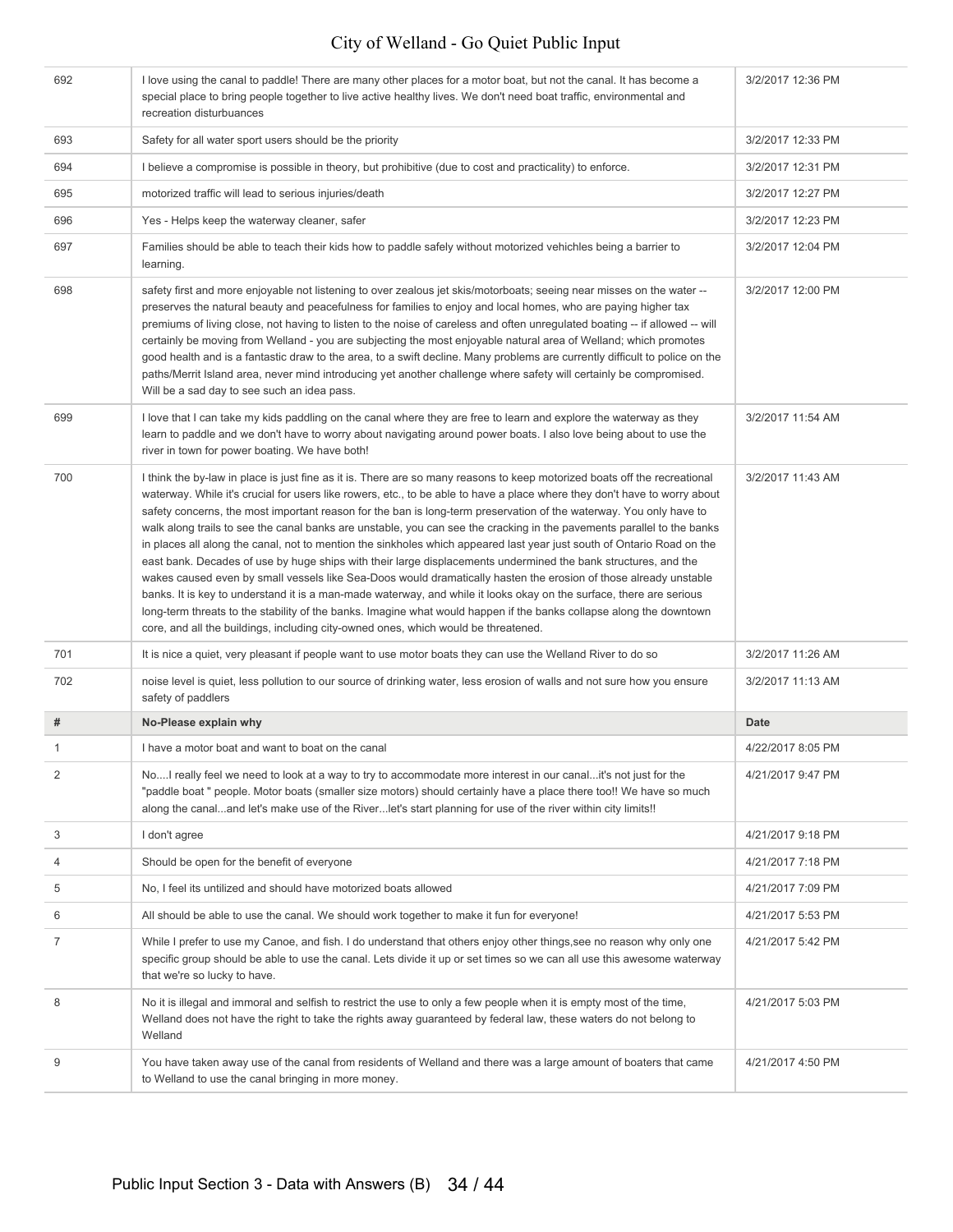| # | Response | Date |
|---|---|---|
| 692 | I love using the canal to paddle! There are many other places for a motor boat, but not the canal. It has become a special place to bring people together to live active healthy lives. We don't need boat traffic, environmental and recreation disturbuances | 3/2/2017 12:36 PM |
| 693 | Safety for all water sport users should be the priority | 3/2/2017 12:33 PM |
| 694 | I believe a compromise is possible in theory, but prohibitive (due to cost and practicality) to enforce. | 3/2/2017 12:31 PM |
| 695 | motorized traffic will lead to serious injuries/death | 3/2/2017 12:27 PM |
| 696 | Yes - Helps keep the waterway cleaner, safer | 3/2/2017 12:23 PM |
| 697 | Families should be able to teach their kids how to paddle safely without motorized vehichles being a barrier to learning. | 3/2/2017 12:04 PM |
| 698 | safety first and more enjoyable not listening to over zealous jet skis/motorboats; seeing near misses on the water -- preserves the natural beauty and peacefulness for families to enjoy and local homes, who are paying higher tax premiums of living close, not having to listen to the noise of careless and often unregulated boating -- if allowed -- will certainly be moving from Welland - you are subjecting the most enjoyable natural area of Welland; which promotes good health and is a fantastic draw to the area, to a swift decline. Many problems are currently difficult to police on the paths/Merrit Island area, never mind introducing yet another challenge where safety will certainly be compromised. Will be a sad day to see such an idea pass. | 3/2/2017 12:00 PM |
| 699 | I love that I can take my kids paddling on the canal where they are free to learn and explore the waterway as they learn to paddle and we don't have to worry about navigating around power boats. I also love being about to use the river in town for power boating. We have both! | 3/2/2017 11:54 AM |
| 700 | I think the by-law in place is just fine as it is. There are so many reasons to keep motorized boats off the recreational waterway. While it's crucial for users like rowers, etc., to be able to have a place where they don't have to worry about safety concerns, the most important reason for the ban is long-term preservation of the waterway. You only have to walk along trails to see the canal banks are unstable, you can see the cracking in the pavements parallel to the banks in places all along the canal, not to mention the sinkholes which appeared last year just south of Ontario Road on the east bank. Decades of use by huge ships with their large displacements undermined the bank structures, and the wakes caused even by small vessels like Sea-Doos would dramatically hasten the erosion of those already unstable banks. It is key to understand it is a man-made waterway, and while it looks okay on the surface, there are serious long-term threats to the stability of the banks. Imagine what would happen if the banks collapse along the downtown core, and all the buildings, including city-owned ones, which would be threatened. | 3/2/2017 11:43 AM |
| 701 | It is nice a quiet, very pleasant if people want to use motor boats they can use the Welland River to do so | 3/2/2017 11:26 AM |
| 702 | noise level is quiet, less pollution to our source of drinking water, less erosion of walls and not sure how you ensure safety of paddlers | 3/2/2017 11:13 AM |

| # | No-Please explain why | Date |
|---|---|---|
| 1 | I have a motor boat and want to boat on the canal | 4/22/2017 8:05 PM |
| 2 | No....I really feel we need to look at a way to try to accommodate more interest in our canal...it's not just for the "paddle boat " people. Motor boats (smaller size motors) should certainly have a place there too!! We have so much along the canal...and let's make use of the River...let's start planning for use of the river within city limits!! | 4/21/2017 9:47 PM |
| 3 | I don't agree | 4/21/2017 9:18 PM |
| 4 | Should be open for the benefit of everyone | 4/21/2017 7:18 PM |
| 5 | No, I feel its untilized and should have motorized boats allowed | 4/21/2017 7:09 PM |
| 6 | All should be able to use the canal. We should work together to make it fun for everyone! | 4/21/2017 5:53 PM |
| 7 | While I prefer to use my Canoe, and fish. I do understand that others enjoy other things,see no reason why only one specific group should be able to use the canal. Lets divide it up or set times so we can all use this awesome waterway that we're so lucky to have. | 4/21/2017 5:42 PM |
| 8 | No it is illegal and immoral and selfish to restrict the use to only a few people when it is empty most of the time, Welland does not have the right to take the rights away guaranteed by federal law, these waters do not belong to Welland | 4/21/2017 5:03 PM |
| 9 | You have taken away use of the canal from residents of Welland and there was a large amount of boaters that came to Welland to use the canal bringing in more money. | 4/21/2017 4:50 PM |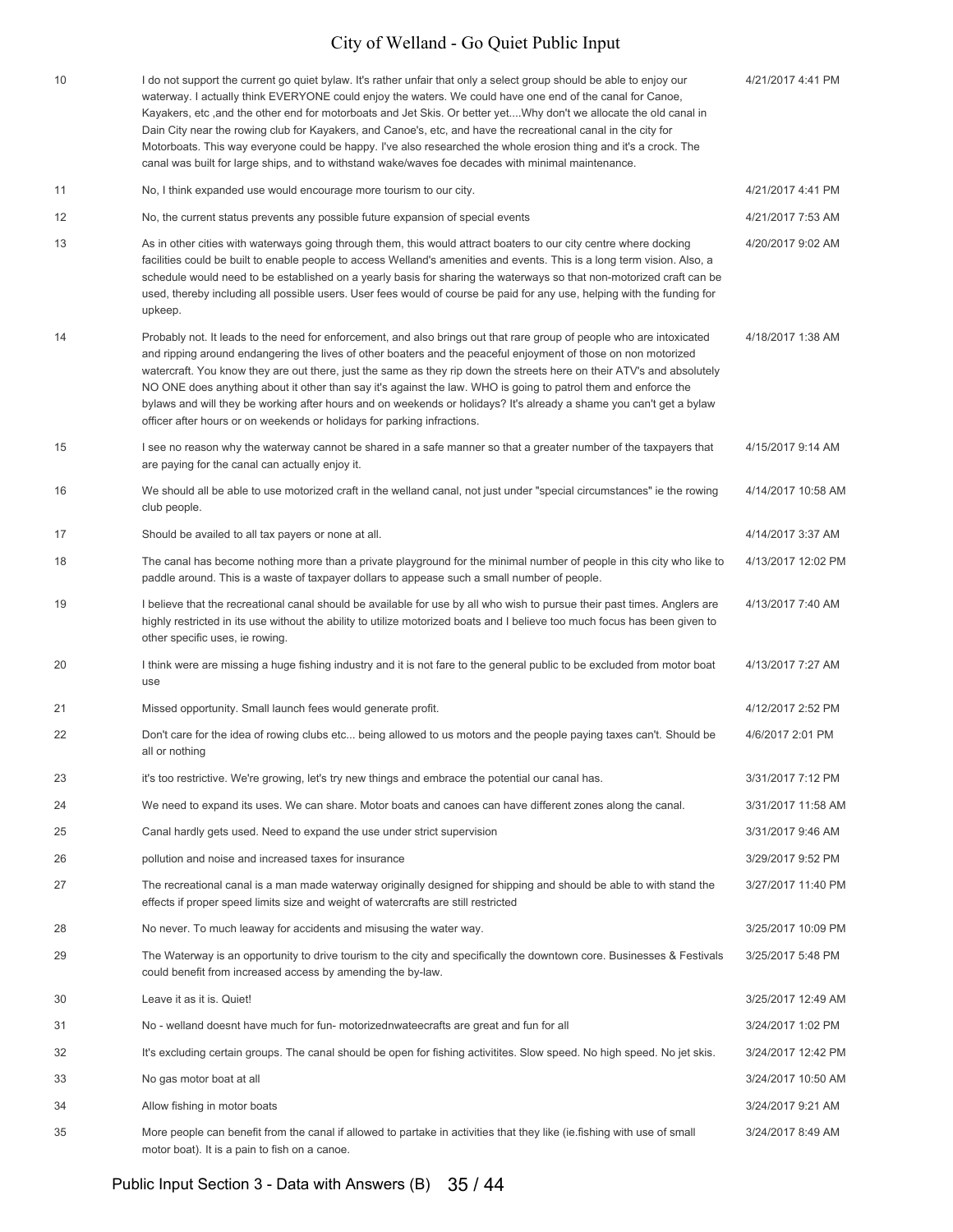| | | |
|---|---|---|
| 10 | I do not support the current go quiet bylaw. It's rather unfair that only a select group should be able to enjoy our waterway. I actually think EVERYONE could enjoy the waters. We could have one end of the canal for Canoe, Kayakers, etc ,and the other end for motorboats and Jet Skis. Or better yet....Why don't we allocate the old canal in Dain City near the rowing club for Kayakers, and Canoe's, etc, and have the recreational canal in the city for Motorboats. This way everyone could be happy. I've also researched the whole erosion thing and it's a crock. The canal was built for large ships, and to withstand wake/waves foe decades with minimal maintenance. | 4/21/2017 4:41 PM |
| 11 | No, I think expanded use would encourage more tourism to our city. | 4/21/2017 4:41 PM |
| 12 | No, the current status prevents any possible future expansion of special events | 4/21/2017 7:53 AM |
| 13 | As in other cities with waterways going through them, this would attract boaters to our city centre where docking facilities could be built to enable people to access Welland's amenities and events. This is a long term vision. Also, a schedule would need to be established on a yearly basis for sharing the waterways so that non-motorized craft can be used, thereby including all possible users. User fees would of course be paid for any use, helping with the funding for upkeep. | 4/20/2017 9:02 AM |
| 14 | Probably not. It leads to the need for enforcement, and also brings out that rare group of people who are intoxicated and ripping around endangering the lives of other boaters and the peaceful enjoyment of those on non motorized watercraft. You know they are out there, just the same as they rip down the streets here on their ATV's and absolutely NO ONE does anything about it other than say it's against the law. WHO is going to patrol them and enforce the bylaws and will they be working after hours and on weekends or holidays? It's already a shame you can't get a bylaw officer after hours or on weekends or holidays for parking infractions. | 4/18/2017 1:38 AM |
| 15 | I see no reason why the waterway cannot be shared in a safe manner so that a greater number of the taxpayers that are paying for the canal can actually enjoy it. | 4/15/2017 9:14 AM |
| 16 | We should all be able to use motorized craft in the welland canal, not just under "special circumstances" ie the rowing club people. | 4/14/2017 10:58 AM |
| 17 | Should be availed to all tax payers or none at all. | 4/14/2017 3:37 AM |
| 18 | The canal has become nothing more than a private playground for the minimal number of people in this city who like to paddle around. This is a waste of taxpayer dollars to appease such a small number of people. | 4/13/2017 12:02 PM |
| 19 | I believe that the recreational canal should be available for use by all who wish to pursue their past times. Anglers are highly restricted in its use without the ability to utilize motorized boats and I believe too much focus has been given to other specific uses, ie rowing. | 4/13/2017 7:40 AM |
| 20 | I think were are missing a huge fishing industry and it is not fare to the general public to be excluded from motor boat use | 4/13/2017 7:27 AM |
| 21 | Missed opportunity. Small launch fees would generate profit. | 4/12/2017 2:52 PM |
| 22 | Don't care for the idea of rowing clubs etc... being allowed to us motors and the people paying taxes can't. Should be all or nothing | 4/6/2017 2:01 PM |
| 23 | it's too restrictive. We're growing, let's try new things and embrace the potential our canal has. | 3/31/2017 7:12 PM |
| 24 | We need to expand its uses. We can share. Motor boats and canoes can have different zones along the canal. | 3/31/2017 11:58 AM |
| 25 | Canal hardly gets used. Need to expand the use under strict supervision | 3/31/2017 9:46 AM |
| 26 | pollution and noise and increased taxes for insurance | 3/29/2017 9:52 PM |
| 27 | The recreational canal is a man made waterway originally designed for shipping and should be able to with stand the effects if proper speed limits size and weight of watercrafts are still restricted | 3/27/2017 11:40 PM |
| 28 | No never. To much leaway for accidents and misusing the water way. | 3/25/2017 10:09 PM |
| 29 | The Waterway is an opportunity to drive tourism to the city and specifically the downtown core. Businesses & Festivals could benefit from increased access by amending the by-law. | 3/25/2017 5:48 PM |
| 30 | Leave it as it is. Quiet! | 3/25/2017 12:49 AM |
| 31 | No - welland doesnt have much for fun- motorizednwateecrafts are great and fun for all | 3/24/2017 1:02 PM |
| 32 | It's excluding certain groups. The canal should be open for fishing activitites. Slow speed. No high speed. No jet skis. | 3/24/2017 12:42 PM |
| 33 | No gas motor boat at all | 3/24/2017 10:50 AM |
| 34 | Allow fishing in motor boats | 3/24/2017 9:21 AM |
| 35 | More people can benefit from the canal if allowed to partake in activities that they like (ie.fishing with use of small motor boat). It is a pain to fish on a canoe. | 3/24/2017 8:49 AM |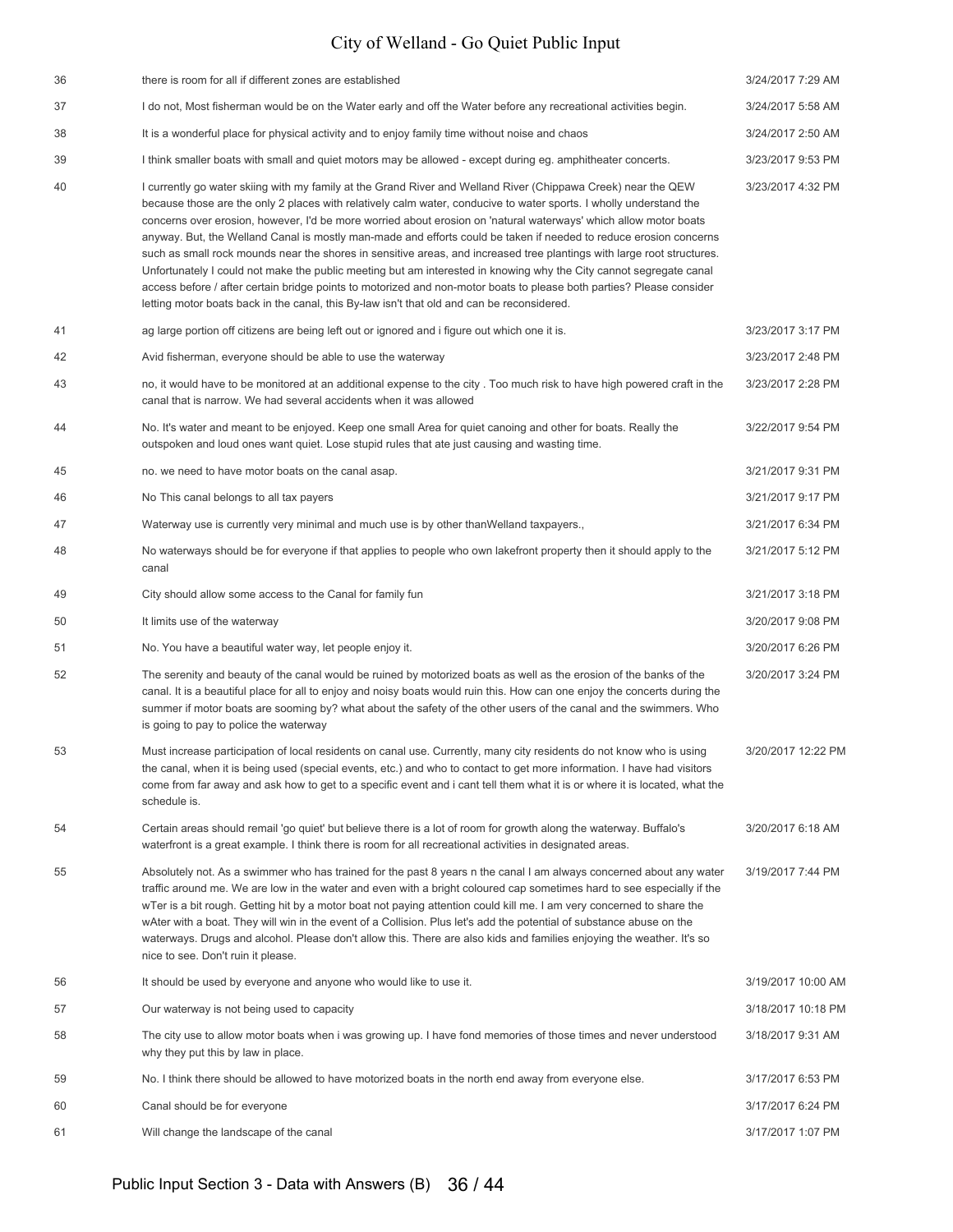| | | |
|---|---|---|
| 36 | there is room for all if different zones are established | 3/24/2017 7:29 AM |
| 37 | I do not, Most fisherman would be on the Water early and off the Water before any recreational activities begin. | 3/24/2017 5:58 AM |
| 38 | It is a wonderful place for physical activity and to enjoy family time without noise and chaos | 3/24/2017 2:50 AM |
| 39 | I think smaller boats with small and quiet motors may be allowed - except during eg. amphitheater concerts. | 3/23/2017 9:53 PM |
| 40 | I currently go water skiing with my family at the Grand River and Welland River (Chippawa Creek) near the QEW because those are the only 2 places with relatively calm water, conducive to water sports. I wholly understand the concerns over erosion, however, I'd be more worried about erosion on 'natural waterways' which allow motor boats anyway. But, the Welland Canal is mostly man-made and efforts could be taken if needed to reduce erosion concerns such as small rock mounds near the shores in sensitive areas, and increased tree plantings with large root structures. Unfortunately I could not make the public meeting but am interested in knowing why the City cannot segregate canal access before / after certain bridge points to motorized and non-motor boats to please both parties? Please consider letting motor boats back in the canal, this By-law isn't that old and can be reconsidered. | 3/23/2017 4:32 PM |
| 41 | ag large portion off citizens are being left out or ignored and i figure out which one it is. | 3/23/2017 3:17 PM |
| 42 | Avid fisherman, everyone should be able to use the waterway | 3/23/2017 2:48 PM |
| 43 | no, it would have to be monitored at an additional expense to the city . Too much risk to have high powered craft in the canal that is narrow. We had several accidents when it was allowed | 3/23/2017 2:28 PM |
| 44 | No. It's water and meant to be enjoyed. Keep one small Area for quiet canoing and other for boats. Really the outspoken and loud ones want quiet. Lose stupid rules that ate just causing and wasting time. | 3/22/2017 9:54 PM |
| 45 | no. we need to have motor boats on the canal asap. | 3/21/2017 9:31 PM |
| 46 | No This canal belongs to all tax payers | 3/21/2017 9:17 PM |
| 47 | Waterway use is currently very minimal and much use is by other thanWelland taxpayers., | 3/21/2017 6:34 PM |
| 48 | No waterways should be for everyone if that applies to people who own lakefront property then it should apply to the canal | 3/21/2017 5:12 PM |
| 49 | City should allow some access to the Canal for family fun | 3/21/2017 3:18 PM |
| 50 | It limits use of the waterway | 3/20/2017 9:08 PM |
| 51 | No. You have a beautiful water way, let people enjoy it. | 3/20/2017 6:26 PM |
| 52 | The serenity and beauty of the canal would be ruined by motorized boats as well as the erosion of the banks of the canal. It is a beautiful place for all to enjoy and noisy boats would ruin this. How can one enjoy the concerts during the summer if motor boats are sooming by? what about the safety of the other users of the canal and the swimmers. Who is going to pay to police the waterway | 3/20/2017 3:24 PM |
| 53 | Must increase participation of local residents on canal use. Currently, many city residents do not know who is using the canal, when it is being used (special events, etc.) and who to contact to get more information. I have had visitors come from far away and ask how to get to a specific event and i cant tell them what it is or where it is located, what the schedule is. | 3/20/2017 12:22 PM |
| 54 | Certain areas should remail 'go quiet' but believe there is a lot of room for growth along the waterway. Buffalo's waterfront is a great example. I think there is room for all recreational activities in designated areas. | 3/20/2017 6:18 AM |
| 55 | Absolutely not. As a swimmer who has trained for the past 8 years n the canal I am always concerned about any water traffic around me. We are low in the water and even with a bright coloured cap sometimes hard to see especially if the wTer is a bit rough. Getting hit by a motor boat not paying attention could kill me. I am very concerned to share the wAter with a boat. They will win in the event of a Collision. Plus let's add the potential of substance abuse on the waterways. Drugs and alcohol. Please don't allow this. There are also kids and families enjoying the weather. It's so nice to see. Don't ruin it please. | 3/19/2017 7:44 PM |
| 56 | It should be used by everyone and anyone who would like to use it. | 3/19/2017 10:00 AM |
| 57 | Our waterway is not being used to capacity | 3/18/2017 10:18 PM |
| 58 | The city use to allow motor boats when i was growing up. I have fond memories of those times and never understood why they put this by law in place. | 3/18/2017 9:31 AM |
| 59 | No. I think there should be allowed to have motorized boats in the north end away from everyone else. | 3/17/2017 6:53 PM |
| 60 | Canal should be for everyone | 3/17/2017 6:24 PM |
| 61 | Will change the landscape of the canal | 3/17/2017 1:07 PM |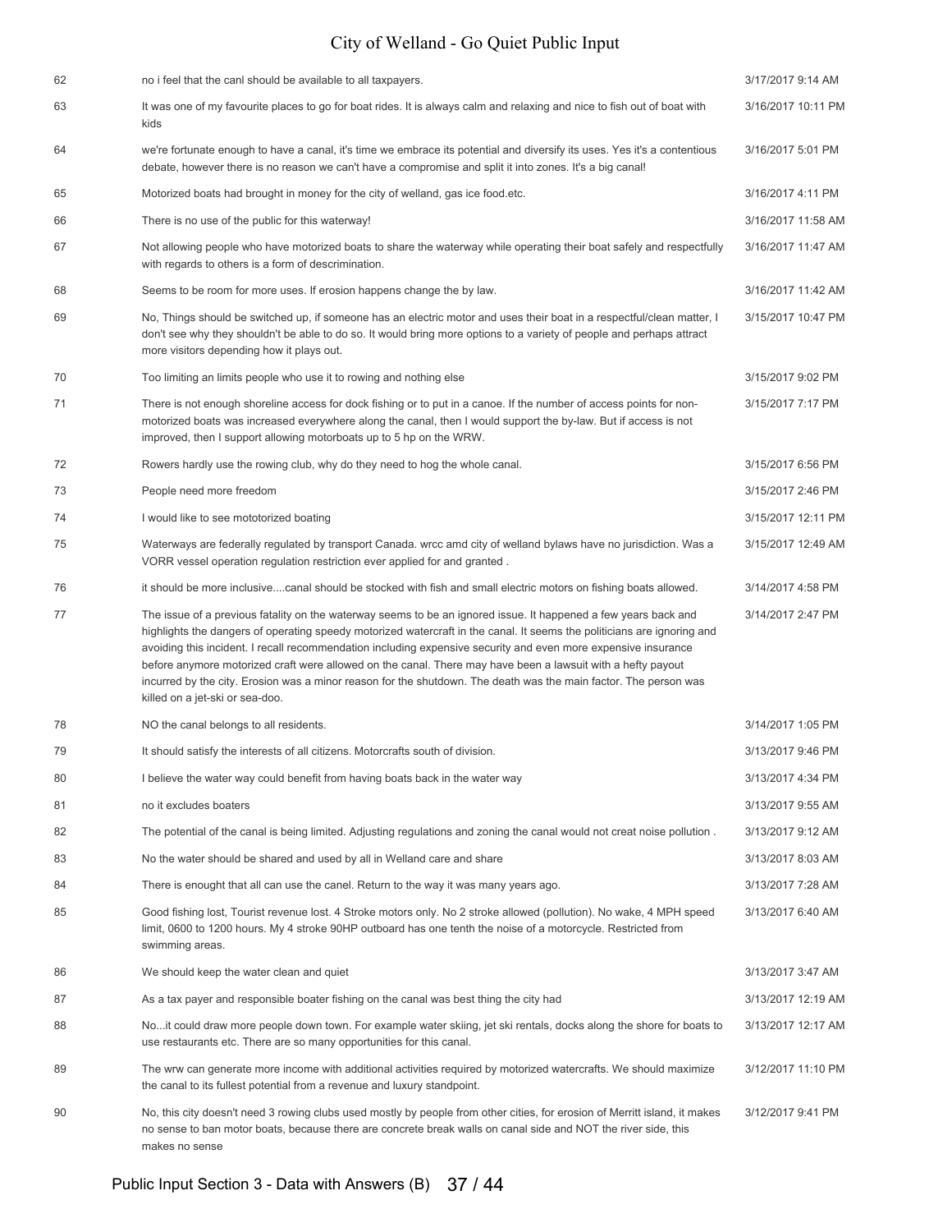| | | |
|---|---|---|
| 62 | no i feel that the canl should be available to all taxpayers. | 3/17/2017 9:14 AM |
| 63 | It was one of my favourite places to go for boat rides. It is always calm and relaxing and nice to fish out of boat with kids | 3/16/2017 10:11 PM |
| 64 | we're fortunate enough to have a canal, it's time we embrace its potential and diversify its uses. Yes it's a contentious debate, however there is no reason we can't have a compromise and split it into zones. It's a big canal! | 3/16/2017 5:01 PM |
| 65 | Motorized boats had brought in money for the city of welland, gas ice food.etc. | 3/16/2017 4:11 PM |
| 66 | There is no use of the public for this waterway! | 3/16/2017 11:58 AM |
| 67 | Not allowing people who have motorized boats to share the waterway while operating their boat safely and respectfully with regards to others is a form of descrimination. | 3/16/2017 11:47 AM |
| 68 | Seems to be room for more uses. If erosion happens change the by law. | 3/16/2017 11:42 AM |
| 69 | No, Things should be switched up, if someone has an electric motor and uses their boat in a respectful/clean matter, I don't see why they shouldn't be able to do so. It would bring more options to a variety of people and perhaps attract more visitors depending how it plays out. | 3/15/2017 10:47 PM |
| 70 | Too limiting an limits people who use it to rowing and nothing else | 3/15/2017 9:02 PM |
| 71 | There is not enough shoreline access for dock fishing or to put in a canoe. If the number of access points for non-motorized boats was increased everywhere along the canal, then I would support the by-law. But if access is not improved, then I support allowing motorboats up to 5 hp on the WRW. | 3/15/2017 7:17 PM |
| 72 | Rowers hardly use the rowing club, why do they need to hog the whole canal. | 3/15/2017 6:56 PM |
| 73 | People need more freedom | 3/15/2017 2:46 PM |
| 74 | I would like to see mototorized boating | 3/15/2017 12:11 PM |
| 75 | Waterways are federally regulated by transport Canada. wrcc amd city of welland bylaws have no jurisdiction. Was a VORR vessel operation regulation restriction ever applied for and granted . | 3/15/2017 12:49 AM |
| 76 | it should be more inclusive....canal should be stocked with fish and small electric motors on fishing boats allowed. | 3/14/2017 4:58 PM |
| 77 | The issue of a previous fatality on the waterway seems to be an ignored issue. It happened a few years back and highlights the dangers of operating speedy motorized watercraft in the canal. It seems the politicians are ignoring and avoiding this incident. I recall recommendation including expensive security and even more expensive insurance before anymore motorized craft were allowed on the canal. There may have been a lawsuit with a hefty payout incurred by the city. Erosion was a minor reason for the shutdown. The death was the main factor. The person was killed on a jet-ski or sea-doo. | 3/14/2017 2:47 PM |
| 78 | NO the canal belongs to all residents. | 3/14/2017 1:05 PM |
| 79 | It should satisfy the interests of all citizens. Motorcrafts south of division. | 3/13/2017 9:46 PM |
| 80 | I believe the water way could benefit from having boats back in the water way | 3/13/2017 4:34 PM |
| 81 | no it excludes boaters | 3/13/2017 9:55 AM |
| 82 | The potential of the canal is being limited. Adjusting regulations and zoning the canal would not creat noise pollution . | 3/13/2017 9:12 AM |
| 83 | No the water should be shared and used by all in Welland care and share | 3/13/2017 8:03 AM |
| 84 | There is enought that all can use the canel. Return to the way it was many years ago. | 3/13/2017 7:28 AM |
| 85 | Good fishing lost, Tourist revenue lost. 4 Stroke motors only. No 2 stroke allowed (pollution). No wake, 4 MPH speed limit, 0600 to 1200 hours. My 4 stroke 90HP outboard has one tenth the noise of a motorcycle. Restricted from swimming areas. | 3/13/2017 6:40 AM |
| 86 | We should keep the water clean and quiet | 3/13/2017 3:47 AM |
| 87 | As a tax payer and responsible boater fishing on the canal was best thing the city had | 3/13/2017 12:19 AM |
| 88 | No...it could draw more people down town. For example water skiing, jet ski rentals, docks along the shore for boats to use restaurants etc. There are so many opportunities for this canal. | 3/13/2017 12:17 AM |
| 89 | The wrw can generate more income with additional activities required by motorized watercrafts. We should maximize the canal to its fullest potential from a revenue and luxury standpoint. | 3/12/2017 11:10 PM |
| 90 | No, this city doesn't need 3 rowing clubs used mostly by people from other cities, for erosion of Merritt island, it makes no sense to ban motor boats, because there are concrete break walls on canal side and NOT the river side, this makes no sense | 3/12/2017 9:41 PM |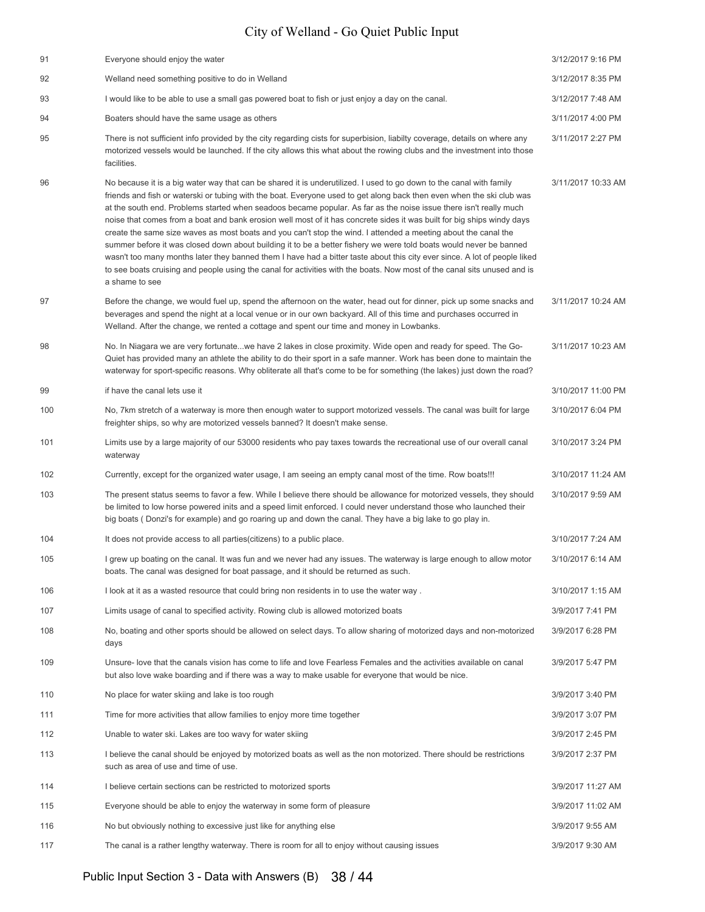| # | Response | Date |
|---|---|---|
| 91 | Everyone should enjoy the water | 3/12/2017 9:16 PM |
| 92 | Welland need something positive to do in Welland | 3/12/2017 8:35 PM |
| 93 | I would like to be able to use a small gas powered boat to fish or just enjoy a day on the canal. | 3/12/2017 7:48 AM |
| 94 | Boaters should have the same usage as others | 3/11/2017 4:00 PM |
| 95 | There is not sufficient info provided by the city regarding cists for superbision, liabilty coverage, details on where any motorized vessels would be launched. If the city allows this what about the rowing clubs and the investment into those facilities. | 3/11/2017 2:27 PM |
| 96 | No because it is a big water way that can be shared it is underutilized. I used to go down to the canal with family friends and fish or waterski or tubing with the boat. Everyone used to get along back then even when the ski club was at the south end. Problems started when seadoos became popular. As far as the noise issue there isn't really much noise that comes from a boat and bank erosion well most of it has concrete sides it was built for big ships windy days create the same size waves as most boats and you can't stop the wind. I attended a meeting about the canal the summer before it was closed down about building it to be a better fishery we were told boats would never be banned wasn't too many months later they banned them I have had a bitter taste about this city ever since. A lot of people liked to see boats cruising and people using the canal for activities with the boats. Now most of the canal sits unused and is a shame to see | 3/11/2017 10:33 AM |
| 97 | Before the change, we would fuel up, spend the afternoon on the water, head out for dinner, pick up some snacks and beverages and spend the night at a local venue or in our own backyard. All of this time and purchases occurred in Welland. After the change, we rented a cottage and spent our time and money in Lowbanks. | 3/11/2017 10:24 AM |
| 98 | No. In Niagara we are very fortunate...we have 2 lakes in close proximity. Wide open and ready for speed. The Go-Quiet has provided many an athlete the ability to do their sport in a safe manner. Work has been done to maintain the waterway for sport-specific reasons. Why obliterate all that's come to be for something (the lakes) just down the road? | 3/11/2017 10:23 AM |
| 99 | if have the canal lets use it | 3/10/2017 11:00 PM |
| 100 | No, 7km stretch of a waterway is more then enough water to support motorized vessels. The canal was built for large freighter ships, so why are motorized vessels banned? It doesn't make sense. | 3/10/2017 6:04 PM |
| 101 | Limits use by a large majority of our 53000 residents who pay taxes towards the recreational use of our overall canal waterway | 3/10/2017 3:24 PM |
| 102 | Currently, except for the organized water usage, I am seeing an empty canal most of the time. Row boats!!! | 3/10/2017 11:24 AM |
| 103 | The present status seems to favor a few. While I believe there should be allowance for motorized vessels, they should be limited to low horse powered inits and a speed limit enforced. I could never understand those who launched their big boats ( Donzi's for example) and go roaring up and down the canal. They have a big lake to go play in. | 3/10/2017 9:59 AM |
| 104 | It does not provide access to all parties(citizens) to a public place. | 3/10/2017 7:24 AM |
| 105 | I grew up boating on the canal. It was fun and we never had any issues. The waterway is large enough to allow motor boats. The canal was designed for boat passage, and it should be returned as such. | 3/10/2017 6:14 AM |
| 106 | I look at it as a wasted resource that could bring non residents in to use the water way . | 3/10/2017 1:15 AM |
| 107 | Limits usage of canal to specified activity. Rowing club is allowed motorized boats | 3/9/2017 7:41 PM |
| 108 | No, boating and other sports should be allowed on select days. To allow sharing of motorized days and non-motorized days | 3/9/2017 6:28 PM |
| 109 | Unsure- love that the canals vision has come to life and love Fearless Females and the activities available on canal but also love wake boarding and if there was a way to make usable for everyone that would be nice. | 3/9/2017 5:47 PM |
| 110 | No place for water skiing and lake is too rough | 3/9/2017 3:40 PM |
| 111 | Time for more activities that allow families to enjoy more time together | 3/9/2017 3:07 PM |
| 112 | Unable to water ski. Lakes are too wavy for water skiing | 3/9/2017 2:45 PM |
| 113 | I believe the canal should be enjoyed by motorized boats as well as the non motorized. There should be restrictions such as area of use and time of use. | 3/9/2017 2:37 PM |
| 114 | I believe certain sections can be restricted to motorized sports | 3/9/2017 11:27 AM |
| 115 | Everyone should be able to enjoy the waterway in some form of pleasure | 3/9/2017 11:02 AM |
| 116 | No but obviously nothing to excessive just like for anything else | 3/9/2017 9:55 AM |
| 117 | The canal is a rather lengthy waterway. There is room for all to enjoy without causing issues | 3/9/2017 9:30 AM |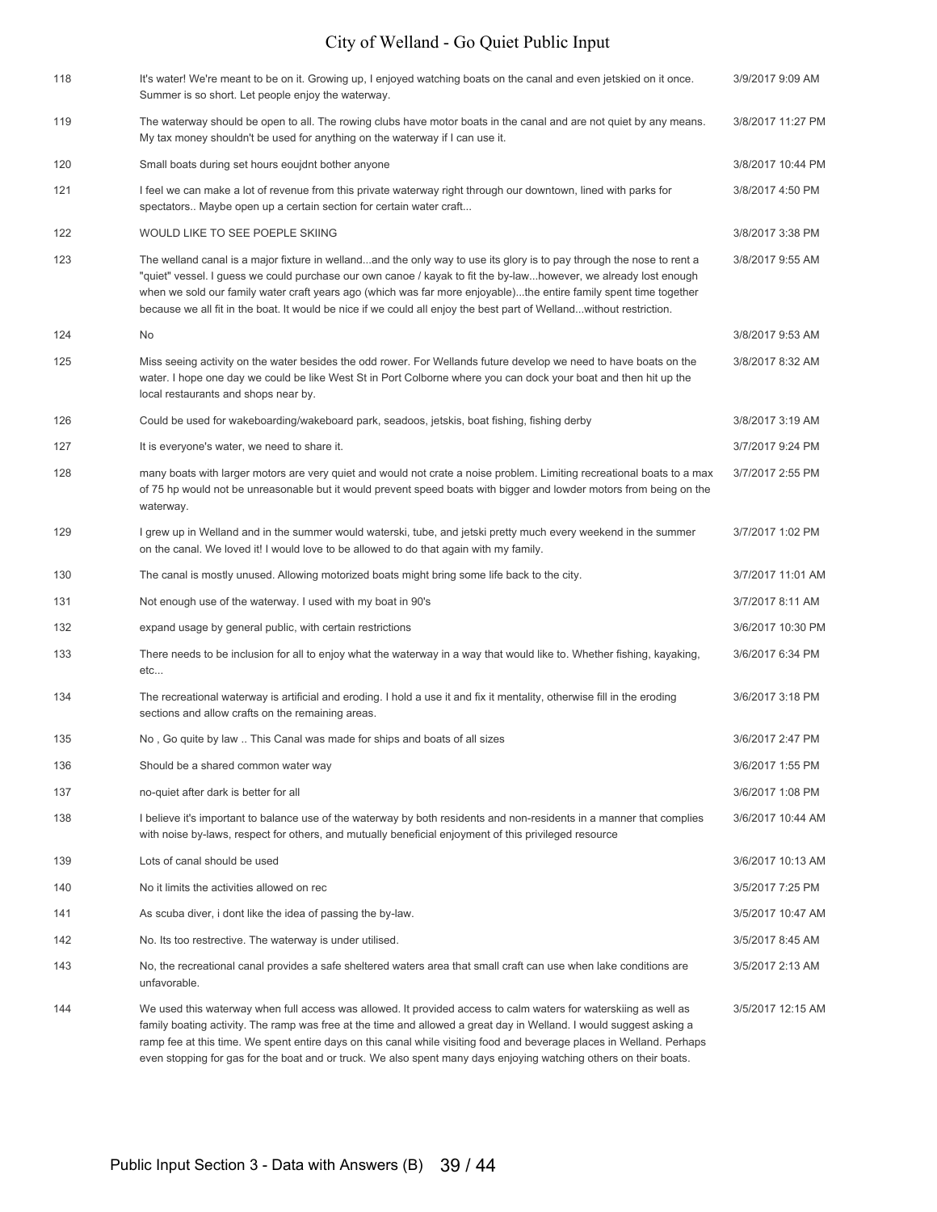| | | |
|---|---|---|
| 118 | It's water! We're meant to be on it. Growing up, I enjoyed watching boats on the canal and even jetskied on it once. Summer is so short. Let people enjoy the waterway. | 3/9/2017 9:09 AM |
| 119 | The waterway should be open to all. The rowing clubs have motor boats in the canal and are not quiet by any means. My tax money shouldn't be used for anything on the waterway if I can use it. | 3/8/2017 11:27 PM |
| 120 | Small boats during set hours eoujdnt bother anyone | 3/8/2017 10:44 PM |
| 121 | I feel we can make a lot of revenue from this private waterway right through our downtown, lined with parks for spectators.. Maybe open up a certain section for certain water craft... | 3/8/2017 4:50 PM |
| 122 | WOULD LIKE TO SEE POEPLE SKIING | 3/8/2017 3:38 PM |
| 123 | The welland canal is a major fixture in welland...and the only way to use its glory is to pay through the nose to rent a "quiet" vessel. I guess we could purchase our own canoe / kayak to fit the by-law...however, we already lost enough when we sold our family water craft years ago (which was far more enjoyable)...the entire family spent time together because we all fit in the boat. It would be nice if we could all enjoy the best part of Welland...without restriction. | 3/8/2017 9:55 AM |
| 124 | No | 3/8/2017 9:53 AM |
| 125 | Miss seeing activity on the water besides the odd rower. For Wellands future develop we need to have boats on the water. I hope one day we could be like West St in Port Colborne where you can dock your boat and then hit up the local restaurants and shops near by. | 3/8/2017 8:32 AM |
| 126 | Could be used for wakeboarding/wakeboard park, seadoos, jetskis, boat fishing, fishing derby | 3/8/2017 3:19 AM |
| 127 | It is everyone's water, we need to share it. | 3/7/2017 9:24 PM |
| 128 | many boats with larger motors are very quiet and would not crate a noise problem. Limiting recreational boats to a max of 75 hp would not be unreasonable but it would prevent speed boats with bigger and lowder motors from being on the waterway. | 3/7/2017 2:55 PM |
| 129 | I grew up in Welland and in the summer would waterski, tube, and jetski pretty much every weekend in the summer on the canal. We loved it! I would love to be allowed to do that again with my family. | 3/7/2017 1:02 PM |
| 130 | The canal is mostly unused. Allowing motorized boats might bring some life back to the city. | 3/7/2017 11:01 AM |
| 131 | Not enough use of the waterway. I used with my boat in 90's | 3/7/2017 8:11 AM |
| 132 | expand usage by general public, with certain restrictions | 3/6/2017 10:30 PM |
| 133 | There needs to be inclusion for all to enjoy what the waterway in a way that would like to. Whether fishing, kayaking, etc... | 3/6/2017 6:34 PM |
| 134 | The recreational waterway is artificial and eroding. I hold a use it and fix it mentality, otherwise fill in the eroding sections and allow crafts on the remaining areas. | 3/6/2017 3:18 PM |
| 135 | No , Go quite by law .. This Canal was made for ships and boats of all sizes | 3/6/2017 2:47 PM |
| 136 | Should be a shared common water way | 3/6/2017 1:55 PM |
| 137 | no-quiet after dark is better for all | 3/6/2017 1:08 PM |
| 138 | I believe it's important to balance use of the waterway by both residents and non-residents in a manner that complies with noise by-laws, respect for others, and mutually beneficial enjoyment of this privileged resource | 3/6/2017 10:44 AM |
| 139 | Lots of canal should be used | 3/6/2017 10:13 AM |
| 140 | No it limits the activities allowed on rec | 3/5/2017 7:25 PM |
| 141 | As scuba diver, i dont like the idea of passing the by-law. | 3/5/2017 10:47 AM |
| 142 | No. Its too restrictive. The waterway is under utilised. | 3/5/2017 8:45 AM |
| 143 | No, the recreational canal provides a safe sheltered waters area that small craft can use when lake conditions are unfavorable. | 3/5/2017 2:13 AM |
| 144 | We used this waterway when full access was allowed. It provided access to calm waters for waterskiing as well as family boating activity. The ramp was free at the time and allowed a great day in Welland. I would suggest asking a ramp fee at this time. We spent entire days on this canal while visiting food and beverage places in Welland. Perhaps even stopping for gas for the boat and or truck. We also spent many days enjoying watching others on their boats. | 3/5/2017 12:15 AM |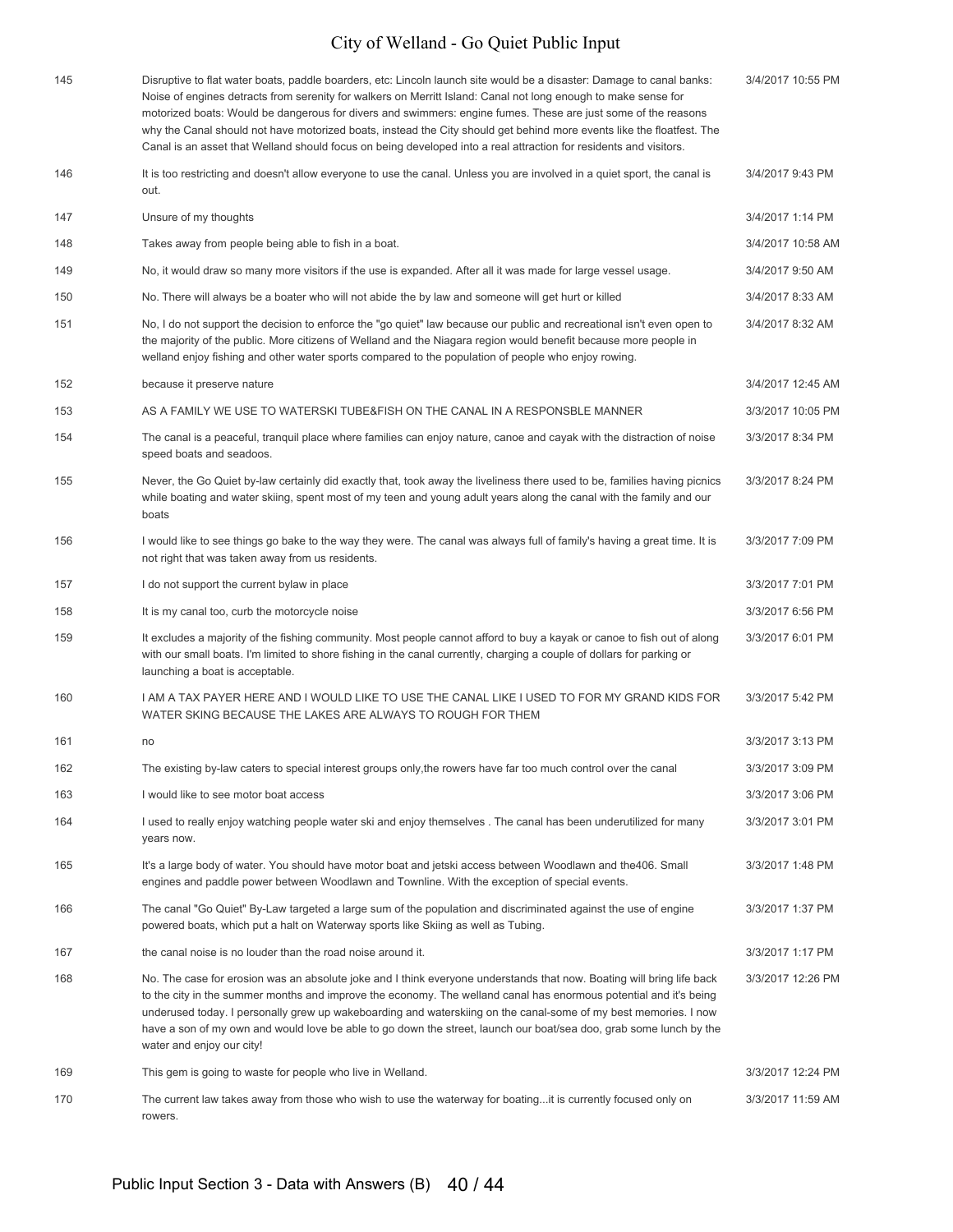| | | |
|---|---|---|
| 145 | Disruptive to flat water boats, paddle boarders, etc: Lincoln launch site would be a disaster: Damage to canal banks: Noise of engines detracts from serenity for walkers on Merritt Island: Canal not long enough to make sense for motorized boats: Would be dangerous for divers and swimmers: engine fumes. These are just some of the reasons why the Canal should not have motorized boats, instead the City should get behind more events like the floatfest. The Canal is an asset that Welland should focus on being developed into a real attraction for residents and visitors. | 3/4/2017 10:55 PM |
| 146 | It is too restricting and doesn't allow everyone to use the canal. Unless you are involved in a quiet sport, the canal is out. | 3/4/2017 9:43 PM |
| 147 | Unsure of my thoughts | 3/4/2017 1:14 PM |
| 148 | Takes away from people being able to fish in a boat. | 3/4/2017 10:58 AM |
| 149 | No, it would draw so many more visitors if the use is expanded. After all it was made for large vessel usage. | 3/4/2017 9:50 AM |
| 150 | No. There will always be a boater who will not abide the by law and someone will get hurt or killed | 3/4/2017 8:33 AM |
| 151 | No, I do not support the decision to enforce the "go quiet" law because our public and recreational isn't even open to the majority of the public. More citizens of Welland and the Niagara region would benefit because more people in welland enjoy fishing and other water sports compared to the population of people who enjoy rowing. | 3/4/2017 8:32 AM |
| 152 | because it preserve nature | 3/4/2017 12:45 AM |
| 153 | AS A FAMILY WE USE TO WATERSKI TUBE&FISH ON THE CANAL IN A RESPONSBLE MANNER | 3/3/2017 10:05 PM |
| 154 | The canal is a peaceful, tranquil place where families can enjoy nature, canoe and cayak with the distraction of noise speed boats and seadoos. | 3/3/2017 8:34 PM |
| 155 | Never, the Go Quiet by-law certainly did exactly that, took away the liveliness there used to be, families having picnics while boating and water skiing, spent most of my teen and young adult years along the canal with the family and our boats | 3/3/2017 8:24 PM |
| 156 | I would like to see things go bake to the way they were. The canal was always full of family's having a great time. It is not right that was taken away from us residents. | 3/3/2017 7:09 PM |
| 157 | I do not support the current bylaw in place | 3/3/2017 7:01 PM |
| 158 | It is my canal too, curb the motorcycle noise | 3/3/2017 6:56 PM |
| 159 | It excludes a majority of the fishing community. Most people cannot afford to buy a kayak or canoe to fish out of along with our small boats. I'm limited to shore fishing in the canal currently, charging a couple of dollars for parking or launching a boat is acceptable. | 3/3/2017 6:01 PM |
| 160 | I AM A TAX PAYER HERE AND I WOULD LIKE TO USE THE CANAL LIKE I USED TO FOR MY GRAND KIDS FOR WATER SKING BECAUSE THE LAKES ARE ALWAYS TO ROUGH FOR THEM | 3/3/2017 5:42 PM |
| 161 | no | 3/3/2017 3:13 PM |
| 162 | The existing by-law caters to special interest groups only,the rowers have far too much control over the canal | 3/3/2017 3:09 PM |
| 163 | I would like to see motor boat access | 3/3/2017 3:06 PM |
| 164 | I used to really enjoy watching people water ski and enjoy themselves . The canal has been underutilized for many years now. | 3/3/2017 3:01 PM |
| 165 | It's a large body of water. You should have motor boat and jetski access between Woodlawn and the406. Small engines and paddle power between Woodlawn and Townline. With the exception of special events. | 3/3/2017 1:48 PM |
| 166 | The canal "Go Quiet" By-Law targeted a large sum of the population and discriminated against the use of engine powered boats, which put a halt on Waterway sports like Skiing as well as Tubing. | 3/3/2017 1:37 PM |
| 167 | the canal noise is no louder than the road noise around it. | 3/3/2017 1:17 PM |
| 168 | No. The case for erosion was an absolute joke and I think everyone understands that now. Boating will bring life back to the city in the summer months and improve the economy. The welland canal has enormous potential and it's being underused today. I personally grew up wakeboarding and waterskiing on the canal-some of my best memories. I now have a son of my own and would love be able to go down the street, launch our boat/sea doo, grab some lunch by the water and enjoy our city! | 3/3/2017 12:26 PM |
| 169 | This gem is going to waste for people who live in Welland. | 3/3/2017 12:24 PM |
| 170 | The current law takes away from those who wish to use the waterway for boating...it is currently focused only on rowers. | 3/3/2017 11:59 AM |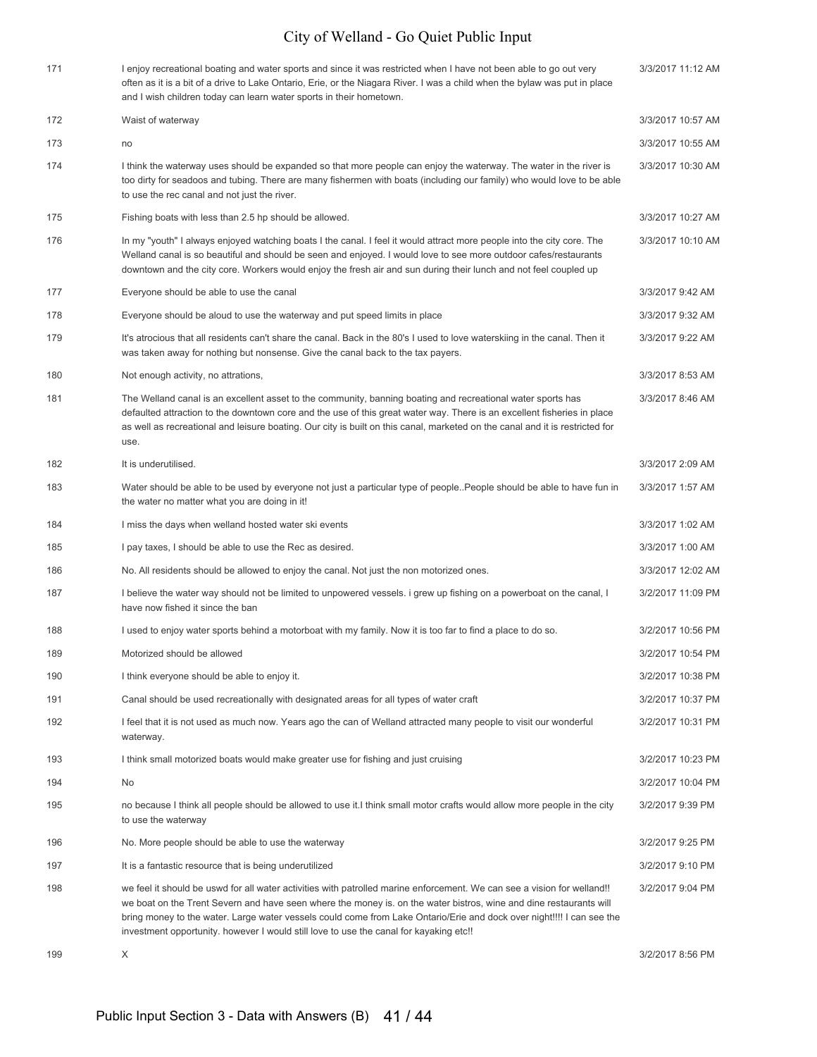| | | |
|---|---|---|
| 171 | I enjoy recreational boating and water sports and since it was restricted when I have not been able to go out very often as it is a bit of a drive to Lake Ontario, Erie, or the Niagara River. I was a child when the bylaw was put in place and I wish children today can learn water sports in their hometown. | 3/3/2017 11:12 AM |
| 172 | Waist of waterway | 3/3/2017 10:57 AM |
| 173 | no | 3/3/2017 10:55 AM |
| 174 | I think the waterway uses should be expanded so that more people can enjoy the waterway. The water in the river is too dirty for seadoos and tubing. There are many fishermen with boats (including our family) who would love to be able to use the rec canal and not just the river. | 3/3/2017 10:30 AM |
| 175 | Fishing boats with less than 2.5 hp should be allowed. | 3/3/2017 10:27 AM |
| 176 | In my "youth" I always enjoyed watching boats I the canal. I feel it would attract more people into the city core. The Welland canal is so beautiful and should be seen and enjoyed. I would love to see more outdoor cafes/restaurants downtown and the city core. Workers would enjoy the fresh air and sun during their lunch and not feel coupled up | 3/3/2017 10:10 AM |
| 177 | Everyone should be able to use the canal | 3/3/2017 9:42 AM |
| 178 | Everyone should be aloud to use the waterway and put speed limits in place | 3/3/2017 9:32 AM |
| 179 | It's atrocious that all residents can't share the canal. Back in the 80's I used to love waterskiing in the canal. Then it was taken away for nothing but nonsense. Give the canal back to the tax payers. | 3/3/2017 9:22 AM |
| 180 | Not enough activity, no attrations, | 3/3/2017 8:53 AM |
| 181 | The Welland canal is an excellent asset to the community, banning boating and recreational water sports has defaulted attraction to the downtown core and the use of this great water way. There is an excellent fisheries in place as well as recreational and leisure boating. Our city is built on this canal, marketed on the canal and it is restricted for use. | 3/3/2017 8:46 AM |
| 182 | It is underutilised. | 3/3/2017 2:09 AM |
| 183 | Water should be able to be used by everyone not just a particular type of people..People should be able to have fun in the water no matter what you are doing in it! | 3/3/2017 1:57 AM |
| 184 | I miss the days when welland hosted water ski events | 3/3/2017 1:02 AM |
| 185 | I pay taxes, I should be able to use the Rec as desired. | 3/3/2017 1:00 AM |
| 186 | No. All residents should be allowed to enjoy the canal. Not just the non motorized ones. | 3/3/2017 12:02 AM |
| 187 | I believe the water way should not be limited to unpowered vessels. i grew up fishing on a powerboat on the canal, I have now fished it since the ban | 3/2/2017 11:09 PM |
| 188 | I used to enjoy water sports behind a motorboat with my family. Now it is too far to find a place to do so. | 3/2/2017 10:56 PM |
| 189 | Motorized should be allowed | 3/2/2017 10:54 PM |
| 190 | I think everyone should be able to enjoy it. | 3/2/2017 10:38 PM |
| 191 | Canal should be used recreationally with designated areas for all types of water craft | 3/2/2017 10:37 PM |
| 192 | I feel that it is not used as much now. Years ago the can of Welland attracted many people to visit our wonderful waterway. | 3/2/2017 10:31 PM |
| 193 | I think small motorized boats would make greater use for fishing and just cruising | 3/2/2017 10:23 PM |
| 194 | No | 3/2/2017 10:04 PM |
| 195 | no because I think all people should be allowed to use it.I think small motor crafts would allow more people in the city to use the waterway | 3/2/2017 9:39 PM |
| 196 | No. More people should be able to use the waterway | 3/2/2017 9:25 PM |
| 197 | It is a fantastic resource that is being underutilized | 3/2/2017 9:10 PM |
| 198 | we feel it should be uswd for all water activities with patrolled marine enforcement. We can see a vision for welland!! we boat on the Trent Severn and have seen where the money is. on the water bistros, wine and dine restaurants will bring money to the water. Large water vessels could come from Lake Ontario/Erie and dock over night!!!! I can see the investment opportunity. however I would still love to use the canal for kayaking etc!! | 3/2/2017 9:04 PM |
| 199 | X | 3/2/2017 8:56 PM |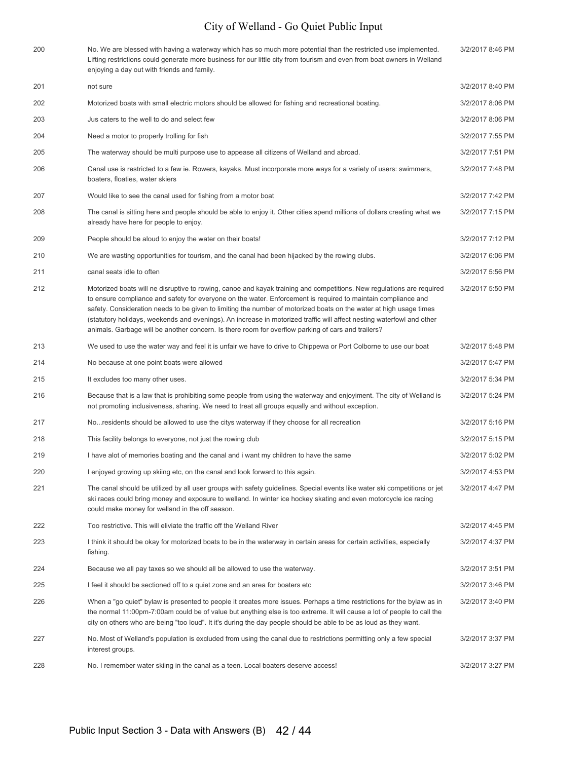| | | |
|---|---|---|
| 200 | No. We are blessed with having a waterway which has so much more potential than the restricted use implemented. Lifting restrictions could generate more business for our little city from tourism and even from boat owners in Welland enjoying a day out with friends and family. | 3/2/2017 8:46 PM |
| 201 | not sure | 3/2/2017 8:40 PM |
| 202 | Motorized boats with small electric motors should be allowed for fishing and recreational boating. | 3/2/2017 8:06 PM |
| 203 | Jus caters to the well to do and select few | 3/2/2017 8:06 PM |
| 204 | Need a motor to properly trolling for fish | 3/2/2017 7:55 PM |
| 205 | The waterway should be multi purpose use to appease all citizens of Welland and abroad. | 3/2/2017 7:51 PM |
| 206 | Canal use is restricted to a few ie. Rowers, kayaks. Must incorporate more ways for a variety of users: swimmers, boaters, floaties, water skiers | 3/2/2017 7:48 PM |
| 207 | Would like to see the canal used for fishing from a motor boat | 3/2/2017 7:42 PM |
| 208 | The canal is sitting here and people should be able to enjoy it. Other cities spend millions of dollars creating what we already have here for people to enjoy. | 3/2/2017 7:15 PM |
| 209 | People should be aloud to enjoy the water on their boats! | 3/2/2017 7:12 PM |
| 210 | We are wasting opportunities for tourism, and the canal had been hijacked by the rowing clubs. | 3/2/2017 6:06 PM |
| 211 | canal seats idle to often | 3/2/2017 5:56 PM |
| 212 | Motorized boats will ne disruptive to rowing, canoe and kayak training and competitions. New regulations are required to ensure compliance and safety for everyone on the water. Enforcement is required to maintain compliance and safety. Consideration needs to be given to limiting the number of motorized boats on the water at high usage times (statutory holidays, weekends and evenings). An increase in motorized traffic will affect nesting waterfowl and other animals. Garbage will be another concern. Is there room for overflow parking of cars and trailers? | 3/2/2017 5:50 PM |
| 213 | We used to use the water way and feel it is unfair we have to drive to Chippewa or Port Colborne to use our boat | 3/2/2017 5:48 PM |
| 214 | No because at one point boats were allowed | 3/2/2017 5:47 PM |
| 215 | It excludes too many other uses. | 3/2/2017 5:34 PM |
| 216 | Because that is a law that is prohibiting some people from using the waterway and enjoyiment. The city of Welland is not promoting inclusiveness, sharing. We need to treat all groups equally and without exception. | 3/2/2017 5:24 PM |
| 217 | No...residents should be allowed to use the citys waterway if they choose for all recreation | 3/2/2017 5:16 PM |
| 218 | This facility belongs to everyone, not just the rowing club | 3/2/2017 5:15 PM |
| 219 | I have alot of memories boating and the canal and i want my children to have the same | 3/2/2017 5:02 PM |
| 220 | I enjoyed growing up skiing etc, on the canal and look forward to this again. | 3/2/2017 4:53 PM |
| 221 | The canal should be utilized by all user groups with safety guidelines. Special events like water ski competitions or jet ski races could bring money and exposure to welland. In winter ice hockey skating and even motorcycle ice racing could make money for welland in the off season. | 3/2/2017 4:47 PM |
| 222 | Too restrictive. This will eliviate the traffic off the Welland River | 3/2/2017 4:45 PM |
| 223 | I think it should be okay for motorized boats to be in the waterway in certain areas for certain activities, especially fishing. | 3/2/2017 4:37 PM |
| 224 | Because we all pay taxes so we should all be allowed to use the waterway. | 3/2/2017 3:51 PM |
| 225 | I feel it should be sectioned off to a quiet zone and an area for boaters etc | 3/2/2017 3:46 PM |
| 226 | When a "go quiet" bylaw is presented to people it creates more issues. Perhaps a time restrictions for the bylaw as in the normal 11:00pm-7:00am could be of value but anything else is too extreme. It will cause a lot of people to call the city on others who are being "too loud". It it's during the day people should be able to be as loud as they want. | 3/2/2017 3:40 PM |
| 227 | No. Most of Welland's population is excluded from using the canal due to restrictions permitting only a few special interest groups. | 3/2/2017 3:37 PM |
| 228 | No. I remember water skiing in the canal as a teen. Local boaters deserve access! | 3/2/2017 3:27 PM |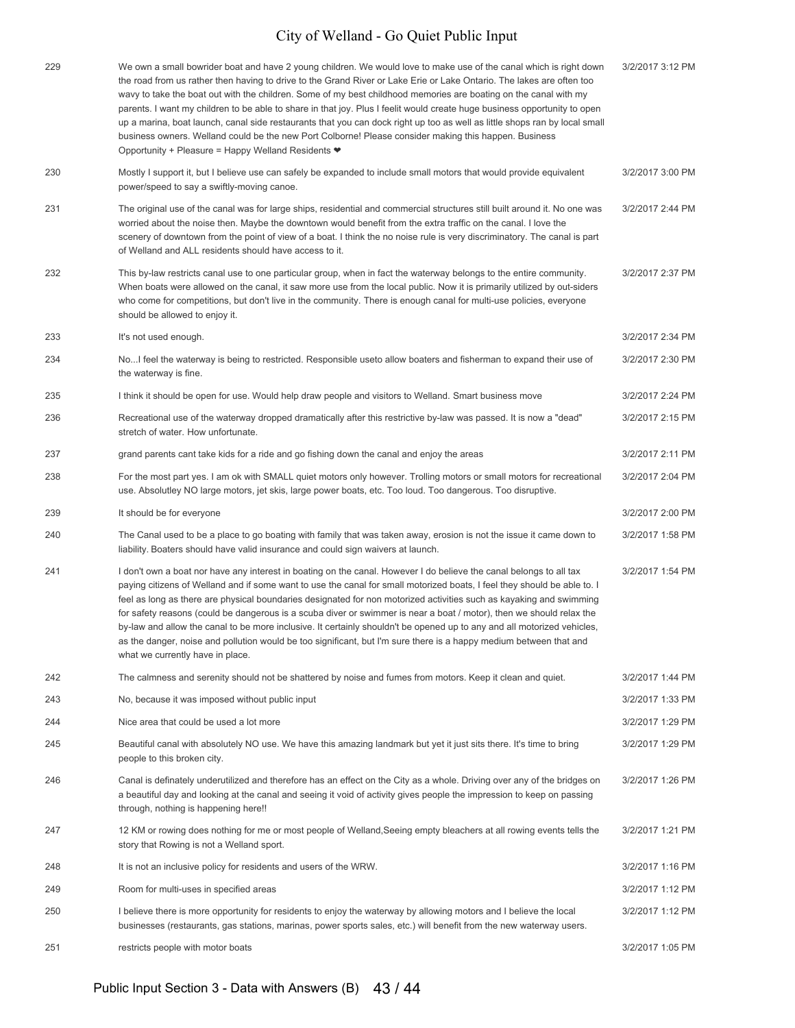| | | |
|---|---|---|
| 229 | We own a small bowrider boat and have 2 young children. We would love to make use of the canal which is right down the road from us rather then having to drive to the Grand River or Lake Erie or Lake Ontario. The lakes are often too wavy to take the boat out with the children. Some of my best childhood memories are boating on the canal with my parents. I want my children to be able to share in that joy. Plus I feelit would create huge business opportunity to open up a marina, boat launch, canal side restaurants that you can dock right up too as well as little shops ran by local small business owners. Welland could be the new Port Colborne! Please consider making this happen. Business Opportunity + Pleasure = Happy Welland Residents ❤ | 3/2/2017 3:12 PM |
| 230 | Mostly I support it, but I believe use can safely be expanded to include small motors that would provide equivalent power/speed to say a swiftly-moving canoe. | 3/2/2017 3:00 PM |
| 231 | The original use of the canal was for large ships, residential and commercial structures still built around it. No one was worried about the noise then. Maybe the downtown would benefit from the extra traffic on the canal. I love the scenery of downtown from the point of view of a boat. I think the no noise rule is very discriminatory. The canal is part of Welland and ALL residents should have access to it. | 3/2/2017 2:44 PM |
| 232 | This by-law restricts canal use to one particular group, when in fact the waterway belongs to the entire community. When boats were allowed on the canal, it saw more use from the local public. Now it is primarily utilized by out-siders who come for competitions, but don't live in the community. There is enough canal for multi-use policies, everyone should be allowed to enjoy it. | 3/2/2017 2:37 PM |
| 233 | It's not used enough. | 3/2/2017 2:34 PM |
| 234 | No...I feel the waterway is being to restricted. Responsible useto allow boaters and fisherman to expand their use of the waterway is fine. | 3/2/2017 2:30 PM |
| 235 | I think it should be open for use. Would help draw people and visitors to Welland. Smart business move | 3/2/2017 2:24 PM |
| 236 | Recreational use of the waterway dropped dramatically after this restrictive by-law was passed. It is now a "dead" stretch of water. How unfortunate. | 3/2/2017 2:15 PM |
| 237 | grand parents cant take kids for a ride and go fishing down the canal and enjoy the areas | 3/2/2017 2:11 PM |
| 238 | For the most part yes. I am ok with SMALL quiet motors only however. Trolling motors or small motors for recreational use. Absolutley NO large motors, jet skis, large power boats, etc. Too loud. Too dangerous. Too disruptive. | 3/2/2017 2:04 PM |
| 239 | It should be for everyone | 3/2/2017 2:00 PM |
| 240 | The Canal used to be a place to go boating with family that was taken away, erosion is not the issue it came down to liability. Boaters should have valid insurance and could sign waivers at launch. | 3/2/2017 1:58 PM |
| 241 | I don't own a boat nor have any interest in boating on the canal. However I do believe the canal belongs to all tax paying citizens of Welland and if some want to use the canal for small motorized boats, I feel they should be able to. I feel as long as there are physical boundaries designated for non motorized activities such as kayaking and swimming for safety reasons (could be dangerous is a scuba diver or swimmer is near a boat / motor), then we should relax the by-law and allow the canal to be more inclusive. It certainly shouldn't be opened up to any and all motorized vehicles, as the danger, noise and pollution would be too significant, but I'm sure there is a happy medium between that and what we currently have in place. | 3/2/2017 1:54 PM |
| 242 | The calmness and serenity should not be shattered by noise and fumes from motors. Keep it clean and quiet. | 3/2/2017 1:44 PM |
| 243 | No, because it was imposed without public input | 3/2/2017 1:33 PM |
| 244 | Nice area that could be used a lot more | 3/2/2017 1:29 PM |
| 245 | Beautiful canal with absolutely NO use. We have this amazing landmark but yet it just sits there. It's time to bring people to this broken city. | 3/2/2017 1:29 PM |
| 246 | Canal is definately underutilized and therefore has an effect on the City as a whole. Driving over any of the bridges on a beautiful day and looking at the canal and seeing it void of activity gives people the impression to keep on passing through, nothing is happening here!! | 3/2/2017 1:26 PM |
| 247 | 12 KM or rowing does nothing for me or most people of Welland,Seeing empty bleachers at all rowing events tells the story that Rowing is not a Welland sport. | 3/2/2017 1:21 PM |
| 248 | It is not an inclusive policy for residents and users of the WRW. | 3/2/2017 1:16 PM |
| 249 | Room for multi-uses in specified areas | 3/2/2017 1:12 PM |
| 250 | I believe there is more opportunity for residents to enjoy the waterway by allowing motors and I believe the local businesses (restaurants, gas stations, marinas, power sports sales, etc.) will benefit from the new waterway users. | 3/2/2017 1:12 PM |
| 251 | restricts people with motor boats | 3/2/2017 1:05 PM |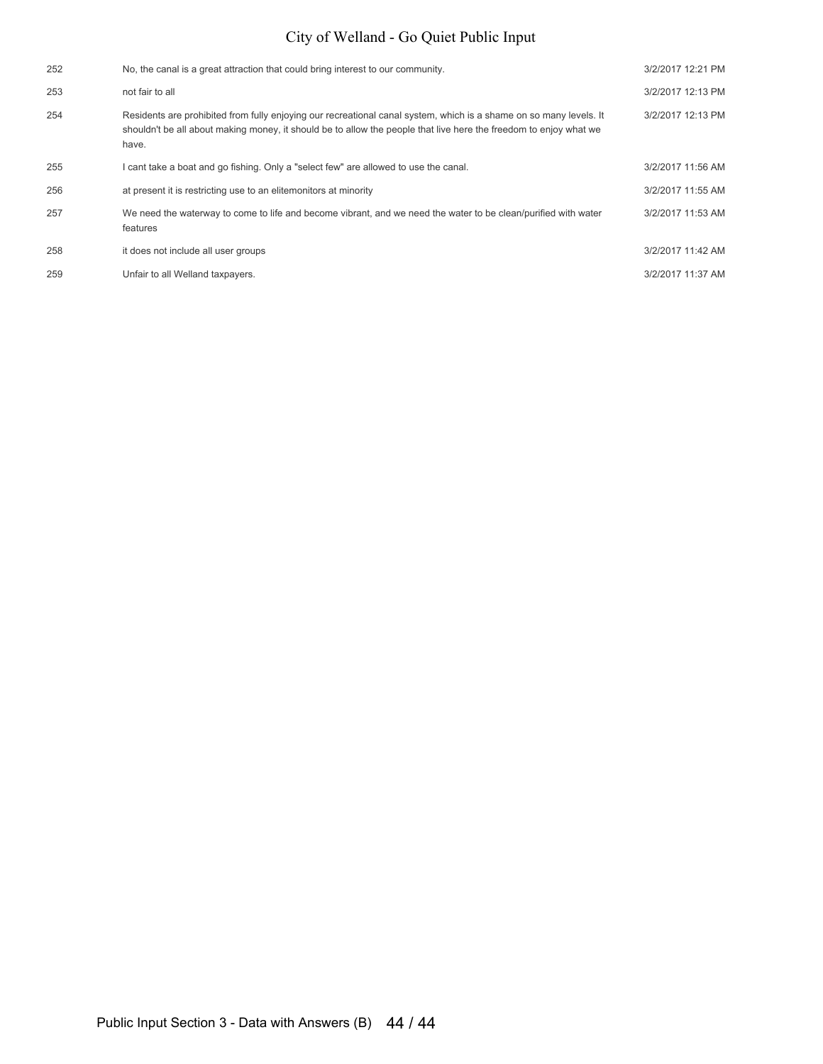| | | |
|---|---|---|
| 252 | No, the canal is a great attraction that could bring interest to our community. | 3/2/2017 12:21 PM |
| 253 | not fair to all | 3/2/2017 12:13 PM |
| 254 | Residents are prohibited from fully enjoying our recreational canal system, which is a shame on so many levels. It shouldn't be all about making money, it should be to allow the people that live here the freedom to enjoy what we have. | 3/2/2017 12:13 PM |
| 255 | I cant take a boat and go fishing. Only a "select few" are allowed to use the canal. | 3/2/2017 11:56 AM |
| 256 | at present it is restricting use to an elitemonitors at minority | 3/2/2017 11:55 AM |
| 257 | We need the waterway to come to life and become vibrant, and we need the water to be clean/purified with water features | 3/2/2017 11:53 AM |
| 258 | it does not include all user groups | 3/2/2017 11:42 AM |
| 259 | Unfair to all Welland taxpayers. | 3/2/2017 11:37 AM |